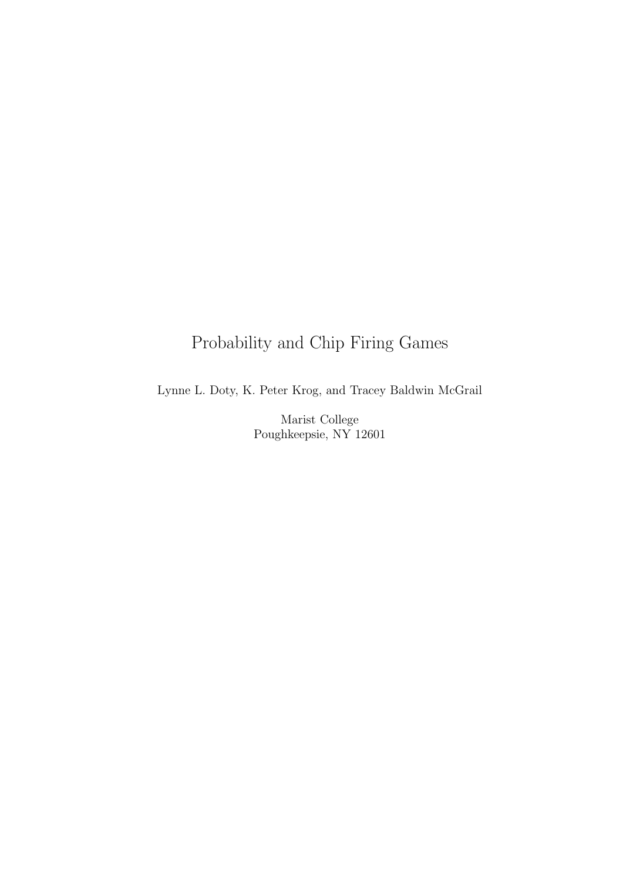# Probability and Chip Firing Games

Lynne L. Doty, K. Peter Krog, and Tracey Baldwin McGrail

Marist College
Poughkeepsie, NY 12601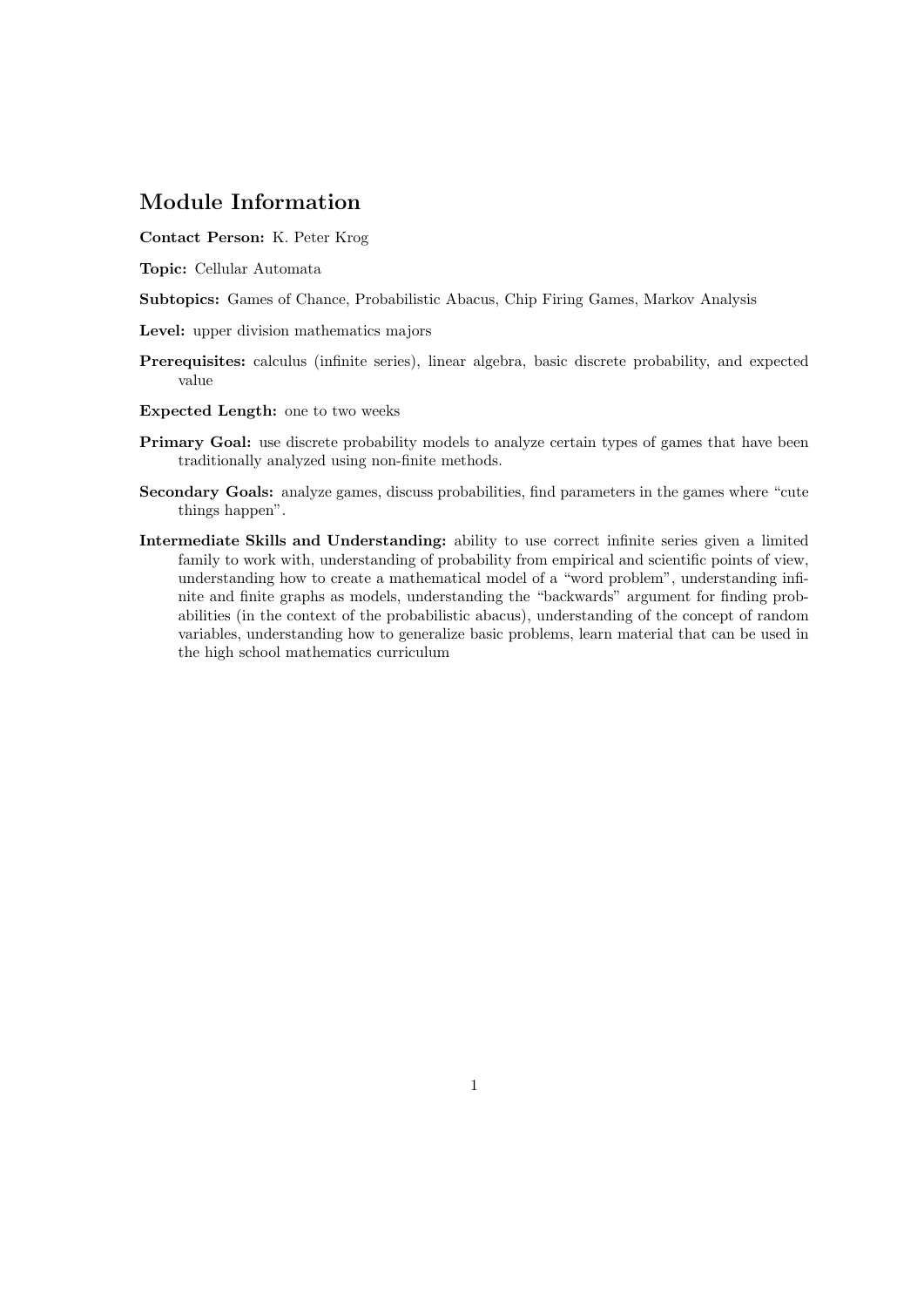## Module Information

**Contact Person:** K. Peter Krog

**Topic:** Cellular Automata

**Subtopics:** Games of Chance, Probabilistic Abacus, Chip Firing Games, Markov Analysis

**Level:** upper division mathematics majors

**Prerequisites:** calculus (infinite series), linear algebra, basic discrete probability, and expected value

**Expected Length:** one to two weeks

**Primary Goal:** use discrete probability models to analyze certain types of games that have been traditionally analyzed using non-finite methods.

**Secondary Goals:** analyze games, discuss probabilities, find parameters in the games where "cute things happen".

**Intermediate Skills and Understanding:** ability to use correct infinite series given a limited family to work with, understanding of probability from empirical and scientific points of view, understanding how to create a mathematical model of a "word problem", understanding infinite and finite graphs as models, understanding the "backwards" argument for finding probabilities (in the context of the probabilistic abacus), understanding of the concept of random variables, understanding how to generalize basic problems, learn material that can be used in the high school mathematics curriculum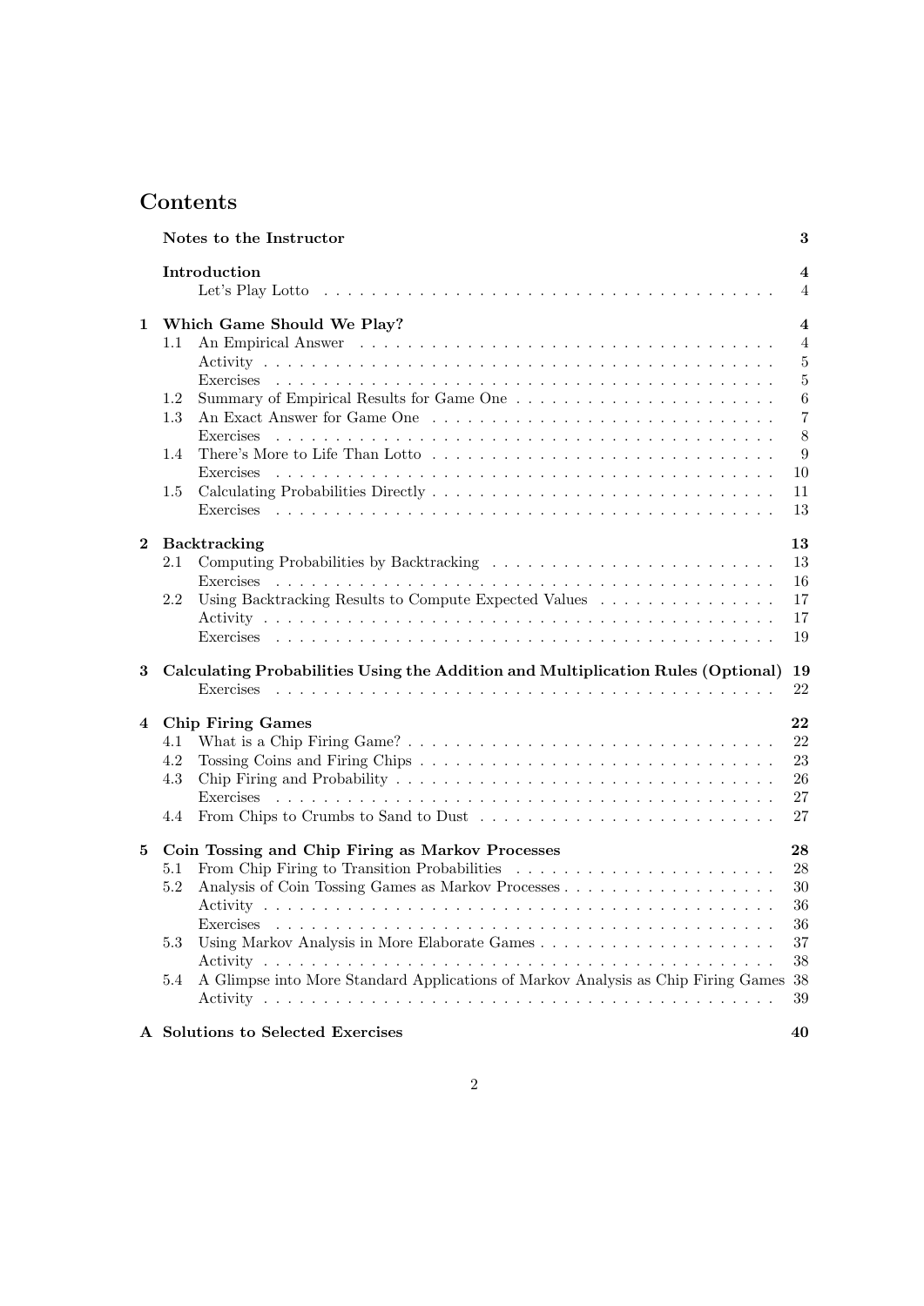# Contents

| | | |
|---|---|---|
| | **Notes to the Instructor** | **3** |
| | **Introduction** | **4** |
| | Let's Play Lotto | 4 |
| **1** | **Which Game Should We Play?** | **4** |
| 1.1 | An Empirical Answer | 4 |
| | Activity | 5 |
| | Exercises | 5 |
| 1.2 | Summary of Empirical Results for Game One | 6 |
| 1.3 | An Exact Answer for Game One | 7 |
| | Exercises | 8 |
| 1.4 | There's More to Life Than Lotto | 9 |
| | Exercises | 10 |
| 1.5 | Calculating Probabilities Directly | 11 |
| | Exercises | 13 |
| **2** | **Backtracking** | **13** |
| 2.1 | Computing Probabilities by Backtracking | 13 |
| | Exercises | 16 |
| 2.2 | Using Backtracking Results to Compute Expected Values | 17 |
| | Activity | 17 |
| | Exercises | 19 |
| **3** | **Calculating Probabilities Using the Addition and Multiplication Rules (Optional)** | **19** |
| | Exercises | 22 |
| **4** | **Chip Firing Games** | **22** |
| 4.1 | What is a Chip Firing Game? | 22 |
| 4.2 | Tossing Coins and Firing Chips | 23 |
| 4.3 | Chip Firing and Probability | 26 |
| | Exercises | 27 |
| 4.4 | From Chips to Crumbs to Sand to Dust | 27 |
| **5** | **Coin Tossing and Chip Firing as Markov Processes** | **28** |
| 5.1 | From Chip Firing to Transition Probabilities | 28 |
| 5.2 | Analysis of Coin Tossing Games as Markov Processes | 30 |
| | Activity | 36 |
| | Exercises | 36 |
| 5.3 | Using Markov Analysis in More Elaborate Games | 37 |
| | Activity | 38 |
| 5.4 | A Glimpse into More Standard Applications of Markov Analysis as Chip Firing Games | 38 |
| | Activity | 39 |
| **A** | **Solutions to Selected Exercises** | **40** |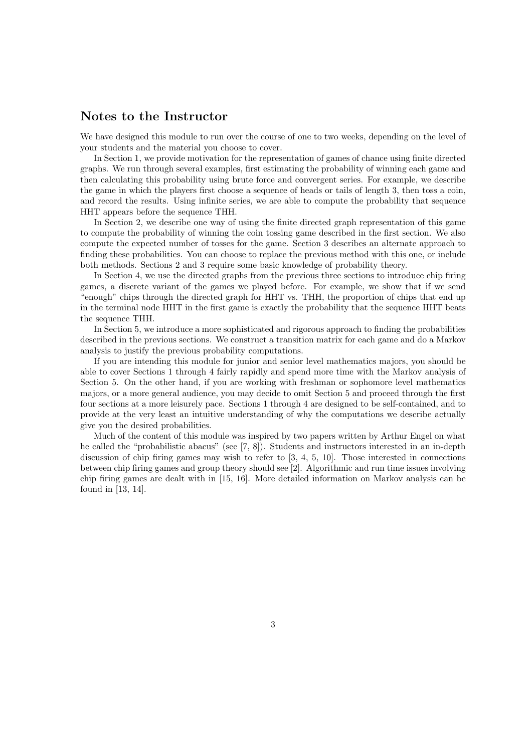## Notes to the Instructor

We have designed this module to run over the course of one to two weeks, depending on the level of your students and the material you choose to cover.

In Section 1, we provide motivation for the representation of games of chance using finite directed graphs. We run through several examples, first estimating the probability of winning each game and then calculating this probability using brute force and convergent series. For example, we describe the game in which the players first choose a sequence of heads or tails of length 3, then toss a coin, and record the results. Using infinite series, we are able to compute the probability that sequence HHT appears before the sequence THH.

In Section 2, we describe one way of using the finite directed graph representation of this game to compute the probability of winning the coin tossing game described in the first section. We also compute the expected number of tosses for the game. Section 3 describes an alternate approach to finding these probabilities. You can choose to replace the previous method with this one, or include both methods. Sections 2 and 3 require some basic knowledge of probability theory.

In Section 4, we use the directed graphs from the previous three sections to introduce chip firing games, a discrete variant of the games we played before. For example, we show that if we send "enough" chips through the directed graph for HHT vs. THH, the proportion of chips that end up in the terminal node HHT in the first game is exactly the probability that the sequence HHT beats the sequence THH.

In Section 5, we introduce a more sophisticated and rigorous approach to finding the probabilities described in the previous sections. We construct a transition matrix for each game and do a Markov analysis to justify the previous probability computations.

If you are intending this module for junior and senior level mathematics majors, you should be able to cover Sections 1 through 4 fairly rapidly and spend more time with the Markov analysis of Section 5. On the other hand, if you are working with freshman or sophomore level mathematics majors, or a more general audience, you may decide to omit Section 5 and proceed through the first four sections at a more leisurely pace. Sections 1 through 4 are designed to be self-contained, and to provide at the very least an intuitive understanding of why the computations we describe actually give you the desired probabilities.

Much of the content of this module was inspired by two papers written by Arthur Engel on what he called the "probabilistic abacus" (see [7, 8]). Students and instructors interested in an in-depth discussion of chip firing games may wish to refer to [3, 4, 5, 10]. Those interested in connections between chip firing games and group theory should see [2]. Algorithmic and run time issues involving chip firing games are dealt with in [15, 16]. More detailed information on Markov analysis can be found in [13, 14].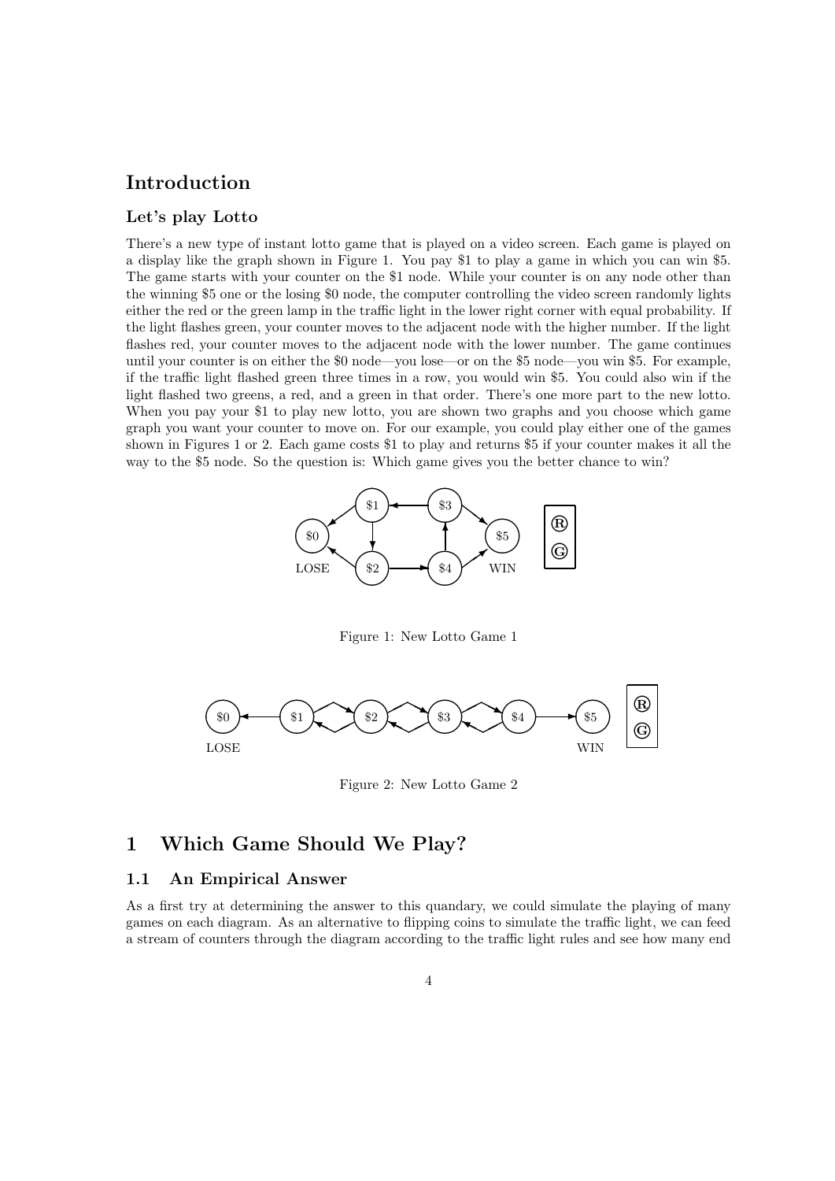# Introduction

### Let's play Lotto

There's a new type of instant lotto game that is played on a video screen. Each game is played on a display like the graph shown in Figure 1. You pay \$1 to play a game in which you can win \$5. The game starts with your counter on the \$1 node. While your counter is on any node other than the winning \$5 one or the losing \$0 node, the computer controlling the video screen randomly lights either the red or the green lamp in the traffic light in the lower right corner with equal probability. If the light flashes green, your counter moves to the adjacent node with the higher number. If the light flashes red, your counter moves to the adjacent node with the lower number. The game continues until your counter is on either the \$0 node—you lose—or on the \$5 node—you win \$5. For example, if the traffic light flashed green three times in a row, you would win \$5. You could also win if the light flashed two greens, a red, and a green in that order. There's one more part to the new lotto. When you pay your \$1 to play new lotto, you are shown two graphs and you choose which game graph you want your counter to move on. For our example, you could play either one of the games shown in Figures 1 or 2. Each game costs \$1 to play and returns \$5 if your counter makes it all the way to the \$5 node. So the question is: Which game gives you the better chance to win?

Figure 1: New Lotto Game 1

Figure 2: New Lotto Game 2

# 1 Which Game Should We Play?

## 1.1 An Empirical Answer

As a first try at determining the answer to this quandary, we could simulate the playing of many games on each diagram. As an alternative to flipping coins to simulate the traffic light, we can feed a stream of counters through the diagram according to the traffic light rules and see how many end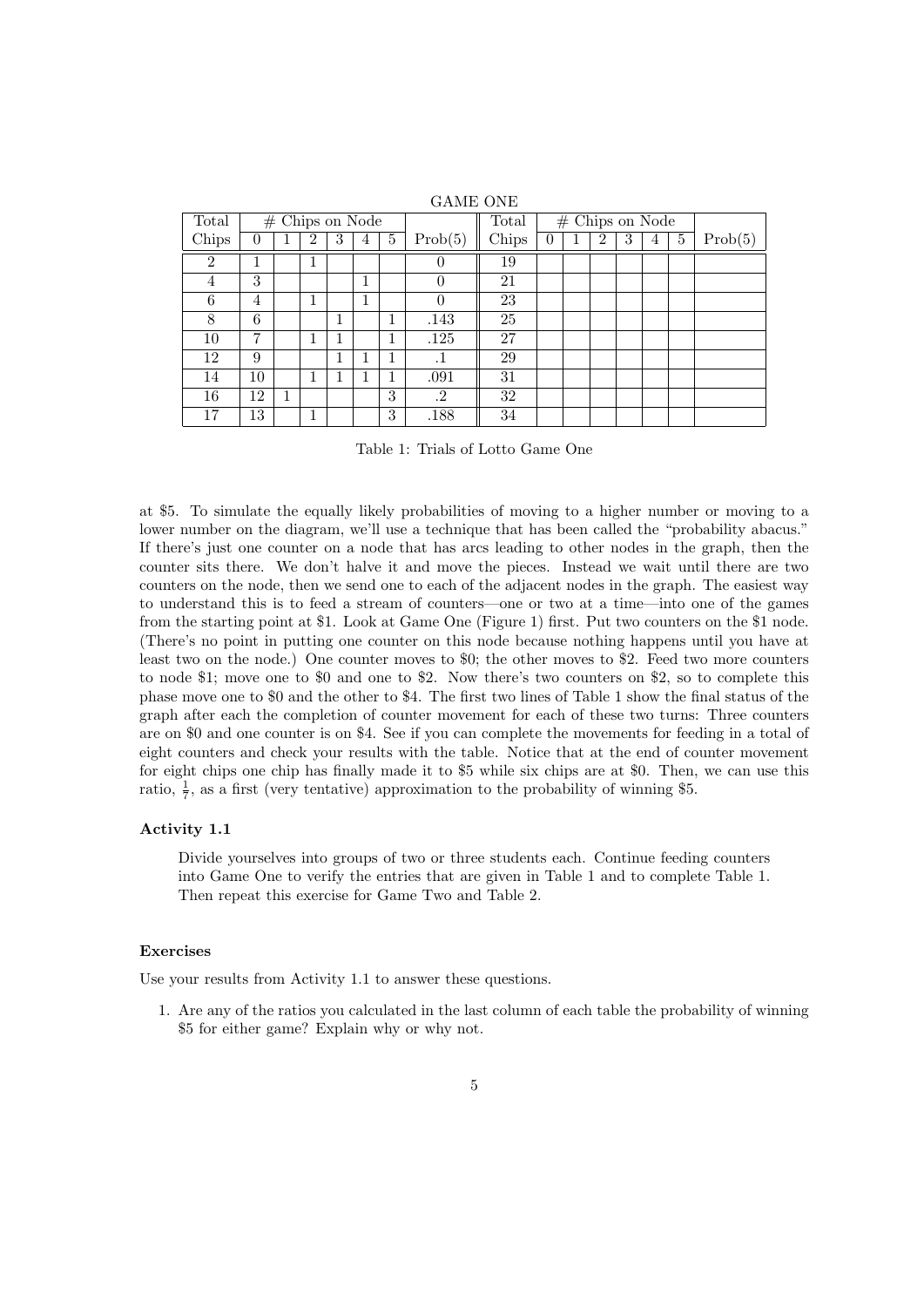GAME ONE

| Total | # Chips on Node | | | | | | | Total | # Chips on Node | | | | | | |
|---|---|---|---|---|---|---|---|---|---|---|---|---|---|---|---|
| Chips | 0 | 1 | 2 | 3 | 4 | 5 | Prob(5) | Chips | 0 | 1 | 2 | 3 | 4 | 5 | Prob(5) |
| 2 | 1 | | 1 | | | | 0 | 19 | | | | | | | |
| 4 | 3 | | | | 1 | | 0 | 21 | | | | | | | |
| 6 | 4 | | 1 | | 1 | | 0 | 23 | | | | | | | |
| 8 | 6 | | | 1 | | 1 | .143 | 25 | | | | | | | |
| 10 | 7 | | 1 | 1 | | 1 | .125 | 27 | | | | | | | |
| 12 | 9 | | | 1 | 1 | 1 | .1 | 29 | | | | | | | |
| 14 | 10 | | 1 | 1 | 1 | 1 | .091 | 31 | | | | | | | |
| 16 | 12 | 1 | | | | 3 | .2 | 32 | | | | | | | |
| 17 | 13 | | 1 | | | 3 | .188 | 34 | | | | | | | |

Table 1: Trials of Lotto Game One

at \$5. To simulate the equally likely probabilities of moving to a higher number or moving to a lower number on the diagram, we'll use a technique that has been called the "probability abacus." If there's just one counter on a node that has arcs leading to other nodes in the graph, then the counter sits there. We don't halve it and move the pieces. Instead we wait until there are two counters on the node, then we send one to each of the adjacent nodes in the graph. The easiest way to understand this is to feed a stream of counters—one or two at a time—into one of the games from the starting point at \$1. Look at Game One (Figure 1) first. Put two counters on the \$1 node. (There's no point in putting one counter on this node because nothing happens until you have at least two on the node.) One counter moves to \$0; the other moves to \$2. Feed two more counters to node \$1; move one to \$0 and one to \$2. Now there's two counters on \$2, so to complete this phase move one to \$0 and the other to \$4. The first two lines of Table 1 show the final status of the graph after each the completion of counter movement for each of these two turns: Three counters are on \$0 and one counter is on \$4. See if you can complete the movements for feeding in a total of eight counters and check your results with the table. Notice that at the end of counter movement for eight chips one chip has finally made it to \$5 while six chips are at \$0. Then, we can use this ratio, $\frac{1}{7}$, as a first (very tentative) approximation to the probability of winning \$5.

### Activity 1.1

Divide yourselves into groups of two or three students each. Continue feeding counters into Game One to verify the entries that are given in Table 1 and to complete Table 1. Then repeat this exercise for Game Two and Table 2.

### Exercises

Use your results from Activity 1.1 to answer these questions.

1. Are any of the ratios you calculated in the last column of each table the probability of winning \$5 for either game? Explain why or why not.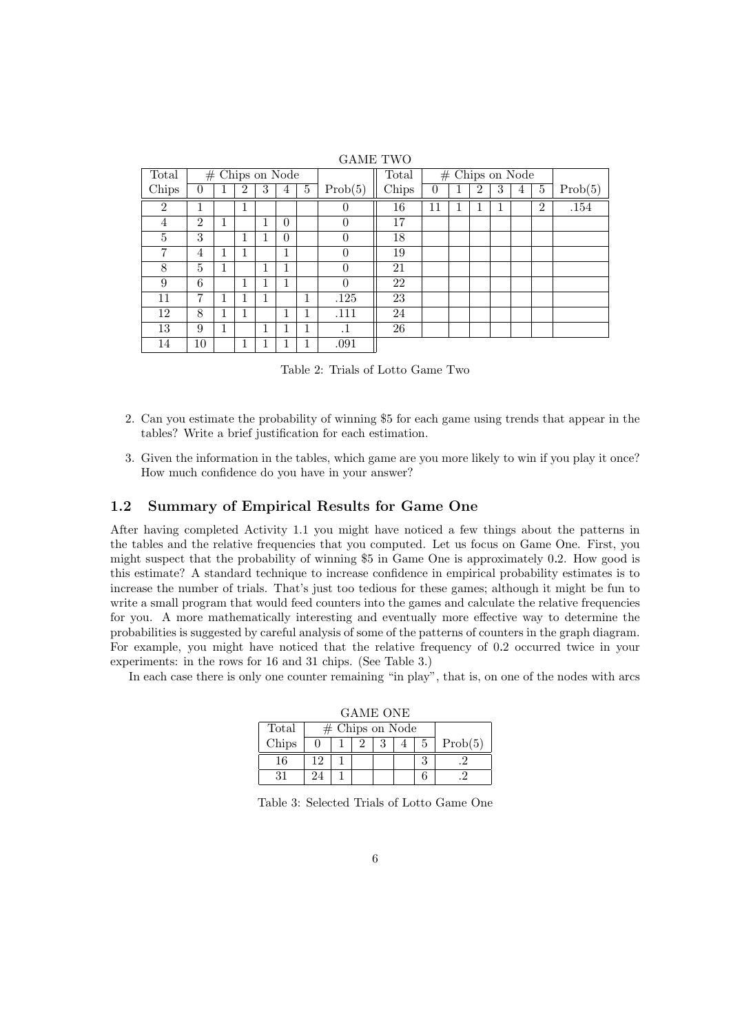GAME TWO

| Total | # Chips on Node | | | | | | | Total | # Chips on Node | | | | | | |
|---|---|---|---|---|---|---|---|---|---|---|---|---|---|---|---|
| Chips | 0 | 1 | 2 | 3 | 4 | 5 | Prob(5) | Chips | 0 | 1 | 2 | 3 | 4 | 5 | Prob(5) |
| 2 | 1 | | 1 | | | | 0 | 16 | 11 | 1 | 1 | 1 | | 2 | .154 |
| 4 | 2 | 1 | | 1 | 0 | | 0 | 17 | | | | | | | |
| 5 | 3 | | 1 | 1 | 0 | | 0 | 18 | | | | | | | |
| 7 | 4 | 1 | 1 | | 1 | | 0 | 19 | | | | | | | |
| 8 | 5 | 1 | | 1 | 1 | | 0 | 21 | | | | | | | |
| 9 | 6 | | 1 | 1 | 1 | | 0 | 22 | | | | | | | |
| 11 | 7 | 1 | 1 | 1 | | 1 | .125 | 23 | | | | | | | |
| 12 | 8 | 1 | 1 | | 1 | 1 | .111 | 24 | | | | | | | |
| 13 | 9 | 1 | | 1 | 1 | 1 | .1 | 26 | | | | | | | |
| 14 | 10 | | 1 | 1 | 1 | 1 | .091 | | | | | | | | |

Table 2: Trials of Lotto Game Two

2. Can you estimate the probability of winning \$5 for each game using trends that appear in the tables? Write a brief justification for each estimation.

3. Given the information in the tables, which game are you more likely to win if you play it once? How much confidence do you have in your answer?

## 1.2 Summary of Empirical Results for Game One

After having completed Activity 1.1 you might have noticed a few things about the patterns in the tables and the relative frequencies that you computed. Let us focus on Game One. First, you might suspect that the probability of winning \$5 in Game One is approximately 0.2. How good is this estimate? A standard technique to increase confidence in empirical probability estimates is to increase the number of trials. That's just too tedious for these games; although it might be fun to write a small program that would feed counters into the games and calculate the relative frequencies for you. A more mathematically interesting and eventually more effective way to determine the probabilities is suggested by careful analysis of some of the patterns of counters in the graph diagram. For example, you might have noticed that the relative frequency of 0.2 occurred twice in your experiments: in the rows for 16 and 31 chips. (See Table 3.)

In each case there is only one counter remaining "in play", that is, on one of the nodes with arcs

GAME ONE

| Total | # Chips on Node | | | | | | |
|---|---|---|---|---|---|---|---|
| Chips | 0 | 1 | 2 | 3 | 4 | 5 | Prob(5) |
| 16 | 12 | 1 | | | | 3 | .2 |
| 31 | 24 | 1 | | | | 6 | .2 |

Table 3: Selected Trials of Lotto Game One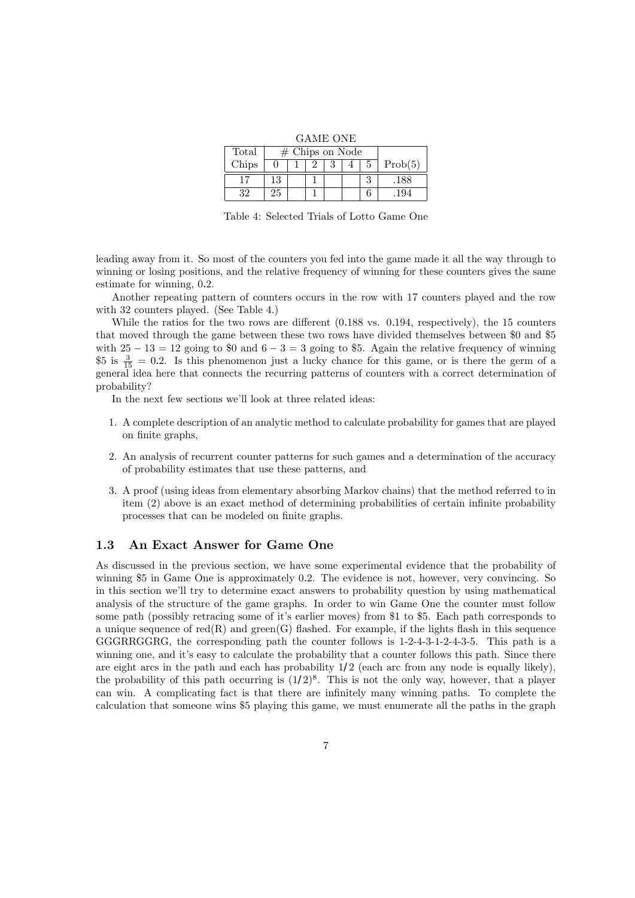GAME ONE

| Total | # Chips on Node | | | | | | |
|---|---|---|---|---|---|---|---|
| Chips | 0 | 1 | 2 | 3 | 4 | 5 | Prob(5) |
| 17 | 13 | | 1 | | | 3 | .188 |
| 32 | 25 | | 1 | | | 6 | .194 |

Table 4: Selected Trials of Lotto Game One

leading away from it. So most of the counters you fed into the game made it all the way through to winning or losing positions, and the relative frequency of winning for these counters gives the same estimate for winning, 0.2.

Another repeating pattern of counters occurs in the row with 17 counters played and the row with 32 counters played. (See Table 4.)

While the ratios for the two rows are different (0.188 vs. 0.194, respectively), the 15 counters that moved through the game between these two rows have divided themselves between \$0 and \$5 with $25 - 13 = 12$ going to \$0 and $6 - 3 = 3$ going to \$5. Again the relative frequency of winning \$5 is $\frac{3}{15} = 0.2$. Is this phenomenon just a lucky chance for this game, or is there the germ of a general idea here that connects the recurring patterns of counters with a correct determination of probability?

In the next few sections we'll look at three related ideas:

1. A complete description of an analytic method to calculate probability for games that are played on finite graphs,
2. An analysis of recurrent counter patterns for such games and a determination of the accuracy of probability estimates that use these patterns, and
3. A proof (using ideas from elementary absorbing Markov chains) that the method referred to in item (2) above is an exact method of determining probabilities of certain infinite probability processes that can be modeled on finite graphs.

### 1.3 An Exact Answer for Game One

As discussed in the previous section, we have some experimental evidence that the probability of winning \$5 in Game One is approximately 0.2. The evidence is not, however, very convincing. So in this section we'll try to determine exact answers to probability question by using mathematical analysis of the structure of the game graphs. In order to win Game One the counter must follow some path (possibly retracing some of it's earlier moves) from \$1 to \$5. Each path corresponds to a unique sequence of red(R) and green(G) flashed. For example, if the lights flash in this sequence GGGRRGGRG, the corresponding path the counter follows is 1-2-4-3-1-2-4-3-5. This path is a winning one, and it's easy to calculate the probability that a counter follows this path. Since there are eight arcs in the path and each has probability $1/2$ (each arc from any node is equally likely), the probability of this path occurring is $(1/2)^8$. This is not the only way, however, that a player can win. A complicating fact is that there are infinitely many winning paths. To complete the calculation that someone wins \$5 playing this game, we must enumerate all the paths in the graph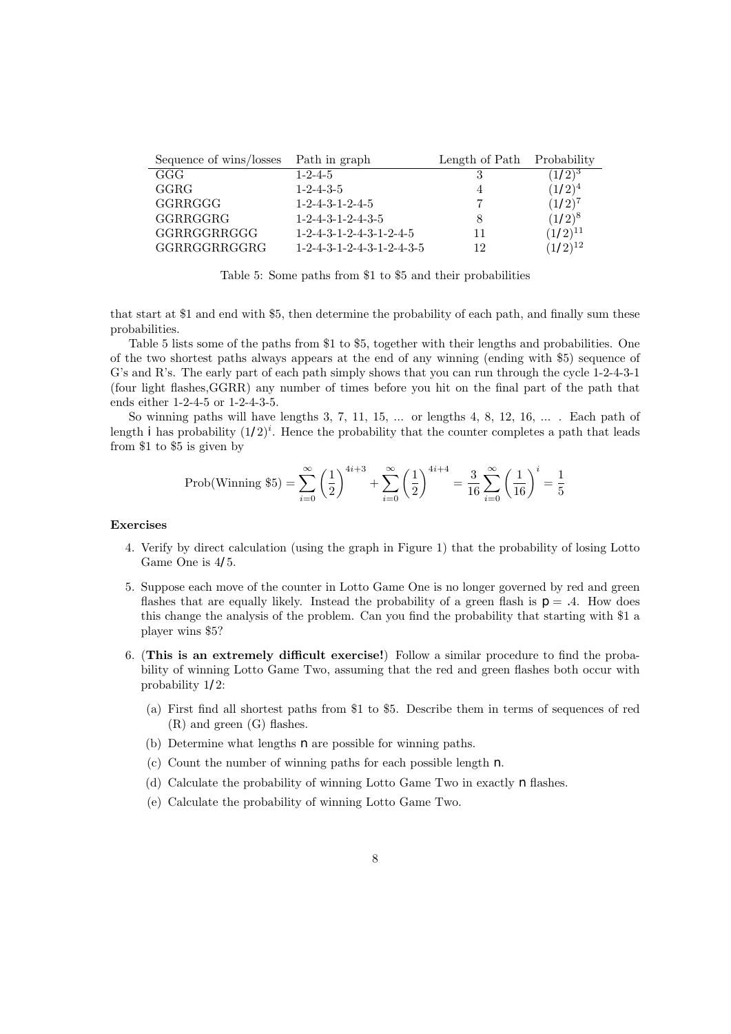| Sequence of wins/losses | Path in graph | Length of Path | Probability |
|---|---|---|---|
| GGG | 1-2-4-5 | 3 | $(1/2)^3$ |
| GGRG | 1-2-4-3-5 | 4 | $(1/2)^4$ |
| GGRRGGG | 1-2-4-3-1-2-4-5 | 7 | $(1/2)^7$ |
| GGRRGGRG | 1-2-4-3-1-2-4-3-5 | 8 | $(1/2)^8$ |
| GGRRGGRRGGG | 1-2-4-3-1-2-4-3-1-2-4-5 | 11 | $(1/2)^{11}$ |
| GGRRGGRRGGRG | 1-2-4-3-1-2-4-3-1-2-4-3-5 | 12 | $(1/2)^{12}$ |

Table 5: Some paths from \$1 to \$5 and their probabilities

that start at \$1 and end with \$5, then determine the probability of each path, and finally sum these probabilities.

Table 5 lists some of the paths from \$1 to \$5, together with their lengths and probabilities. One of the two shortest paths always appears at the end of any winning (ending with \$5) sequence of G's and R's. The early part of each path simply shows that you can run through the cycle 1-2-4-3-1 (four light flashes,GGRR) any number of times before you hit on the final part of the path that ends either 1-2-4-5 or 1-2-4-3-5.

So winning paths will have lengths 3, 7, 11, 15, ... or lengths 4, 8, 12, 16, ... . Each path of length $i$ has probability $(1/2)^i$. Hence the probability that the counter completes a path that leads from \$1 to \$5 is given by

$$\text{Prob(Winning \$5)} = \sum_{i=0}^{\infty} \left(\frac{1}{2}\right)^{4i+3} + \sum_{i=0}^{\infty} \left(\frac{1}{2}\right)^{4i+4} = \frac{3}{16} \sum_{i=0}^{\infty} \left(\frac{1}{16}\right)^{i} = \frac{1}{5}$$

**Exercises**

4. Verify by direct calculation (using the graph in Figure 1) that the probability of losing Lotto Game One is $4/5$.

5. Suppose each move of the counter in Lotto Game One is no longer governed by red and green flashes that are equally likely. Instead the probability of a green flash is $p = .4$. How does this change the analysis of the problem. Can you find the probability that starting with \$1 a player wins \$5?

6. (**This is an extremely difficult exercise!**) Follow a similar procedure to find the probability of winning Lotto Game Two, assuming that the red and green flashes both occur with probability $1/2$:

   (a) First find all shortest paths from \$1 to \$5. Describe them in terms of sequences of red (R) and green (G) flashes.

   (b) Determine what lengths $n$ are possible for winning paths.

   (c) Count the number of winning paths for each possible length $n$.

   (d) Calculate the probability of winning Lotto Game Two in exactly $n$ flashes.

   (e) Calculate the probability of winning Lotto Game Two.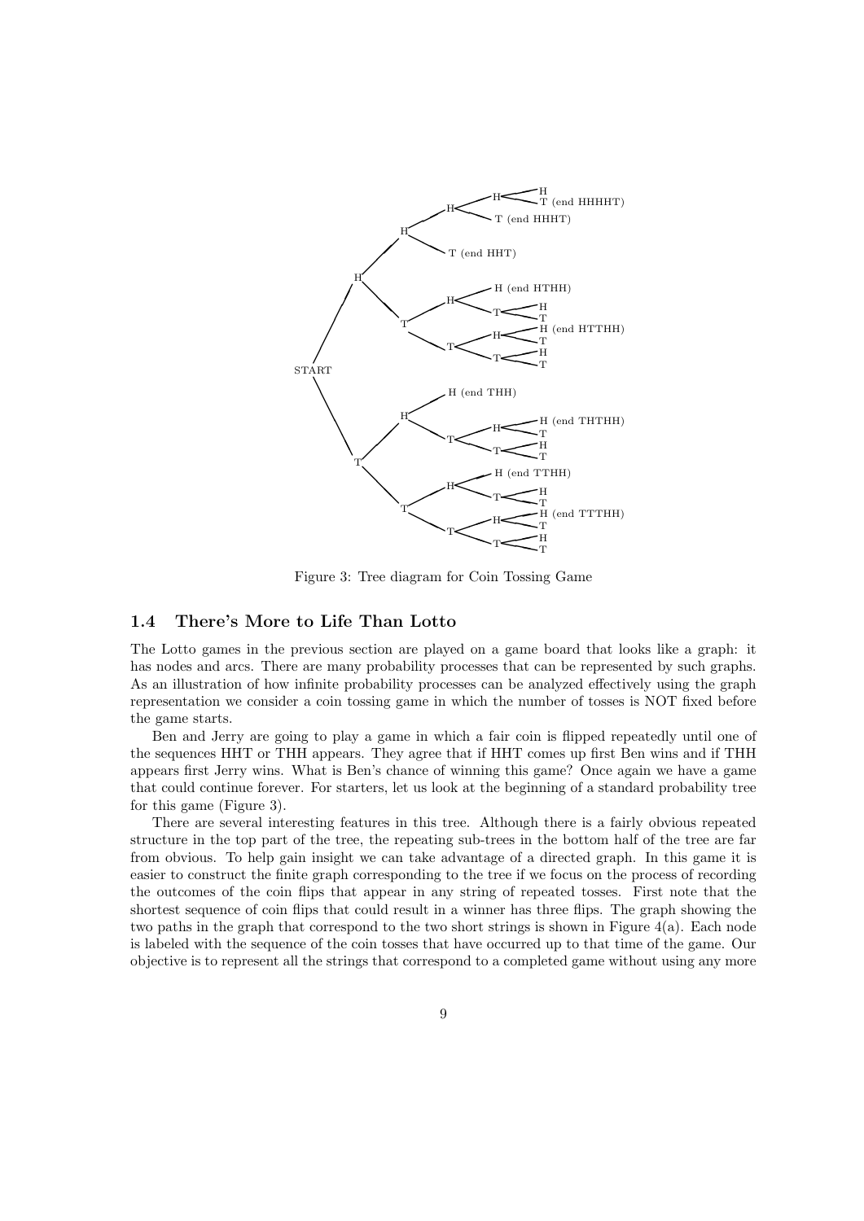Figure 3: Tree diagram for Coin Tossing Game

## 1.4 There's More to Life Than Lotto

The Lotto games in the previous section are played on a game board that looks like a graph: it has nodes and arcs. There are many probability processes that can be represented by such graphs. As an illustration of how infinite probability processes can be analyzed effectively using the graph representation we consider a coin tossing game in which the number of tosses is NOT fixed before the game starts.

Ben and Jerry are going to play a game in which a fair coin is flipped repeatedly until one of the sequences HHT or THH appears. They agree that if HHT comes up first Ben wins and if THH appears first Jerry wins. What is Ben's chance of winning this game? Once again we have a game that could continue forever. For starters, let us look at the beginning of a standard probability tree for this game (Figure 3).

There are several interesting features in this tree. Although there is a fairly obvious repeated structure in the top part of the tree, the repeating sub-trees in the bottom half of the tree are far from obvious. To help gain insight we can take advantage of a directed graph. In this game it is easier to construct the finite graph corresponding to the tree if we focus on the process of recording the outcomes of the coin flips that appear in any string of repeated tosses. First note that the shortest sequence of coin flips that could result in a winner has three flips. The graph showing the two paths in the graph that correspond to the two short strings is shown in Figure 4(a). Each node is labeled with the sequence of the coin tosses that have occurred up to that time of the game. Our objective is to represent all the strings that correspond to a completed game without using any more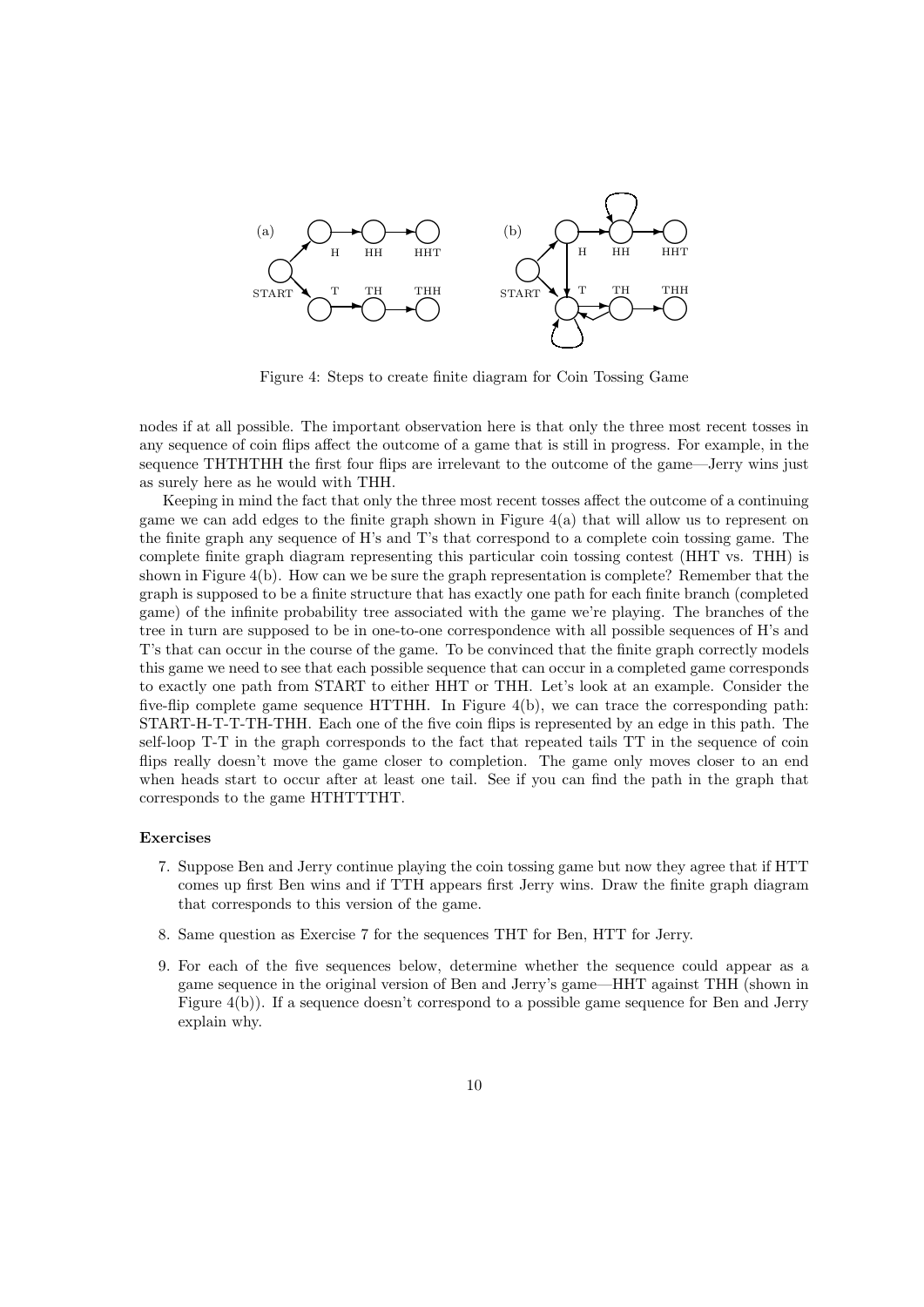Figure 4: Steps to create finite diagram for Coin Tossing Game

nodes if at all possible. The important observation here is that only the three most recent tosses in any sequence of coin flips affect the outcome of a game that is still in progress. For example, in the sequence THTHTHH the first four flips are irrelevant to the outcome of the game—Jerry wins just as surely here as he would with THH.

Keeping in mind the fact that only the three most recent tosses affect the outcome of a continuing game we can add edges to the finite graph shown in Figure 4(a) that will allow us to represent on the finite graph any sequence of H's and T's that correspond to a complete coin tossing game. The complete finite graph diagram representing this particular coin tossing contest (HHT vs. THH) is shown in Figure 4(b). How can we be sure the graph representation is complete? Remember that the graph is supposed to be a finite structure that has exactly one path for each finite branch (completed game) of the infinite probability tree associated with the game we're playing. The branches of the tree in turn are supposed to be in one-to-one correspondence with all possible sequences of H's and T's that can occur in the course of the game. To be convinced that the finite graph correctly models this game we need to see that each possible sequence that can occur in a completed game corresponds to exactly one path from START to either HHT or THH. Let's look at an example. Consider the five-flip complete game sequence HTTHH. In Figure 4(b), we can trace the corresponding path: START-H-T-T-TH-THH. Each one of the five coin flips is represented by an edge in this path. The self-loop T-T in the graph corresponds to the fact that repeated tails TT in the sequence of coin flips really doesn't move the game closer to completion. The game only moves closer to an end when heads start to occur after at least one tail. See if you can find the path in the graph that corresponds to the game HTHTTTHT.

**Exercises**

7. Suppose Ben and Jerry continue playing the coin tossing game but now they agree that if HTT comes up first Ben wins and if TTH appears first Jerry wins. Draw the finite graph diagram that corresponds to this version of the game.

8. Same question as Exercise 7 for the sequences THT for Ben, HTT for Jerry.

9. For each of the five sequences below, determine whether the sequence could appear as a game sequence in the original version of Ben and Jerry's game—HHT against THH (shown in Figure 4(b)). If a sequence doesn't correspond to a possible game sequence for Ben and Jerry explain why.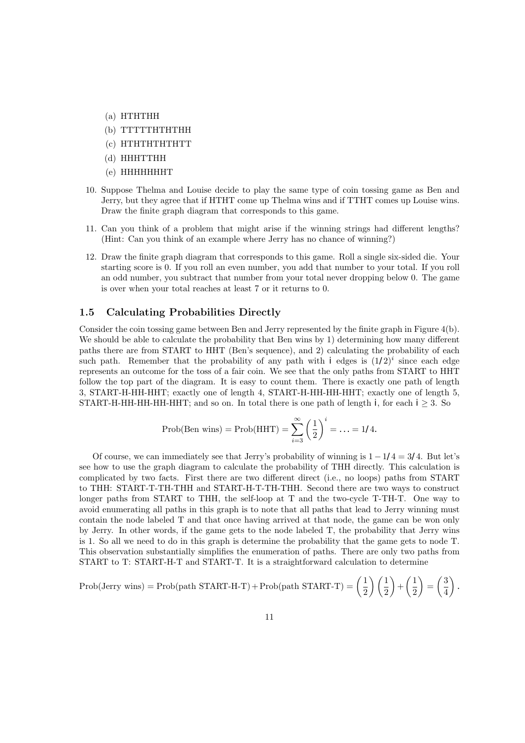(a) HTHTHH

(b) TTTTTHTHTHH

(c) HTHTHTHTHTT

(d) HHHTTHH

(e) HHHHHHHT

10. Suppose Thelma and Louise decide to play the same type of coin tossing game as Ben and Jerry, but they agree that if HTHT come up Thelma wins and if TTHT comes up Louise wins. Draw the finite graph diagram that corresponds to this game.

11. Can you think of a problem that might arise if the winning strings had different lengths? (Hint: Can you think of an example where Jerry has no chance of winning?)

12. Draw the finite graph diagram that corresponds to this game. Roll a single six-sided die. Your starting score is 0. If you roll an even number, you add that number to your total. If you roll an odd number, you subtract that number from your total never dropping below 0. The game is over when your total reaches at least 7 or it returns to 0.

### 1.5 Calculating Probabilities Directly

Consider the coin tossing game between Ben and Jerry represented by the finite graph in Figure 4(b). We should be able to calculate the probability that Ben wins by 1) determining how many different paths there are from START to HHT (Ben's sequence), and 2) calculating the probability of each such path. Remember that the probability of any path with $i$ edges is $(1/2)^i$ since each edge represents an outcome for the toss of a fair coin. We see that the only paths from START to HHT follow the top part of the diagram. It is easy to count them. There is exactly one path of length 3, START-H-HH-HHT; exactly one of length 4, START-H-HH-HH-HHT; exactly one of length 5, START-H-HH-HH-HH-HHT; and so on. In total there is one path of length $i$, for each $i \geq 3$. So

$$\text{Prob(Ben wins)} = \text{Prob(HHT)} = \sum_{i=3}^{\infty} \left(\frac{1}{2}\right)^i = \ldots = 1/4.$$

Of course, we can immediately see that Jerry's probability of winning is $1 - 1/4 = 3/4$. But let's see how to use the graph diagram to calculate the probability of THH directly. This calculation is complicated by two facts. First there are two different direct (i.e., no loops) paths from START to THH: START-T-TH-THH and START-H-T-TH-THH. Second there are two ways to construct longer paths from START to THH, the self-loop at T and the two-cycle T-TH-T. One way to avoid enumerating all paths in this graph is to note that all paths that lead to Jerry winning must contain the node labeled T and that once having arrived at that node, the game can be won only by Jerry. In other words, if the game gets to the node labeled T, the probability that Jerry wins is 1. So all we need to do in this graph is determine the probability that the game gets to node T. This observation substantially simplifies the enumeration of paths. There are only two paths from START to T: START-H-T and START-T. It is a straightforward calculation to determine

$$\text{Prob(Jerry wins)} = \text{Prob(path START-H-T)} + \text{Prob(path START-T)} = \left(\frac{1}{2}\right)\left(\frac{1}{2}\right) + \left(\frac{1}{2}\right) = \left(\frac{3}{4}\right).$$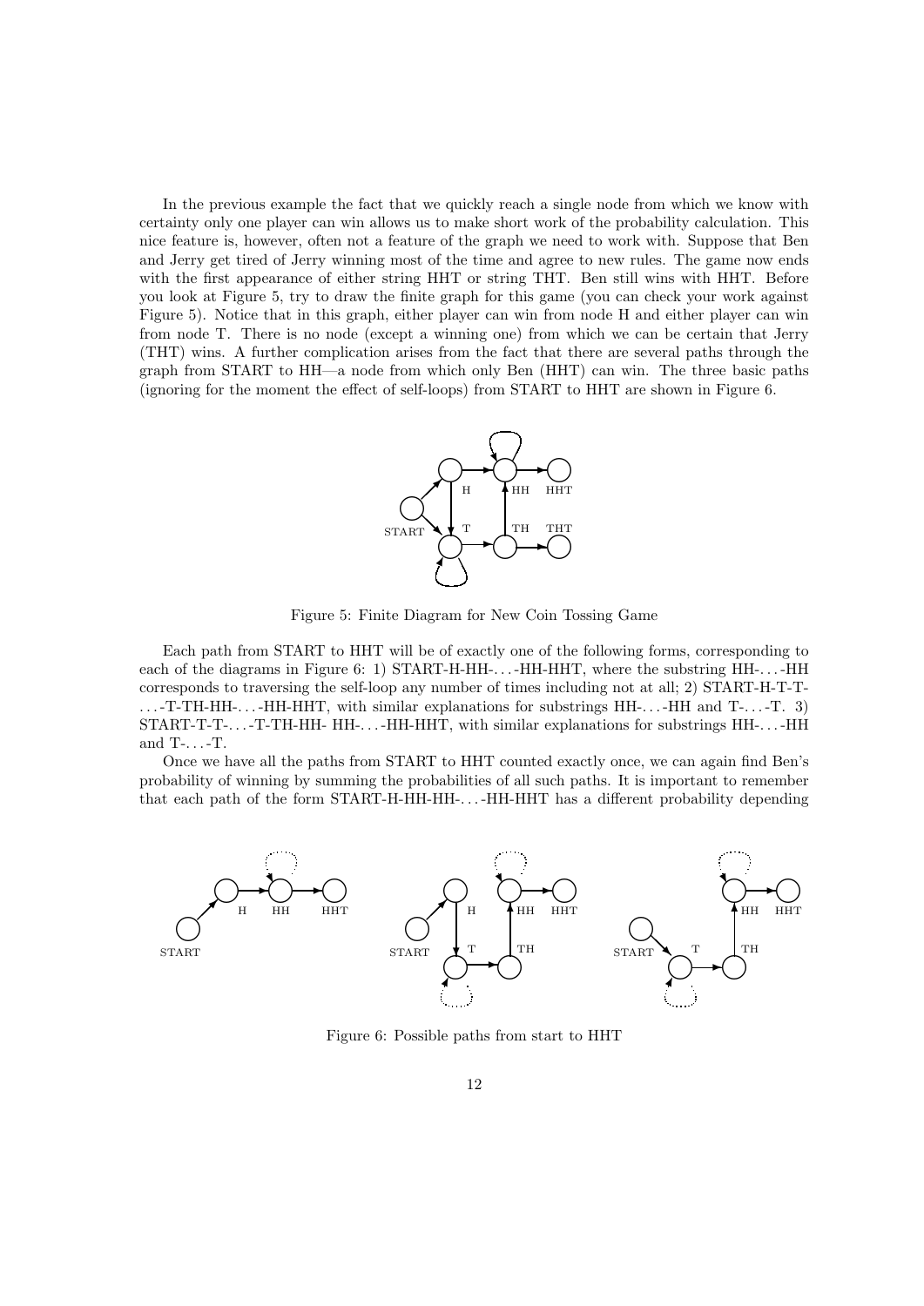In the previous example the fact that we quickly reach a single node from which we know with certainty only one player can win allows us to make short work of the probability calculation. This nice feature is, however, often not a feature of the graph we need to work with. Suppose that Ben and Jerry get tired of Jerry winning most of the time and agree to new rules. The game now ends with the first appearance of either string HHT or string THT. Ben still wins with HHT. Before you look at Figure 5, try to draw the finite graph for this game (you can check your work against Figure 5). Notice that in this graph, either player can win from node H and either player can win from node T. There is no node (except a winning one) from which we can be certain that Jerry (THT) wins. A further complication arises from the fact that there are several paths through the graph from START to HH—a node from which only Ben (HHT) can win. The three basic paths (ignoring for the moment the effect of self-loops) from START to HHT are shown in Figure 6.

Figure 5: Finite Diagram for New Coin Tossing Game

Each path from START to HHT will be of exactly one of the following forms, corresponding to each of the diagrams in Figure 6: 1) START-H-HH-...-HH-HHT, where the substring HH-...-HH corresponds to traversing the self-loop any number of times including not at all; 2) START-H-T-T-...-T-TH-HH-...-HH-HHT, with similar explanations for substrings HH-...-HH and T-...-T. 3) START-T-T-...-T-TH-HH- HH-...-HH-HHT, with similar explanations for substrings HH-...-HH and T-...-T.

Once we have all the paths from START to HHT counted exactly once, we can again find Ben's probability of winning by summing the probabilities of all such paths. It is important to remember that each path of the form START-H-HH-HH-...-HH-HHT has a different probability depending

Figure 6: Possible paths from start to HHT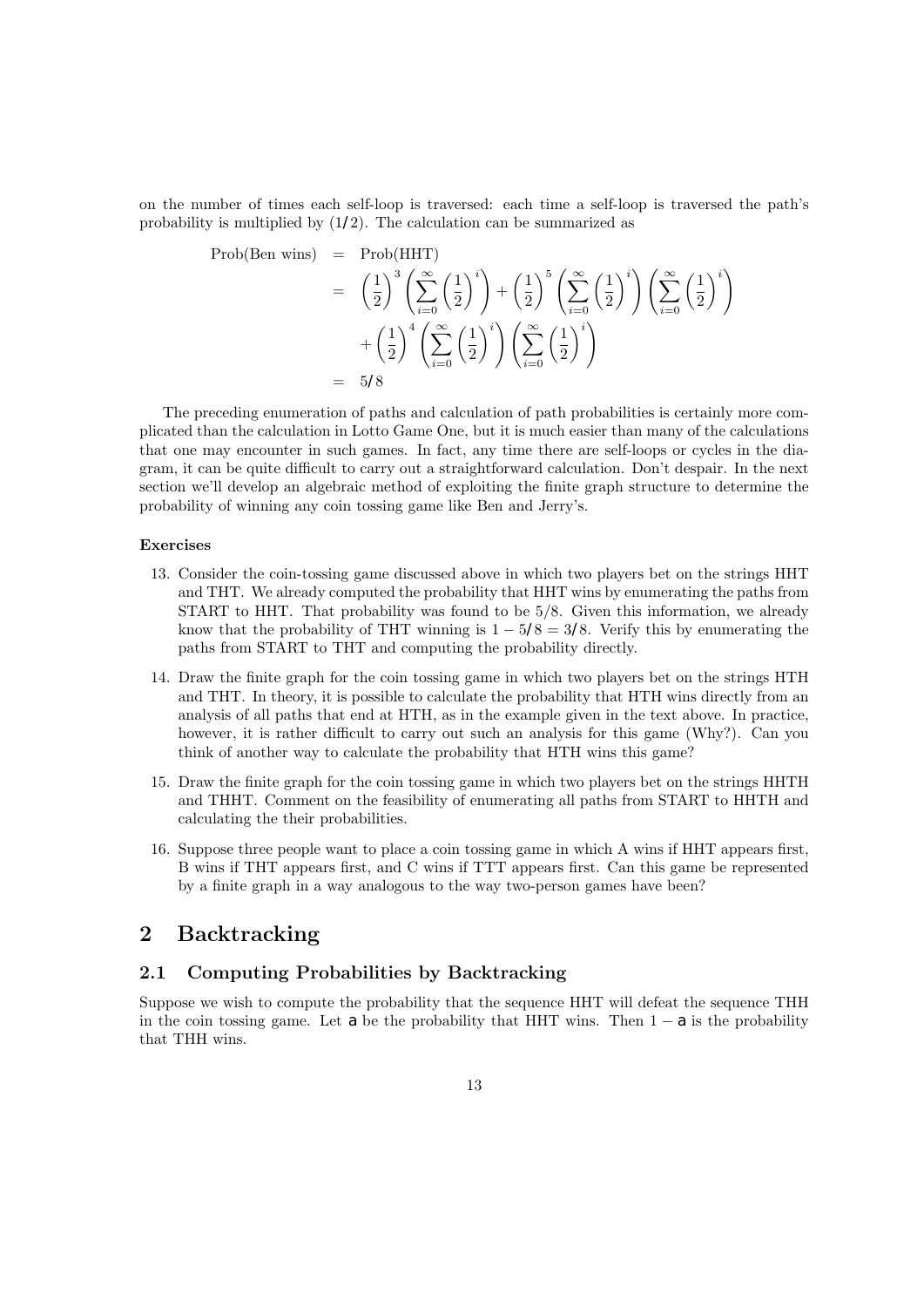on the number of times each self-loop is traversed: each time a self-loop is traversed the path's probability is multiplied by $(1/2)$. The calculation can be summarized as

$$
\begin{aligned}
\text{Prob(Ben wins)} &= \text{Prob(HHT)} \\
&= \left(\frac{1}{2}\right)^3 \left(\sum_{i=0}^{\infty} \left(\frac{1}{2}\right)^i\right) + \left(\frac{1}{2}\right)^5 \left(\sum_{i=0}^{\infty} \left(\frac{1}{2}\right)^i\right) \left(\sum_{i=0}^{\infty} \left(\frac{1}{2}\right)^i\right) \\
&\quad + \left(\frac{1}{2}\right)^4 \left(\sum_{i=0}^{\infty} \left(\frac{1}{2}\right)^i\right) \left(\sum_{i=0}^{\infty} \left(\frac{1}{2}\right)^i\right) \\
&= 5/8
\end{aligned}
$$

The preceding enumeration of paths and calculation of path probabilities is certainly more complicated than the calculation in Lotto Game One, but it is much easier than many of the calculations that one may encounter in such games. In fact, any time there are self-loops or cycles in the diagram, it can be quite difficult to carry out a straightforward calculation. Don't despair. In the next section we'll develop an algebraic method of exploiting the finite graph structure to determine the probability of winning any coin tossing game like Ben and Jerry's.

**Exercises**

13. Consider the coin-tossing game discussed above in which two players bet on the strings HHT and THT. We already computed the probability that HHT wins by enumerating the paths from START to HHT. That probability was found to be $5/8$. Given this information, we already know that the probability of THT winning is $1 - 5/8 = 3/8$. Verify this by enumerating the paths from START to THT and computing the probability directly.

14. Draw the finite graph for the coin tossing game in which two players bet on the strings HTH and THT. In theory, it is possible to calculate the probability that HTH wins directly from an analysis of all paths that end at HTH, as in the example given in the text above. In practice, however, it is rather difficult to carry out such an analysis for this game (Why?). Can you think of another way to calculate the probability that HTH wins this game?

15. Draw the finite graph for the coin tossing game in which two players bet on the strings HHTH and THHT. Comment on the feasibility of enumerating all paths from START to HHTH and calculating the their probabilities.

16. Suppose three people want to place a coin tossing game in which A wins if HHT appears first, B wins if THT appears first, and C wins if TTT appears first. Can this game be represented by a finite graph in a way analogous to the way two-person games have been?

# 2 Backtracking

## 2.1 Computing Probabilities by Backtracking

Suppose we wish to compute the probability that the sequence HHT will defeat the sequence THH in the coin tossing game. Let $a$ be the probability that HHT wins. Then $1 - a$ is the probability that THH wins.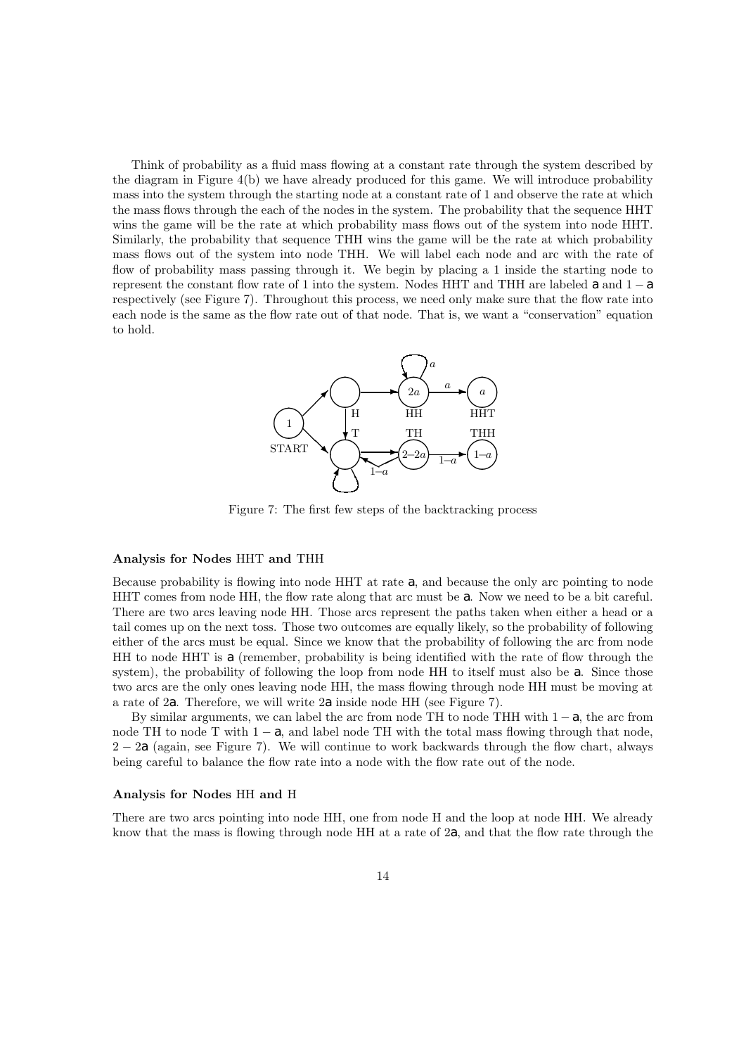Think of probability as a fluid mass flowing at a constant rate through the system described by the diagram in Figure 4(b) we have already produced for this game. We will introduce probability mass into the system through the starting node at a constant rate of 1 and observe the rate at which the mass flows through the each of the nodes in the system. The probability that the sequence HHT wins the game will be the rate at which probability mass flows out of the system into node HHT. Similarly, the probability that sequence THH wins the game will be the rate at which probability mass flows out of the system into node THH. We will label each node and arc with the rate of flow of probability mass passing through it. We begin by placing a 1 inside the starting node to represent the constant flow rate of 1 into the system. Nodes HHT and THH are labeled $a$ and $1-a$ respectively (see Figure 7). Throughout this process, we need only make sure that the flow rate into each node is the same as the flow rate out of that node. That is, we want a "conservation" equation to hold.

Figure 7: The first few steps of the backtracking process

**Analysis for Nodes HHT and THH**

Because probability is flowing into node HHT at rate $a$, and because the only arc pointing to node HHT comes from node HH, the flow rate along that arc must be $a$. Now we need to be a bit careful. There are two arcs leaving node HH. Those arcs represent the paths taken when either a head or a tail comes up on the next toss. Those two outcomes are equally likely, so the probability of following either of the arcs must be equal. Since we know that the probability of following the arc from node HH to node HHT is $a$ (remember, probability is being identified with the rate of flow through the system), the probability of following the loop from node HH to itself must also be $a$. Since those two arcs are the only ones leaving node HH, the mass flowing through node HH must be moving at a rate of $2a$. Therefore, we will write $2a$ inside node HH (see Figure 7).

By similar arguments, we can label the arc from node TH to node THH with $1-a$, the arc from node TH to node T with $1-a$, and label node TH with the total mass flowing through that node, $2-2a$ (again, see Figure 7). We will continue to work backwards through the flow chart, always being careful to balance the flow rate into a node with the flow rate out of the node.

**Analysis for Nodes HH and H**

There are two arcs pointing into node HH, one from node H and the loop at node HH. We already know that the mass is flowing through node HH at a rate of $2a$, and that the flow rate through the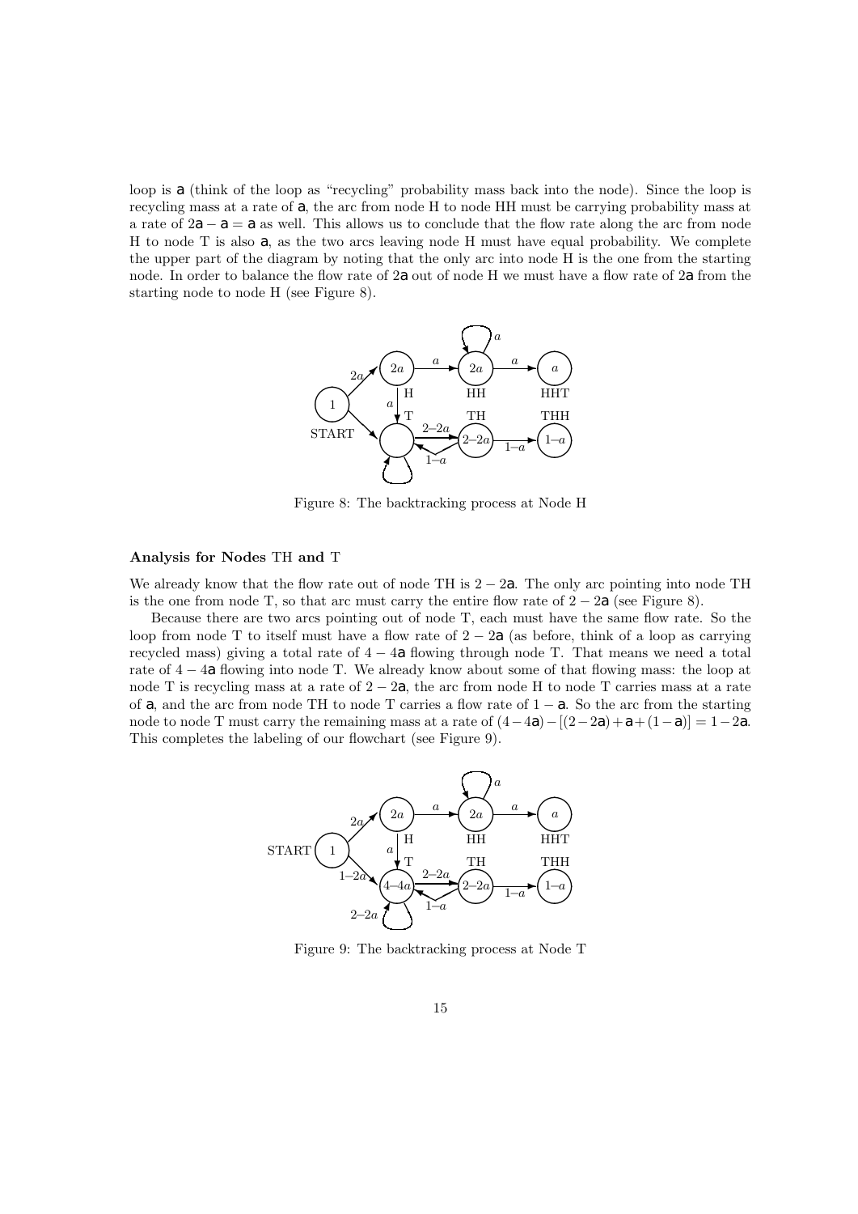loop is $a$ (think of the loop as "recycling" probability mass back into the node). Since the loop is recycling mass at a rate of $a$, the arc from node H to node HH must be carrying probability mass at a rate of $2a - a = a$ as well. This allows us to conclude that the flow rate along the arc from node H to node T is also $a$, as the two arcs leaving node H must have equal probability. We complete the upper part of the diagram by noting that the only arc into node H is the one from the starting node. In order to balance the flow rate of $2a$ out of node H we must have a flow rate of $2a$ from the starting node to node H (see Figure 8).

Figure 8: The backtracking process at Node H

**Analysis for Nodes TH and T**

We already know that the flow rate out of node TH is $2 - 2a$. The only arc pointing into node TH is the one from node T, so that arc must carry the entire flow rate of $2 - 2a$ (see Figure 8).

Because there are two arcs pointing out of node T, each must have the same flow rate. So the loop from node T to itself must have a flow rate of $2 - 2a$ (as before, think of a loop as carrying recycled mass) giving a total rate of $4 - 4a$ flowing through node T. That means we need a total rate of $4 - 4a$ flowing into node T. We already know about some of that flowing mass: the loop at node T is recycling mass at a rate of $2 - 2a$, the arc from node H to node T carries mass at a rate of $a$, and the arc from node TH to node T carries a flow rate of $1 - a$. So the arc from the starting node to node T must carry the remaining mass at a rate of $(4-4a)-[(2-2a)+a+(1-a)] = 1-2a$. This completes the labeling of our flowchart (see Figure 9).

Figure 9: The backtracking process at Node T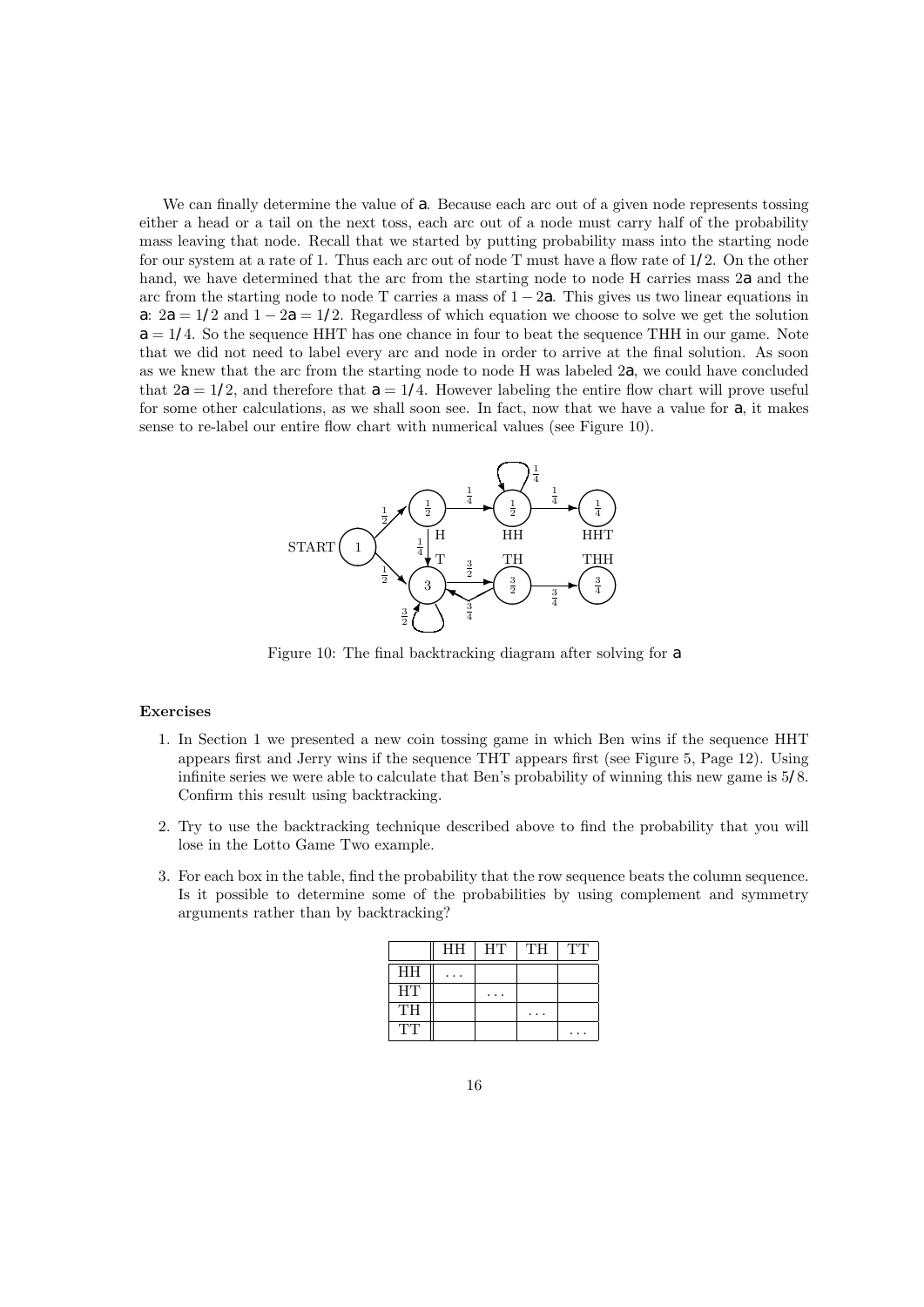We can finally determine the value of $a$. Because each arc out of a given node represents tossing either a head or a tail on the next toss, each arc out of a node must carry half of the probability mass leaving that node. Recall that we started by putting probability mass into the starting node for our system at a rate of 1. Thus each arc out of node T must have a flow rate of $1/2$. On the other hand, we have determined that the arc from the starting node to node H carries mass $2a$ and the arc from the starting node to node T carries a mass of $1 - 2a$. This gives us two linear equations in $a$: $2a = 1/2$ and $1 - 2a = 1/2$. Regardless of which equation we choose to solve we get the solution $a = 1/4$. So the sequence HHT has one chance in four to beat the sequence THH in our game. Note that we did not need to label every arc and node in order to arrive at the final solution. As soon as we knew that the arc from the starting node to node H was labeled $2a$, we could have concluded that $2a = 1/2$, and therefore that $a = 1/4$. However labeling the entire flow chart will prove useful for some other calculations, as we shall soon see. In fact, now that we have a value for $a$, it makes sense to re-label our entire flow chart with numerical values (see Figure 10).

Figure 10: The final backtracking diagram after solving for $a$

**Exercises**

1. In Section 1 we presented a new coin tossing game in which Ben wins if the sequence HHT appears first and Jerry wins if the sequence THT appears first (see Figure 5, Page 12). Using infinite series we were able to calculate that Ben's probability of winning this new game is $5/8$. Confirm this result using backtracking.

2. Try to use the backtracking technique described above to find the probability that you will lose in the Lotto Game Two example.

3. For each box in the table, find the probability that the row sequence beats the column sequence. Is it possible to determine some of the probabilities by using complement and symmetry arguments rather than by backtracking?

| | HH | HT | TH | TT |
|---|---|---|---|---|
| HH | ... | | | |
| HT | | ... | | |
| TH | | | ... | |
| TT | | | | ... |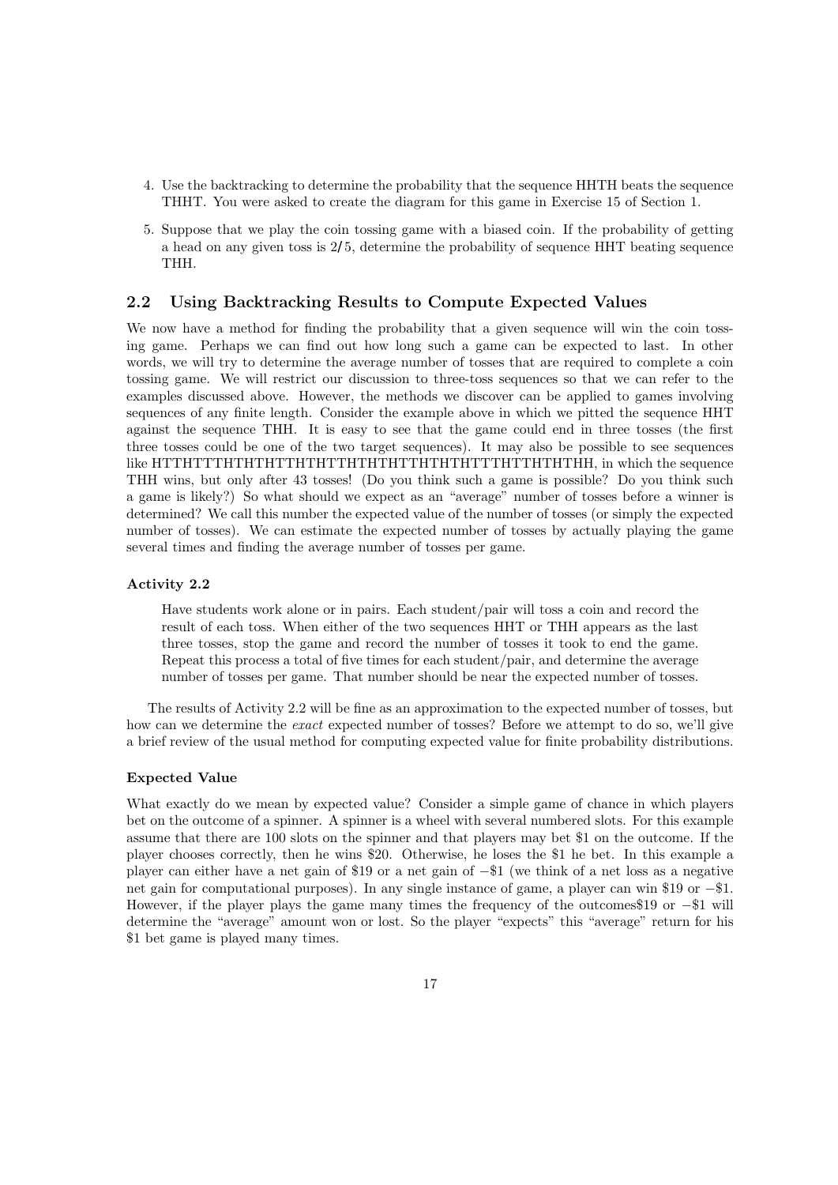4. Use the backtracking to determine the probability that the sequence HHTH beats the sequence THHT. You were asked to create the diagram for this game in Exercise 15 of Section 1.

5. Suppose that we play the coin tossing game with a biased coin. If the probability of getting a head on any given toss is $2/5$, determine the probability of sequence HHT beating sequence THH.

## 2.2 Using Backtracking Results to Compute Expected Values

We now have a method for finding the probability that a given sequence will win the coin tossing game. Perhaps we can find out how long such a game can be expected to last. In other words, we will try to determine the average number of tosses that are required to complete a coin tossing game. We will restrict our discussion to three-toss sequences so that we can refer to the examples discussed above. However, the methods we discover can be applied to games involving sequences of any finite length. Consider the example above in which we pitted the sequence HHT against the sequence THH. It is easy to see that the game could end in three tosses (the first three tosses could be one of the two target sequences). It may also be possible to see sequences like HTTHTTTHTHTHTTHTHTTHTHTHTTHTHTHTTTHTTHTHTHH, in which the sequence THH wins, but only after 43 tosses! (Do you think such a game is possible? Do you think such a game is likely?) So what should we expect as an "average" number of tosses before a winner is determined? We call this number the expected value of the number of tosses (or simply the expected number of tosses). We can estimate the expected number of tosses by actually playing the game several times and finding the average number of tosses per game.

#### Activity 2.2

> Have students work alone or in pairs. Each student/pair will toss a coin and record the result of each toss. When either of the two sequences HHT or THH appears as the last three tosses, stop the game and record the number of tosses it took to end the game. Repeat this process a total of five times for each student/pair, and determine the average number of tosses per game. That number should be near the expected number of tosses.

The results of Activity 2.2 will be fine as an approximation to the expected number of tosses, but how can we determine the *exact* expected number of tosses? Before we attempt to do so, we'll give a brief review of the usual method for computing expected value for finite probability distributions.

#### Expected Value

What exactly do we mean by expected value? Consider a simple game of chance in which players bet on the outcome of a spinner. A spinner is a wheel with several numbered slots. For this example assume that there are 100 slots on the spinner and that players may bet \$1 on the outcome. If the player chooses correctly, then he wins \$20. Otherwise, he loses the \$1 he bet. In this example a player can either have a net gain of \$19 or a net gain of −\$1 (we think of a net loss as a negative net gain for computational purposes). In any single instance of game, a player can win \$19 or −\$1. However, if the player plays the game many times the frequency of the outcomes\$19 or −\$1 will determine the "average" amount won or lost. So the player "expects" this "average" return for his \$1 bet game is played many times.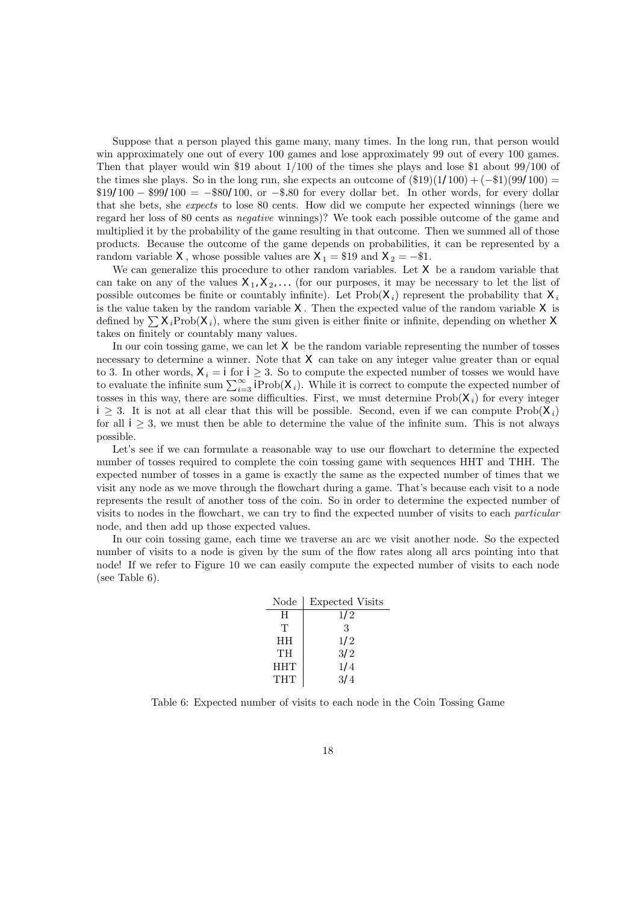Suppose that a person played this game many, many times. In the long run, that person would win approximately one out of every 100 games and lose approximately 99 out of every 100 games. Then that player would win \$19 about 1/100 of the times she plays and lose \$1 about 99/100 of the times she plays. So in the long run, she expects an outcome of $(\$19)(1/100) + (-\$1)(99/100) = \$19/100 - \$99/100 = -\$80/100$, or $-\$.80$ for every dollar bet. In other words, for every dollar that she bets, she *expects* to lose 80 cents. How did we compute her expected winnings (here we regard her loss of 80 cents as *negative* winnings)? We took each possible outcome of the game and multiplied it by the probability of the game resulting in that outcome. Then we summed all of those products. Because the outcome of the game depends on probabilities, it can be represented by a random variable $X$, whose possible values are $X_1 = \$19$ and $X_2 = -\$1$.

We can generalize this procedure to other random variables. Let $X$ be a random variable that can take on any of the values $X_1, X_2, \ldots$ (for our purposes, it may be necessary to let the list of possible outcomes be finite or countably infinite). Let $\text{Prob}(X_i)$ represent the probability that $X_i$ is the value taken by the random variable $X$. Then the expected value of the random variable $X$ is defined by $\sum X_i \text{Prob}(X_i)$, where the sum given is either finite or infinite, depending on whether $X$ takes on finitely or countably many values.

In our coin tossing game, we can let $X$ be the random variable representing the number of tosses necessary to determine a winner. Note that $X$ can take on any integer value greater than or equal to 3. In other words, $X_i = i$ for $i \geq 3$. So to compute the expected number of tosses we would have to evaluate the infinite sum $\sum_{i=3}^{\infty} i\text{Prob}(X_i)$. While it is correct to compute the expected number of tosses in this way, there are some difficulties. First, we must determine $\text{Prob}(X_i)$ for every integer $i \geq 3$. It is not at all clear that this will be possible. Second, even if we can compute $\text{Prob}(X_i)$ for all $i \geq 3$, we must then be able to determine the value of the infinite sum. This is not always possible.

Let's see if we can formulate a reasonable way to use our flowchart to determine the expected number of tosses required to complete the coin tossing game with sequences HHT and THH. The expected number of tosses in a game is exactly the same as the expected number of times that we visit any node as we move through the flowchart during a game. That's because each visit to a node represents the result of another toss of the coin. So in order to determine the expected number of visits to nodes in the flowchart, we can try to find the expected number of visits to each *particular* node, and then add up those expected values.

In our coin tossing game, each time we traverse an arc we visit another node. So the expected number of visits to a node is given by the sum of the flow rates along all arcs pointing into that node! If we refer to Figure 10 we can easily compute the expected number of visits to each node (see Table 6).

| Node | Expected Visits |
|---|---|
| H | $1/2$ |
| T | 3 |
| HH | $1/2$ |
| TH | $3/2$ |
| HHT | $1/4$ |
| THT | $3/4$ |

Table 6: Expected number of visits to each node in the Coin Tossing Game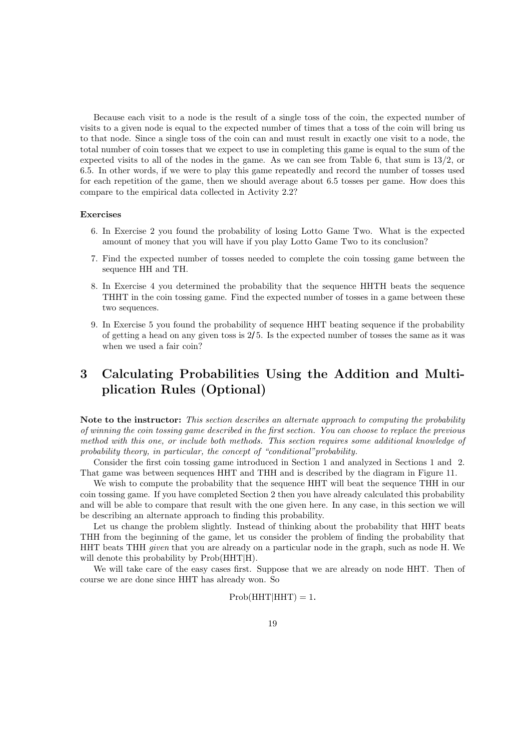Because each visit to a node is the result of a single toss of the coin, the expected number of visits to a given node is equal to the expected number of times that a toss of the coin will bring us to that node. Since a single toss of the coin can and must result in exactly one visit to a node, the total number of coin tosses that we expect to use in completing this game is equal to the sum of the expected visits to all of the nodes in the game. As we can see from Table 6, that sum is $13/2$, or 6.5. In other words, if we were to play this game repeatedly and record the number of tosses used for each repetition of the game, then we should average about 6.5 tosses per game. How does this compare to the empirical data collected in Activity 2.2?

**Exercises**

6. In Exercise 2 you found the probability of losing Lotto Game Two. What is the expected amount of money that you will have if you play Lotto Game Two to its conclusion?
7. Find the expected number of tosses needed to complete the coin tossing game between the sequence HH and TH.
8. In Exercise 4 you determined the probability that the sequence HHTH beats the sequence THHT in the coin tossing game. Find the expected number of tosses in a game between these two sequences.
9. In Exercise 5 you found the probability of sequence HHT beating sequence if the probability of getting a head on any given toss is $2/5$. Is the expected number of tosses the same as it was when we used a fair coin?

# 3 Calculating Probabilities Using the Addition and Multiplication Rules (Optional)

**Note to the instructor:** *This section describes an alternate approach to computing the probability of winning the coin tossing game described in the first section. You can choose to replace the previous method with this one, or include both methods. This section requires some additional knowledge of probability theory, in particular, the concept of "conditional"probability.*

Consider the first coin tossing game introduced in Section 1 and analyzed in Sections 1 and 2. That game was between sequences HHT and THH and is described by the diagram in Figure 11.

We wish to compute the probability that the sequence HHT will beat the sequence THH in our coin tossing game. If you have completed Section 2 then you have already calculated this probability and will be able to compare that result with the one given here. In any case, in this section we will be describing an alternate approach to finding this probability.

Let us change the problem slightly. Instead of thinking about the probability that HHT beats THH from the beginning of the game, let us consider the problem of finding the probability that HHT beats THH *given* that you are already on a particular node in the graph, such as node H. We will denote this probability by Prob(HHT|H).

We will take care of the easy cases first. Suppose that we are already on node HHT. Then of course we are done since HHT has already won. So

$$\text{Prob(HHT|HHT)} = 1.$$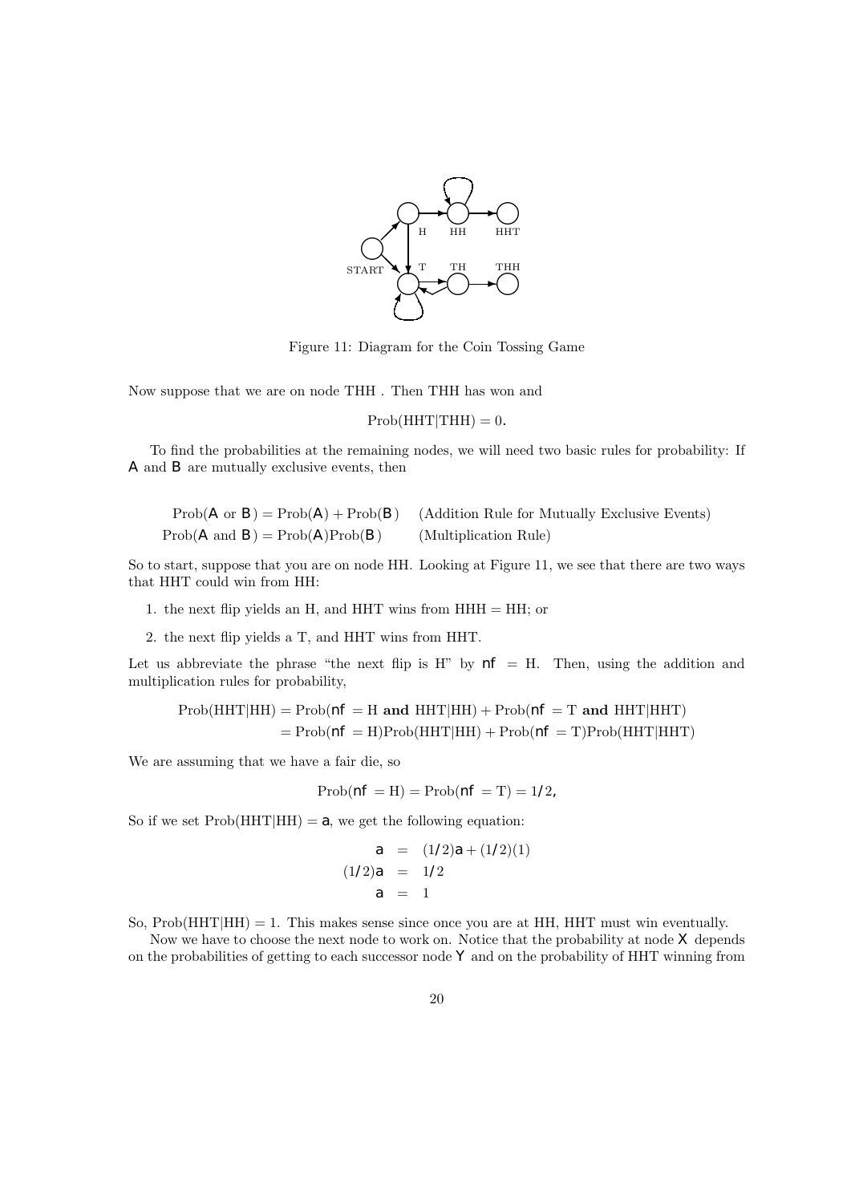Figure 11: Diagram for the Coin Tossing Game

Now suppose that we are on node THH . Then THH has won and

$$\text{Prob}(\text{HHT}|\text{THH}) = 0.$$

To find the probabilities at the remaining nodes, we will need two basic rules for probability: If $A$ and $B$ are mutually exclusive events, then

$$\text{Prob}(A \text{ or } B) = \text{Prob}(A) + \text{Prob}(B) \quad \text{(Addition Rule for Mutually Exclusive Events)}$$
$$\text{Prob}(A \text{ and } B) = \text{Prob}(A)\text{Prob}(B) \quad \text{(Multiplication Rule)}$$

So to start, suppose that you are on node HH. Looking at Figure 11, we see that there are two ways that HHT could win from HH:

1. the next flip yields an H, and HHT wins from HHH = HH; or
2. the next flip yields a T, and HHT wins from HHT.

Let us abbreviate the phrase "the next flip is H" by $nf$ = H. Then, using the addition and multiplication rules for probability,

$$\begin{aligned}
\text{Prob}(\text{HHT}|\text{HH}) &= \text{Prob}(nf = \text{H} \textbf{ and } \text{HHT}|\text{HH}) + \text{Prob}(nf = \text{T} \textbf{ and } \text{HHT}|\text{HHT}) \\
&= \text{Prob}(nf = \text{H})\text{Prob}(\text{HHT}|\text{HH}) + \text{Prob}(nf = \text{T})\text{Prob}(\text{HHT}|\text{HHT})
\end{aligned}$$

We are assuming that we have a fair die, so

$$\text{Prob}(nf = \text{H}) = \text{Prob}(nf = \text{T}) = 1/2,$$

So if we set Prob(HHT|HH) = $a$, we get the following equation:

$$\begin{aligned}
a &= (1/2)a + (1/2)(1) \\
(1/2)a &= 1/2 \\
a &= 1
\end{aligned}$$

So, Prob(HHT|HH) = 1. This makes sense since once you are at HH, HHT must win eventually.

Now we have to choose the next node to work on. Notice that the probability at node $X$ depends on the probabilities of getting to each successor node $Y$ and on the probability of HHT winning from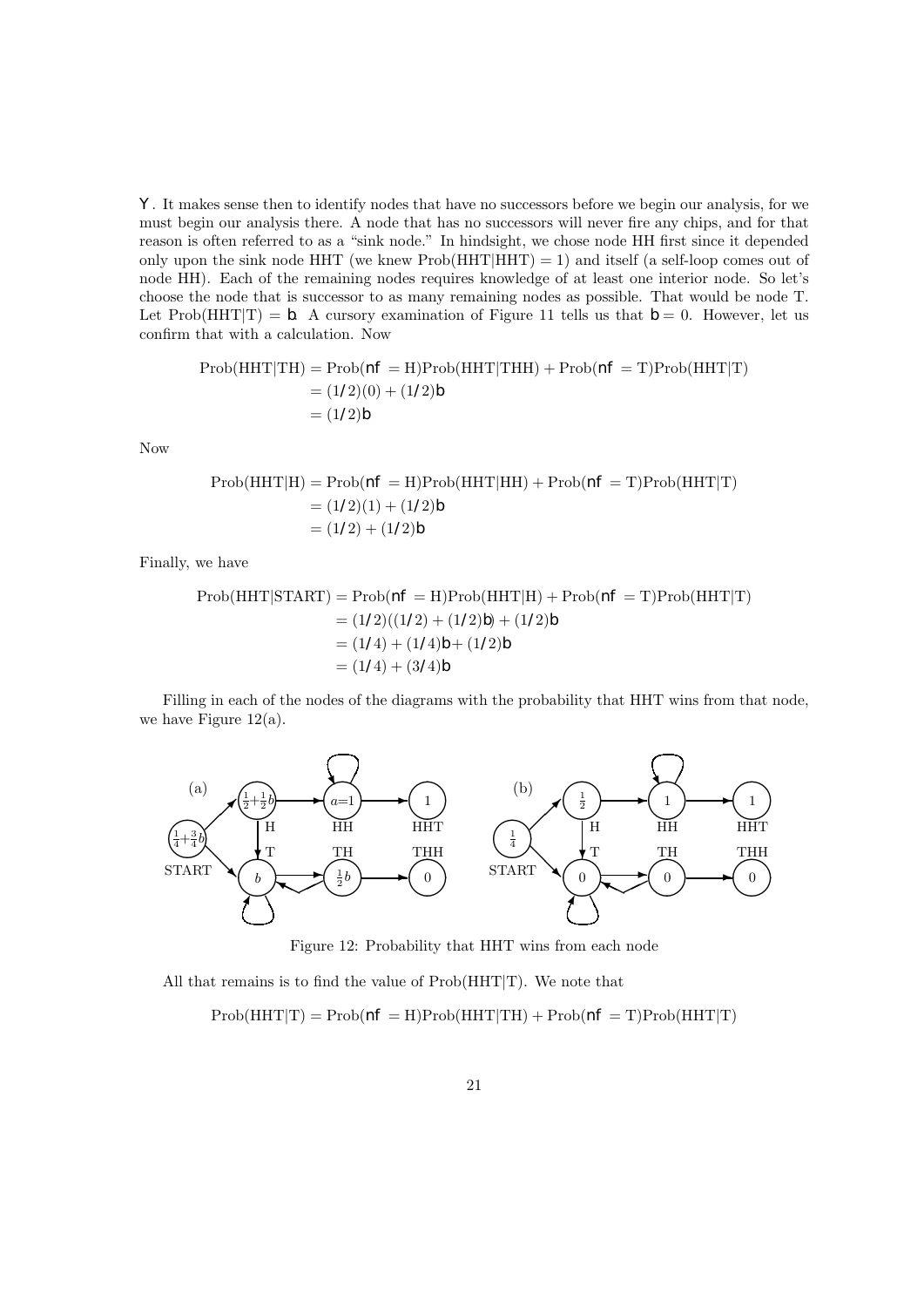$Y$. It makes sense then to identify nodes that have no successors before we begin our analysis, for we must begin our analysis there. A node that has no successors will never fire any chips, and for that reason is often referred to as a "sink node." In hindsight, we chose node HH first since it depended only upon the sink node HHT (we knew Prob(HHT|HHT) = 1) and itself (a self-loop comes out of node HH). Each of the remaining nodes requires knowledge of at least one interior node. So let's choose the node that is successor to as many remaining nodes as possible. That would be node T. Let Prob(HHT|T) = $b$. A cursory examination of Figure 11 tells us that $b = 0$. However, let us confirm that with a calculation. Now

$$
\begin{aligned}
\text{Prob(HHT|TH)} &= \text{Prob}(nf = \text{H})\text{Prob(HHT|THH)} + \text{Prob}(nf = \text{T})\text{Prob(HHT|T)} \\
&= (1/2)(0) + (1/2)b \\
&= (1/2)b
\end{aligned}
$$

Now

$$
\begin{aligned}
\text{Prob(HHT|H)} &= \text{Prob}(nf = \text{H})\text{Prob(HHT|HH)} + \text{Prob}(nf = \text{T})\text{Prob(HHT|T)} \\
&= (1/2)(1) + (1/2)b \\
&= (1/2) + (1/2)b
\end{aligned}
$$

Finally, we have

$$
\begin{aligned}
\text{Prob(HHT|START)} &= \text{Prob}(nf = \text{H})\text{Prob(HHT|H)} + \text{Prob}(nf = \text{T})\text{Prob(HHT|T)} \\
&= (1/2)((1/2) + (1/2)b) + (1/2)b \\
&= (1/4) + (1/4)b + (1/2)b \\
&= (1/4) + (3/4)b
\end{aligned}
$$

Filling in each of the nodes of the diagrams with the probability that HHT wins from that node, we have Figure 12(a).

Figure 12: Probability that HHT wins from each node

All that remains is to find the value of Prob(HHT|T). We note that

$$
\text{Prob(HHT|T)} = \text{Prob}(nf = \text{H})\text{Prob(HHT|TH)} + \text{Prob}(nf = \text{T})\text{Prob(HHT|T)}
$$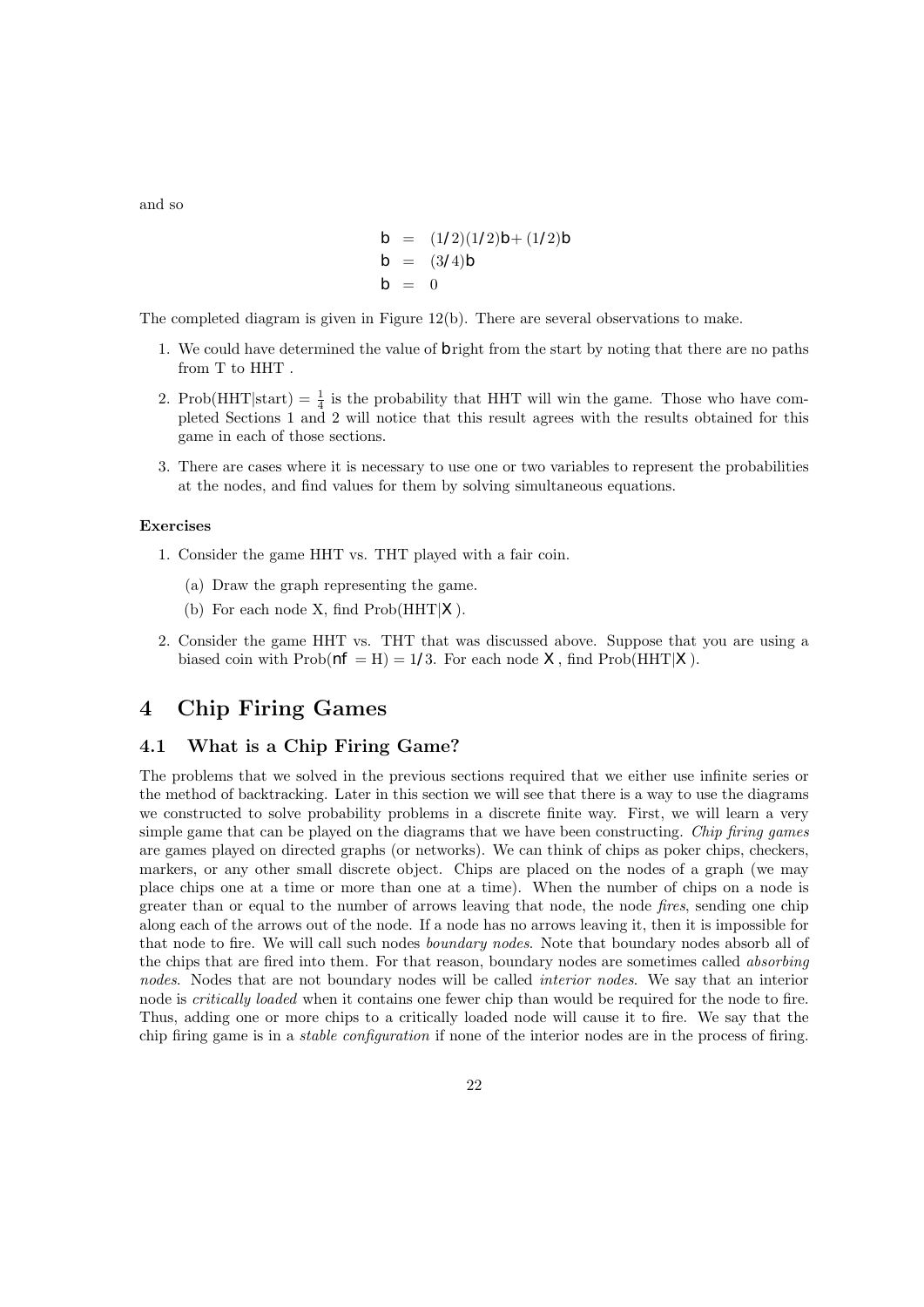and so

$$
\begin{aligned}
b &= (1/2)(1/2)b + (1/2)b \\
b &= (3/4)b \\
b &= 0
\end{aligned}
$$

The completed diagram is given in Figure 12(b). There are several observations to make.

1. We could have determined the value of $b$ right from the start by noting that there are no paths from T to HHT .
2. Prob(HHT|start) $= \frac{1}{4}$ is the probability that HHT will win the game. Those who have completed Sections 1 and 2 will notice that this result agrees with the results obtained for this game in each of those sections.
3. There are cases where it is necessary to use one or two variables to represent the probabilities at the nodes, and find values for them by solving simultaneous equations.

**Exercises**

1. Consider the game HHT vs. THT played with a fair coin.
   (a) Draw the graph representing the game.
   (b) For each node X, find Prob(HHT|$X$ ).
2. Consider the game HHT vs. THT that was discussed above. Suppose that you are using a biased coin with Prob($nf$ = H) = 1/3. For each node $X$ , find Prob(HHT|$X$ ).

# 4 Chip Firing Games

## 4.1 What is a Chip Firing Game?

The problems that we solved in the previous sections required that we either use infinite series or the method of backtracking. Later in this section we will see that there is a way to use the diagrams we constructed to solve probability problems in a discrete finite way. First, we will learn a very simple game that can be played on the diagrams that we have been constructing. *Chip firing games* are games played on directed graphs (or networks). We can think of chips as poker chips, checkers, markers, or any other small discrete object. Chips are placed on the nodes of a graph (we may place chips one at a time or more than one at a time). When the number of chips on a node is greater than or equal to the number of arrows leaving that node, the node *fires*, sending one chip along each of the arrows out of the node. If a node has no arrows leaving it, then it is impossible for that node to fire. We will call such nodes *boundary nodes*. Note that boundary nodes absorb all of the chips that are fired into them. For that reason, boundary nodes are sometimes called *absorbing nodes*. Nodes that are not boundary nodes will be called *interior nodes*. We say that an interior node is *critically loaded* when it contains one fewer chip than would be required for the node to fire. Thus, adding one or more chips to a critically loaded node will cause it to fire. We say that the chip firing game is in a *stable configuration* if none of the interior nodes are in the process of firing.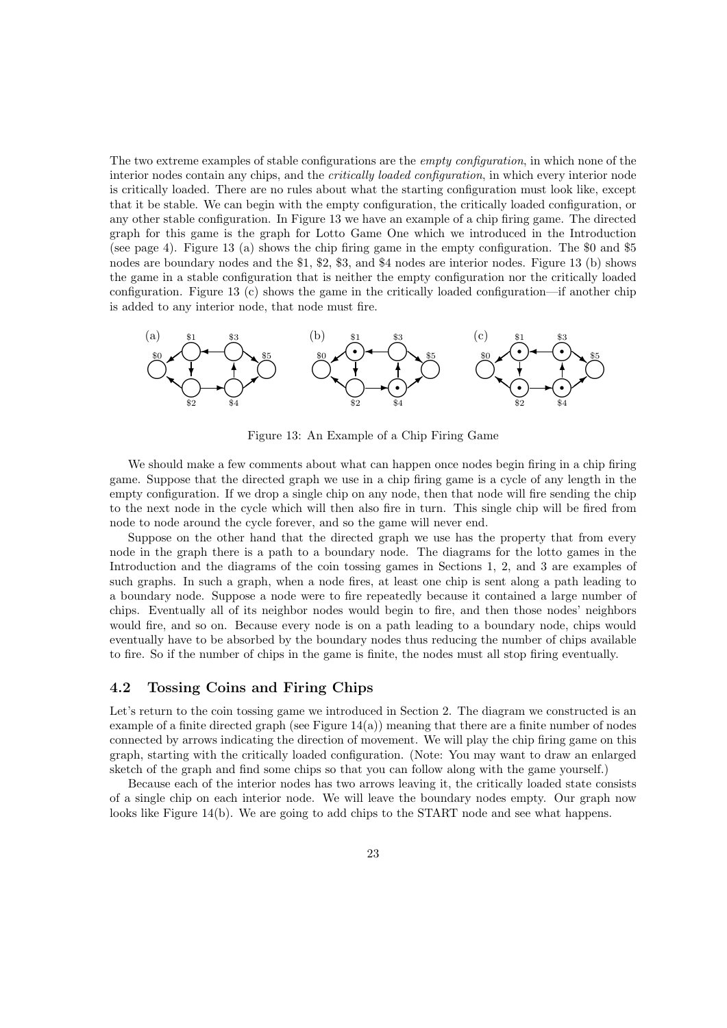The two extreme examples of stable configurations are the *empty configuration*, in which none of the interior nodes contain any chips, and the *critically loaded configuration*, in which every interior node is critically loaded. There are no rules about what the starting configuration must look like, except that it be stable. We can begin with the empty configuration, the critically loaded configuration, or any other stable configuration. In Figure 13 we have an example of a chip firing game. The directed graph for this game is the graph for Lotto Game One which we introduced in the Introduction (see page 4). Figure 13 (a) shows the chip firing game in the empty configuration. The \$0 and \$5 nodes are boundary nodes and the \$1, \$2, \$3, and \$4 nodes are interior nodes. Figure 13 (b) shows the game in a stable configuration that is neither the empty configuration nor the critically loaded configuration. Figure 13 (c) shows the game in the critically loaded configuration—if another chip is added to any interior node, that node must fire.

Figure 13: An Example of a Chip Firing Game

We should make a few comments about what can happen once nodes begin firing in a chip firing game. Suppose that the directed graph we use in a chip firing game is a cycle of any length in the empty configuration. If we drop a single chip on any node, then that node will fire sending the chip to the next node in the cycle which will then also fire in turn. This single chip will be fired from node to node around the cycle forever, and so the game will never end.

Suppose on the other hand that the directed graph we use has the property that from every node in the graph there is a path to a boundary node. The diagrams for the lotto games in the Introduction and the diagrams of the coin tossing games in Sections 1, 2, and 3 are examples of such graphs. In such a graph, when a node fires, at least one chip is sent along a path leading to a boundary node. Suppose a node were to fire repeatedly because it contained a large number of chips. Eventually all of its neighbor nodes would begin to fire, and then those nodes' neighbors would fire, and so on. Because every node is on a path leading to a boundary node, chips would eventually have to be absorbed by the boundary nodes thus reducing the number of chips available to fire. So if the number of chips in the game is finite, the nodes must all stop firing eventually.

## 4.2 Tossing Coins and Firing Chips

Let's return to the coin tossing game we introduced in Section 2. The diagram we constructed is an example of a finite directed graph (see Figure 14(a)) meaning that there are a finite number of nodes connected by arrows indicating the direction of movement. We will play the chip firing game on this graph, starting with the critically loaded configuration. (Note: You may want to draw an enlarged sketch of the graph and find some chips so that you can follow along with the game yourself.)

Because each of the interior nodes has two arrows leaving it, the critically loaded state consists of a single chip on each interior node. We will leave the boundary nodes empty. Our graph now looks like Figure 14(b). We are going to add chips to the START node and see what happens.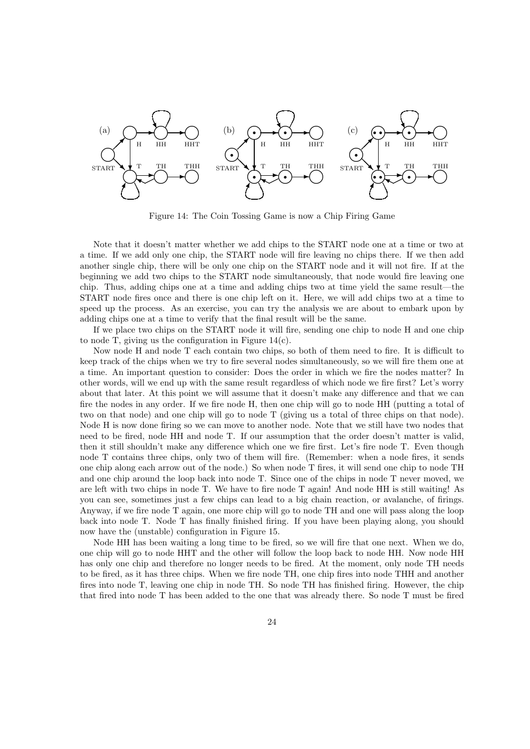Figure 14: The Coin Tossing Game is now a Chip Firing Game

Note that it doesn't matter whether we add chips to the START node one at a time or two at a time. If we add only one chip, the START node will fire leaving no chips there. If we then add another single chip, there will be only one chip on the START node and it will not fire. If at the beginning we add two chips to the START node simultaneously, that node would fire leaving one chip. Thus, adding chips one at a time and adding chips two at time yield the same result—the START node fires once and there is one chip left on it. Here, we will add chips two at a time to speed up the process. As an exercise, you can try the analysis we are about to embark upon by adding chips one at a time to verify that the final result will be the same.

If we place two chips on the START node it will fire, sending one chip to node H and one chip to node T, giving us the configuration in Figure 14(c).

Now node H and node T each contain two chips, so both of them need to fire. It is difficult to keep track of the chips when we try to fire several nodes simultaneously, so we will fire them one at a time. An important question to consider: Does the order in which we fire the nodes matter? In other words, will we end up with the same result regardless of which node we fire first? Let's worry about that later. At this point we will assume that it doesn't make any difference and that we can fire the nodes in any order. If we fire node H, then one chip will go to node HH (putting a total of two on that node) and one chip will go to node T (giving us a total of three chips on that node). Node H is now done firing so we can move to another node. Note that we still have two nodes that need to be fired, node HH and node T. If our assumption that the order doesn't matter is valid, then it still shouldn't make any difference which one we fire first. Let's fire node T. Even though node T contains three chips, only two of them will fire. (Remember: when a node fires, it sends one chip along each arrow out of the node.) So when node T fires, it will send one chip to node TH and one chip around the loop back into node T. Since one of the chips in node T never moved, we are left with two chips in node T. We have to fire node T again! And node HH is still waiting! As you can see, sometimes just a few chips can lead to a big chain reaction, or avalanche, of firings. Anyway, if we fire node T again, one more chip will go to node TH and one will pass along the loop back into node T. Node T has finally finished firing. If you have been playing along, you should now have the (unstable) configuration in Figure 15.

Node HH has been waiting a long time to be fired, so we will fire that one next. When we do, one chip will go to node HHT and the other will follow the loop back to node HH. Now node HH has only one chip and therefore no longer needs to be fired. At the moment, only node TH needs to be fired, as it has three chips. When we fire node TH, one chip fires into node THH and another fires into node T, leaving one chip in node TH. So node TH has finished firing. However, the chip that fired into node T has been added to the one that was already there. So node T must be fired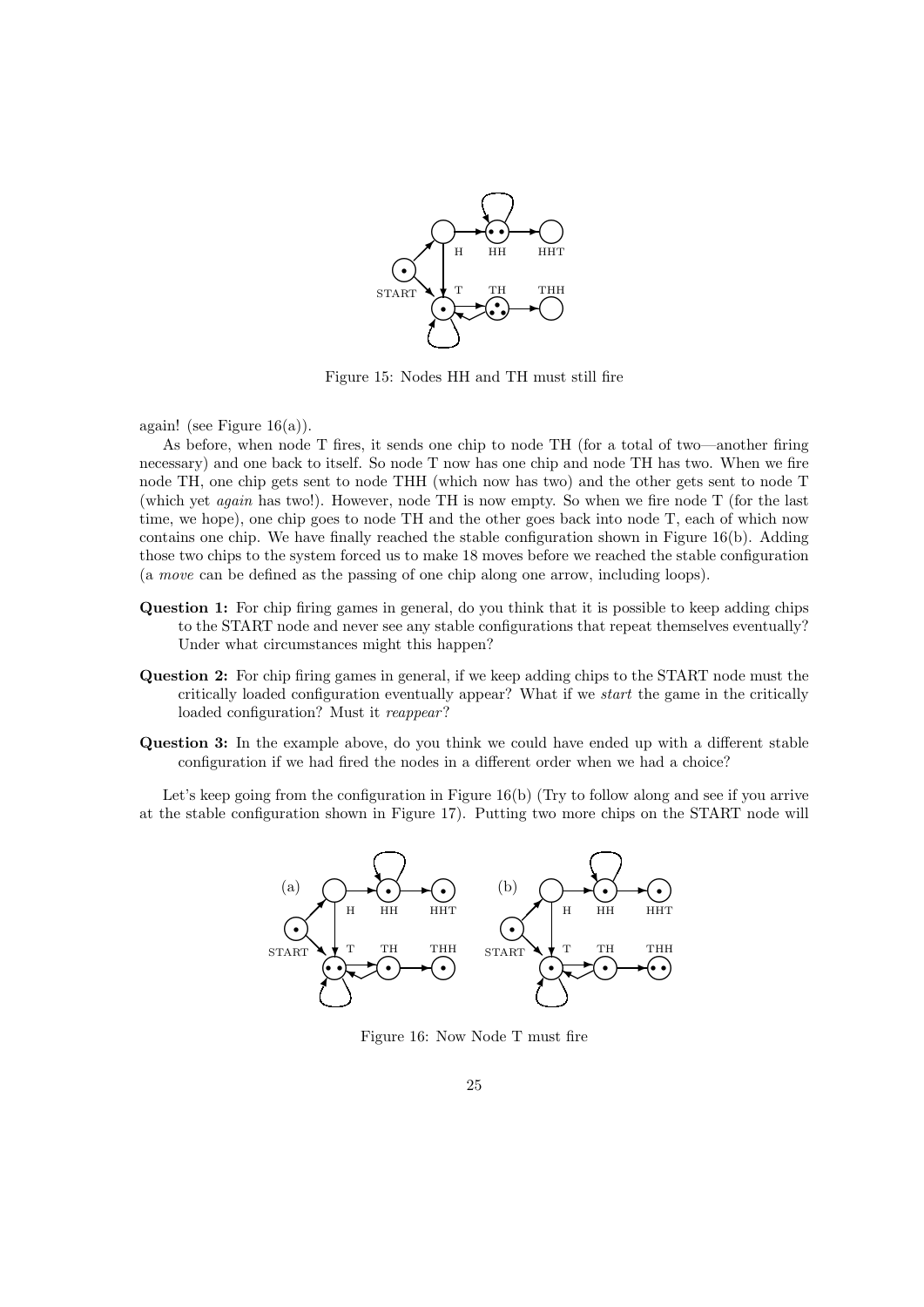Figure 15: Nodes HH and TH must still fire

again! (see Figure 16(a)).

As before, when node T fires, it sends one chip to node TH (for a total of two—another firing necessary) and one back to itself. So node T now has one chip and node TH has two. When we fire node TH, one chip gets sent to node THH (which now has two) and the other gets sent to node T (which yet *again* has two!). However, node TH is now empty. So when we fire node T (for the last time, we hope), one chip goes to node TH and the other goes back into node T, each of which now contains one chip. We have finally reached the stable configuration shown in Figure 16(b). Adding those two chips to the system forced us to make 18 moves before we reached the stable configuration (a *move* can be defined as the passing of one chip along one arrow, including loops).

**Question 1:** For chip firing games in general, do you think that it is possible to keep adding chips to the START node and never see any stable configurations that repeat themselves eventually? Under what circumstances might this happen?

**Question 2:** For chip firing games in general, if we keep adding chips to the START node must the critically loaded configuration eventually appear? What if we *start* the game in the critically loaded configuration? Must it *reappear*?

**Question 3:** In the example above, do you think we could have ended up with a different stable configuration if we had fired the nodes in a different order when we had a choice?

Let's keep going from the configuration in Figure 16(b) (Try to follow along and see if you arrive at the stable configuration shown in Figure 17). Putting two more chips on the START node will

Figure 16: Now Node T must fire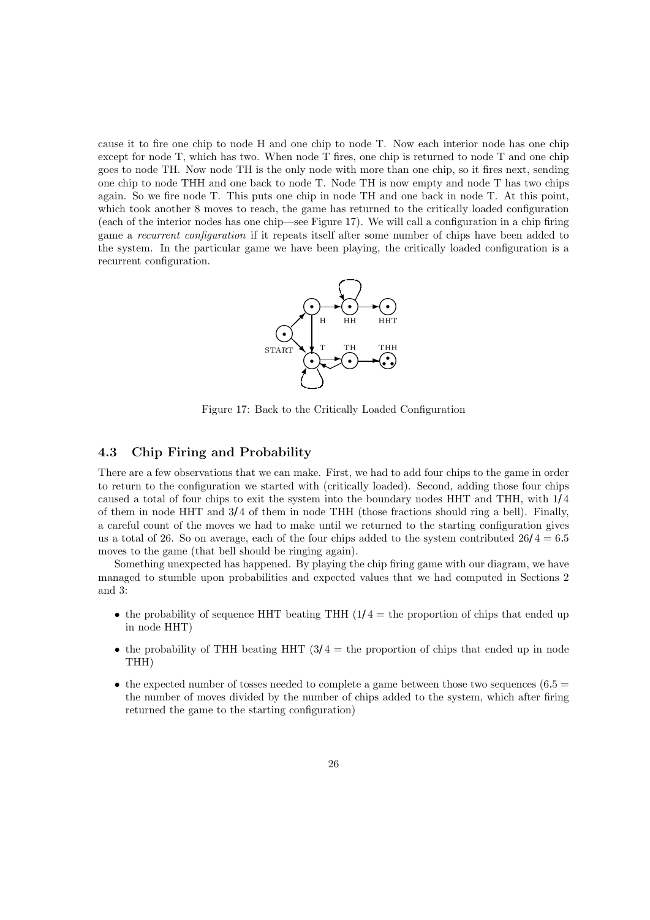cause it to fire one chip to node H and one chip to node T. Now each interior node has one chip except for node T, which has two. When node T fires, one chip is returned to node T and one chip goes to node TH. Now node TH is the only node with more than one chip, so it fires next, sending one chip to node THH and one back to node T. Node TH is now empty and node T has two chips again. So we fire node T. This puts one chip in node TH and one back in node T. At this point, which took another 8 moves to reach, the game has returned to the critically loaded configuration (each of the interior nodes has one chip—see Figure 17). We will call a configuration in a chip firing game a *recurrent configuration* if it repeats itself after some number of chips have been added to the system. In the particular game we have been playing, the critically loaded configuration is a recurrent configuration.

Figure 17: Back to the Critically Loaded Configuration

### 4.3 Chip Firing and Probability

There are a few observations that we can make. First, we had to add four chips to the game in order to return to the configuration we started with (critically loaded). Second, adding those four chips caused a total of four chips to exit the system into the boundary nodes HHT and THH, with $1/4$ of them in node HHT and $3/4$ of them in node THH (those fractions should ring a bell). Finally, a careful count of the moves we had to make until we returned to the starting configuration gives us a total of 26. So on average, each of the four chips added to the system contributed $26/4 = 6.5$ moves to the game (that bell should be ringing again).

Something unexpected has happened. By playing the chip firing game with our diagram, we have managed to stumble upon probabilities and expected values that we had computed in Sections 2 and 3:

- the probability of sequence HHT beating THH ($1/4$ = the proportion of chips that ended up in node HHT)
- the probability of THH beating HHT ($3/4$ = the proportion of chips that ended up in node THH)
- the expected number of tosses needed to complete a game between those two sequences ($6.5$ = the number of moves divided by the number of chips added to the system, which after firing returned the game to the starting configuration)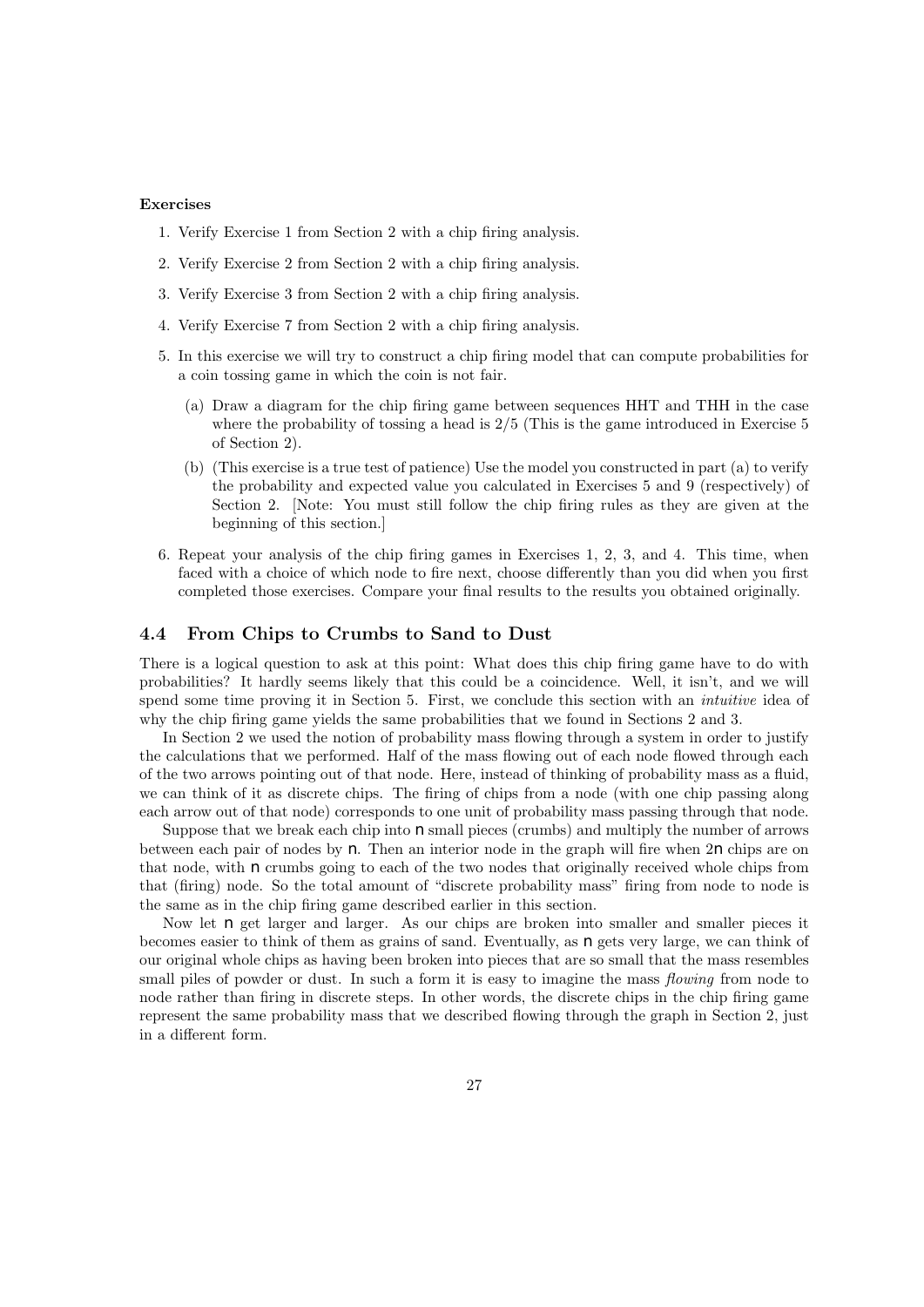**Exercises**

1. Verify Exercise 1 from Section 2 with a chip firing analysis.
2. Verify Exercise 2 from Section 2 with a chip firing analysis.
3. Verify Exercise 3 from Section 2 with a chip firing analysis.
4. Verify Exercise 7 from Section 2 with a chip firing analysis.
5. In this exercise we will try to construct a chip firing model that can compute probabilities for a coin tossing game in which the coin is not fair.
   (a) Draw a diagram for the chip firing game between sequences HHT and THH in the case where the probability of tossing a head is $2/5$ (This is the game introduced in Exercise 5 of Section 2).
   (b) (This exercise is a true test of patience) Use the model you constructed in part (a) to verify the probability and expected value you calculated in Exercises 5 and 9 (respectively) of Section 2. [Note: You must still follow the chip firing rules as they are given at the beginning of this section.]
6. Repeat your analysis of the chip firing games in Exercises 1, 2, 3, and 4. This time, when faced with a choice of which node to fire next, choose differently than you did when you first completed those exercises. Compare your final results to the results you obtained originally.

## 4.4 From Chips to Crumbs to Sand to Dust

There is a logical question to ask at this point: What does this chip firing game have to do with probabilities? It hardly seems likely that this could be a coincidence. Well, it isn't, and we will spend some time proving it in Section 5. First, we conclude this section with an *intuitive* idea of why the chip firing game yields the same probabilities that we found in Sections 2 and 3.

In Section 2 we used the notion of probability mass flowing through a system in order to justify the calculations that we performed. Half of the mass flowing out of each node flowed through each of the two arrows pointing out of that node. Here, instead of thinking of probability mass as a fluid, we can think of it as discrete chips. The firing of chips from a node (with one chip passing along each arrow out of that node) corresponds to one unit of probability mass passing through that node.

Suppose that we break each chip into $n$ small pieces (crumbs) and multiply the number of arrows between each pair of nodes by $n$. Then an interior node in the graph will fire when $2n$ chips are on that node, with $n$ crumbs going to each of the two nodes that originally received whole chips from that (firing) node. So the total amount of "discrete probability mass" firing from node to node is the same as in the chip firing game described earlier in this section.

Now let $n$ get larger and larger. As our chips are broken into smaller and smaller pieces it becomes easier to think of them as grains of sand. Eventually, as $n$ gets very large, we can think of our original whole chips as having been broken into pieces that are so small that the mass resembles small piles of powder or dust. In such a form it is easy to imagine the mass *flowing* from node to node rather than firing in discrete steps. In other words, the discrete chips in the chip firing game represent the same probability mass that we described flowing through the graph in Section 2, just in a different form.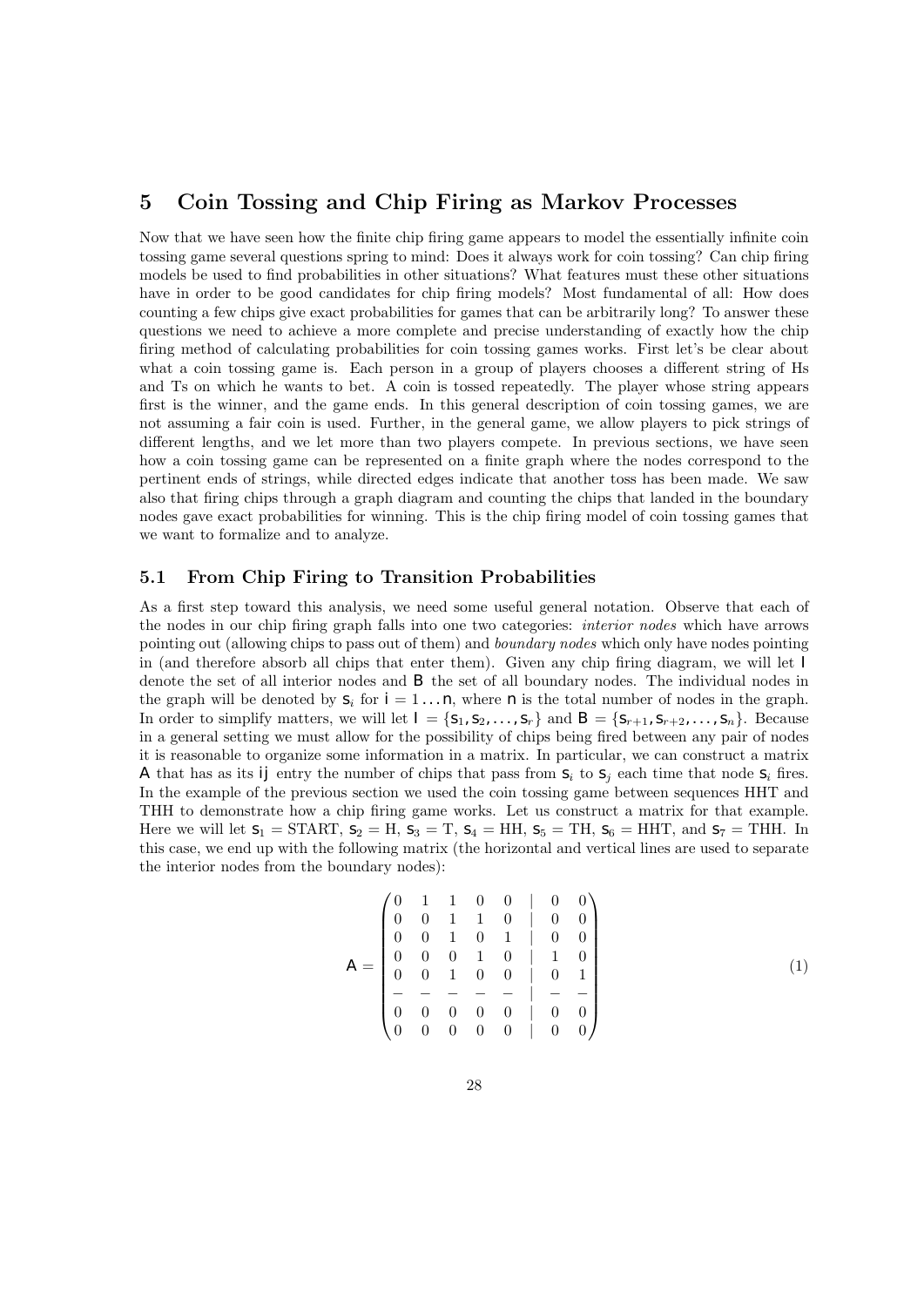## 5 Coin Tossing and Chip Firing as Markov Processes

Now that we have seen how the finite chip firing game appears to model the essentially infinite coin tossing game several questions spring to mind: Does it always work for coin tossing? Can chip firing models be used to find probabilities in other situations? What features must these other situations have in order to be good candidates for chip firing models? Most fundamental of all: How does counting a few chips give exact probabilities for games that can be arbitrarily long? To answer these questions we need to achieve a more complete and precise understanding of exactly how the chip firing method of calculating probabilities for coin tossing games works. First let's be clear about what a coin tossing game is. Each person in a group of players chooses a different string of Hs and Ts on which he wants to bet. A coin is tossed repeatedly. The player whose string appears first is the winner, and the game ends. In this general description of coin tossing games, we are not assuming a fair coin is used. Further, in the general game, we allow players to pick strings of different lengths, and we let more than two players compete. In previous sections, we have seen how a coin tossing game can be represented on a finite graph where the nodes correspond to the pertinent ends of strings, while directed edges indicate that another toss has been made. We saw also that firing chips through a graph diagram and counting the chips that landed in the boundary nodes gave exact probabilities for winning. This is the chip firing model of coin tossing games that we want to formalize and to analyze.

### 5.1 From Chip Firing to Transition Probabilities

As a first step toward this analysis, we need some useful general notation. Observe that each of the nodes in our chip firing graph falls into one two categories: *interior nodes* which have arrows pointing out (allowing chips to pass out of them) and *boundary nodes* which only have nodes pointing in (and therefore absorb all chips that enter them). Given any chip firing diagram, we will let $\mathsf{I}$ denote the set of all interior nodes and $\mathsf{B}$ the set of all boundary nodes. The individual nodes in the graph will be denoted by $\mathsf{s}_i$ for $\mathsf{i} = 1 \dots \mathsf{n}$, where $\mathsf{n}$ is the total number of nodes in the graph. In order to simplify matters, we will let $\mathsf{I} = \{\mathsf{s}_1, \mathsf{s}_2, \dots, \mathsf{s}_r\}$ and $\mathsf{B} = \{\mathsf{s}_{r+1}, \mathsf{s}_{r+2}, \dots, \mathsf{s}_n\}$. Because in a general setting we must allow for the possibility of chips being fired between any pair of nodes it is reasonable to organize some information in a matrix. In particular, we can construct a matrix $\mathsf{A}$ that has as its $\mathsf{ij}$ entry the number of chips that pass from $\mathsf{s}_i$ to $\mathsf{s}_j$ each time that node $\mathsf{s}_i$ fires. In the example of the previous section we used the coin tossing game between sequences HHT and THH to demonstrate how a chip firing game works. Let us construct a matrix for that example. Here we will let $\mathsf{s}_1$ = START, $\mathsf{s}_2$ = H, $\mathsf{s}_3$ = T, $\mathsf{s}_4$ = HH, $\mathsf{s}_5$ = TH, $\mathsf{s}_6$ = HHT, and $\mathsf{s}_7$ = THH. In this case, we end up with the following matrix (the horizontal and vertical lines are used to separate the interior nodes from the boundary nodes):

$$
\mathsf{A} = \begin{pmatrix}
0 & 1 & 1 & 0 & 0 & | & 0 & 0 \\
0 & 0 & 1 & 1 & 0 & | & 0 & 0 \\
0 & 0 & 1 & 0 & 1 & | & 0 & 0 \\
0 & 0 & 0 & 1 & 0 & | & 1 & 0 \\
0 & 0 & 1 & 0 & 0 & | & 0 & 1 \\
- & - & - & - & - & | & - & - \\
0 & 0 & 0 & 0 & 0 & | & 0 & 0 \\
0 & 0 & 0 & 0 & 0 & | & 0 & 0
\end{pmatrix} \tag{1}
$$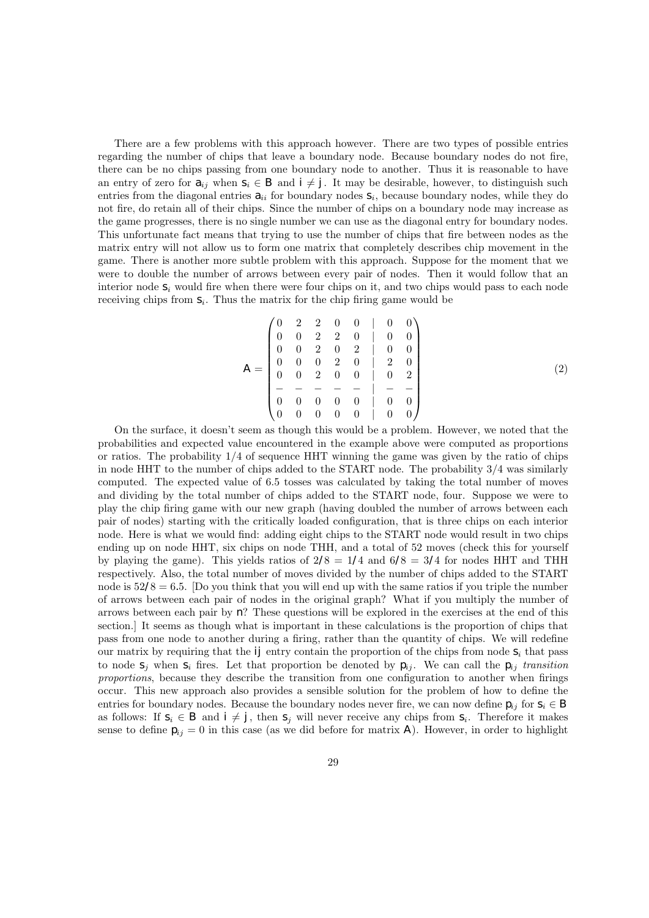There are a few problems with this approach however. There are two types of possible entries regarding the number of chips that leave a boundary node. Because boundary nodes do not fire, there can be no chips passing from one boundary node to another. Thus it is reasonable to have an entry of zero for $a_{ij}$ when $s_i \in B$ and $i \neq j$. It may be desirable, however, to distinguish such entries from the diagonal entries $a_{ii}$ for boundary nodes $s_i$, because boundary nodes, while they do not fire, do retain all of their chips. Since the number of chips on a boundary node may increase as the game progresses, there is no single number we can use as the diagonal entry for boundary nodes. This unfortunate fact means that trying to use the number of chips that fire between nodes as the matrix entry will not allow us to form one matrix that completely describes chip movement in the game. There is another more subtle problem with this approach. Suppose for the moment that we were to double the number of arrows between every pair of nodes. Then it would follow that an interior node $s_i$ would fire when there were four chips on it, and two chips would pass to each node receiving chips from $s_i$. Thus the matrix for the chip firing game would be

$$A = \begin{pmatrix} 0 & 2 & 2 & 0 & 0 & | & 0 & 0 \\ 0 & 0 & 2 & 2 & 0 & | & 0 & 0 \\ 0 & 0 & 2 & 0 & 2 & | & 0 & 0 \\ 0 & 0 & 0 & 2 & 0 & | & 2 & 0 \\ 0 & 0 & 2 & 0 & 0 & | & 0 & 2 \\ - & - & - & - & - & | & - & - \\ 0 & 0 & 0 & 0 & 0 & | & 0 & 0 \\ 0 & 0 & 0 & 0 & 0 & | & 0 & 0 \end{pmatrix} \tag{2}$$

On the surface, it doesn't seem as though this would be a problem. However, we noted that the probabilities and expected value encountered in the example above were computed as proportions or ratios. The probability 1/4 of sequence HHT winning the game was given by the ratio of chips in node HHT to the number of chips added to the START node. The probability 3/4 was similarly computed. The expected value of 6.5 tosses was calculated by taking the total number of moves and dividing by the total number of chips added to the START node, four. Suppose we were to play the chip firing game with our new graph (having doubled the number of arrows between each pair of nodes) starting with the critically loaded configuration, that is three chips on each interior node. Here is what we would find: adding eight chips to the START node would result in two chips ending up on node HHT, six chips on node THH, and a total of 52 moves (check this for yourself by playing the game). This yields ratios of $2/8 = 1/4$ and $6/8 = 3/4$ for nodes HHT and THH respectively. Also, the total number of moves divided by the number of chips added to the START node is $52/8 = 6.5$. [Do you think that you will end up with the same ratios if you triple the number of arrows between each pair of nodes in the original graph? What if you multiply the number of arrows between each pair by $n$? These questions will be explored in the exercises at the end of this section.] It seems as though what is important in these calculations is the proportion of chips that pass from one node to another during a firing, rather than the quantity of chips. We will redefine our matrix by requiring that the $ij$ entry contain the proportion of the chips from node $s_i$ that pass to node $s_j$ when $s_i$ fires. Let that proportion be denoted by $p_{ij}$. We can call the $p_{ij}$ *transition proportions*, because they describe the transition from one configuration to another when firings occur. This new approach also provides a sensible solution for the problem of how to define the entries for boundary nodes. Because the boundary nodes never fire, we can now define $p_{ij}$ for $s_i \in B$ as follows: If $s_i \in B$ and $i \neq j$, then $s_j$ will never receive any chips from $s_i$. Therefore it makes sense to define $p_{ij} = 0$ in this case (as we did before for matrix $A$). However, in order to highlight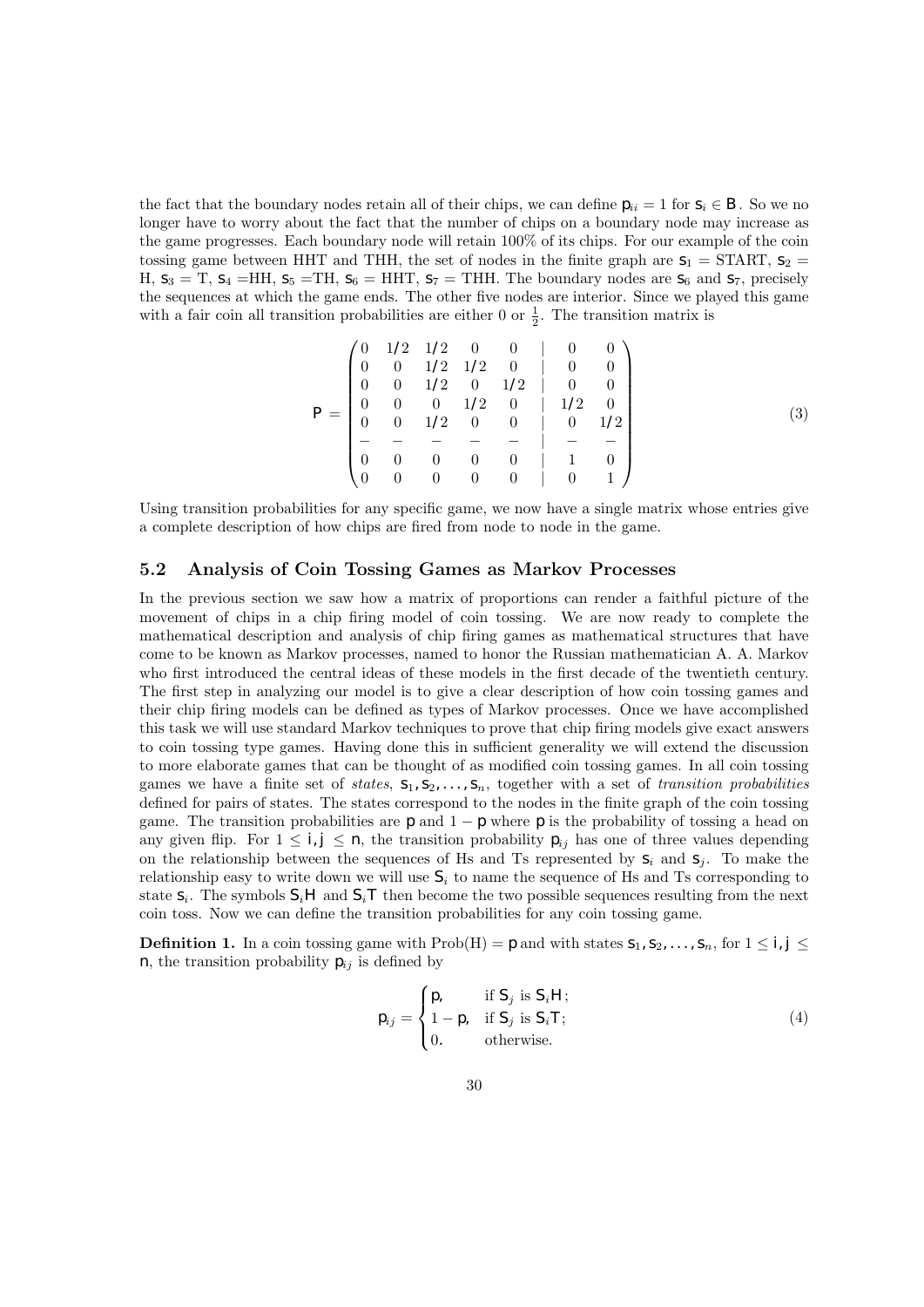the fact that the boundary nodes retain all of their chips, we can define $p_{ii} = 1$ for $s_i \in B$. So we no longer have to worry about the fact that the number of chips on a boundary node may increase as the game progresses. Each boundary node will retain 100% of its chips. For our example of the coin tossing game between HHT and THH, the set of nodes in the finite graph are $s_1$ = START, $s_2$ = H, $s_3$ = T, $s_4$ =HH, $s_5$ =TH, $s_6$ = HHT, $s_7$ = THH. The boundary nodes are $s_6$ and $s_7$, precisely the sequences at which the game ends. The other five nodes are interior. Since we played this game with a fair coin all transition probabilities are either 0 or $\frac{1}{2}$. The transition matrix is

$$P = \begin{pmatrix} 0 & 1/2 & 1/2 & 0 & 0 & | & 0 & 0 \\ 0 & 0 & 1/2 & 1/2 & 0 & | & 0 & 0 \\ 0 & 0 & 1/2 & 0 & 1/2 & | & 0 & 0 \\ 0 & 0 & 0 & 1/2 & 0 & | & 1/2 & 0 \\ 0 & 0 & 1/2 & 0 & 0 & | & 0 & 1/2 \\ - & - & - & - & - & | & - & - \\ 0 & 0 & 0 & 0 & 0 & | & 1 & 0 \\ 0 & 0 & 0 & 0 & 0 & | & 0 & 1 \end{pmatrix} \tag{3}$$

Using transition probabilities for any specific game, we now have a single matrix whose entries give a complete description of how chips are fired from node to node in the game.

## 5.2 Analysis of Coin Tossing Games as Markov Processes

In the previous section we saw how a matrix of proportions can render a faithful picture of the movement of chips in a chip firing model of coin tossing. We are now ready to complete the mathematical description and analysis of chip firing games as mathematical structures that have come to be known as Markov processes, named to honor the Russian mathematician A. A. Markov who first introduced the central ideas of these models in the first decade of the twentieth century. The first step in analyzing our model is to give a clear description of how coin tossing games and their chip firing models can be defined as types of Markov processes. Once we have accomplished this task we will use standard Markov techniques to prove that chip firing models give exact answers to coin tossing type games. Having done this in sufficient generality we will extend the discussion to more elaborate games that can be thought of as modified coin tossing games. In all coin tossing games we have a finite set of *states*, $s_1, s_2, \ldots, s_n$, together with a set of *transition probabilities* defined for pairs of states. The states correspond to the nodes in the finite graph of the coin tossing game. The transition probabilities are $p$ and $1 - p$ where $p$ is the probability of tossing a head on any given flip. For $1 \leq i, j \leq n$, the transition probability $p_{ij}$ has one of three values depending on the relationship between the sequences of Hs and Ts represented by $s_i$ and $s_j$. To make the relationship easy to write down we will use $S_i$ to name the sequence of Hs and Ts corresponding to state $s_i$. The symbols $S_iH$ and $S_iT$ then become the two possible sequences resulting from the next coin toss. Now we can define the transition probabilities for any coin tossing game.

**Definition 1.** In a coin tossing game with Prob(H) = $p$ and with states $s_1, s_2, \ldots, s_n$, for $1 \leq i, j \leq n$, the transition probability $p_{ij}$ is defined by

$$p_{ij} = \begin{cases} p, & \text{if } S_j \text{ is } S_iH; \\ 1 - p, & \text{if } S_j \text{ is } S_iT; \\ 0. & \text{otherwise.} \end{cases} \tag{4}$$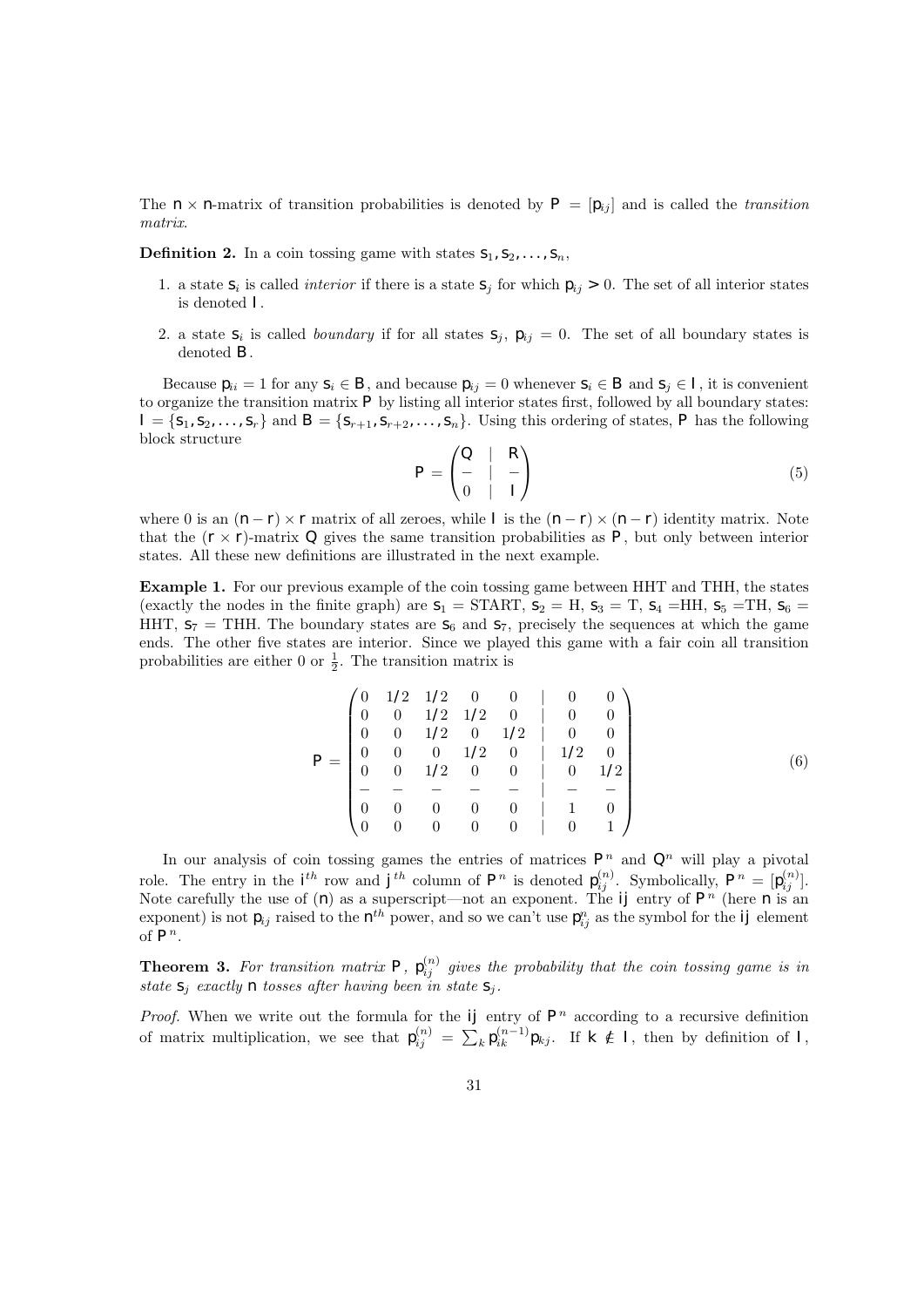The $n \times n$-matrix of transition probabilities is denoted by $P = [p_{ij}]$ and is called the *transition matrix*.

**Definition 2.** In a coin tossing game with states $s_1, s_2, \ldots, s_n$,

1. a state $s_i$ is called *interior* if there is a state $s_j$ for which $p_{ij} > 0$. The set of all interior states is denoted $I$.

2. a state $s_i$ is called *boundary* if for all states $s_j$, $p_{ij} = 0$. The set of all boundary states is denoted $B$.

Because $p_{ii} = 1$ for any $s_i \in B$, and because $p_{ij} = 0$ whenever $s_i \in B$ and $s_j \in I$, it is convenient to organize the transition matrix $P$ by listing all interior states first, followed by all boundary states: $I = \{s_1, s_2, \ldots, s_r\}$ and $B = \{s_{r+1}, s_{r+2}, \ldots, s_n\}$. Using this ordering of states, $P$ has the following block structure

$$P = \begin{pmatrix} Q & | & R \\ - & | & - \\ 0 & | & I \end{pmatrix} \tag{5}$$

where 0 is an $(n-r) \times r$ matrix of all zeroes, while $I$ is the $(n-r) \times (n-r)$ identity matrix. Note that the $(r \times r)$-matrix $Q$ gives the same transition probabilities as $P$, but only between interior states. All these new definitions are illustrated in the next example.

**Example 1.** For our previous example of the coin tossing game between HHT and THH, the states (exactly the nodes in the finite graph) are $s_1$ = START, $s_2$ = H, $s_3$ = T, $s_4$ =HH, $s_5$ =TH, $s_6$ = HHT, $s_7$ = THH. The boundary states are $s_6$ and $s_7$, precisely the sequences at which the game ends. The other five states are interior. Since we played this game with a fair coin all transition probabilities are either 0 or $\frac{1}{2}$. The transition matrix is

$$P = \begin{pmatrix} 0 & 1/2 & 1/2 & 0 & 0 & | & 0 & 0 \\ 0 & 0 & 1/2 & 1/2 & 0 & | & 0 & 0 \\ 0 & 0 & 1/2 & 0 & 1/2 & | & 0 & 0 \\ 0 & 0 & 0 & 1/2 & 0 & | & 1/2 & 0 \\ 0 & 0 & 1/2 & 0 & 0 & | & 0 & 1/2 \\ - & - & - & - & - & | & - & - \\ 0 & 0 & 0 & 0 & 0 & | & 1 & 0 \\ 0 & 0 & 0 & 0 & 0 & | & 0 & 1 \end{pmatrix} \tag{6}$$

In our analysis of coin tossing games the entries of matrices $P^n$ and $Q^n$ will play a pivotal role. The entry in the $i^{th}$ row and $j^{th}$ column of $P^n$ is denoted $p_{ij}^{(n)}$. Symbolically, $P^n = [p_{ij}^{(n)}]$. Note carefully the use of $(n)$ as a superscript—not an exponent. The $ij$ entry of $P^n$ (here $n$ is an exponent) is not $p_{ij}$ raised to the $n^{th}$ power, and so we can't use $p_{ij}^n$ as the symbol for the $ij$ element of $P^n$.

**Theorem 3.** *For transition matrix $P$, $p_{ij}^{(n)}$ gives the probability that the coin tossing game is in state $s_j$ exactly $n$ tosses after having been in state $s_j$.*

*Proof.* When we write out the formula for the $ij$ entry of $P^n$ according to a recursive definition of matrix multiplication, we see that $p_{ij}^{(n)} = \sum_k p_{ik}^{(n-1)} p_{kj}$. If $k \notin I$, then by definition of $I$,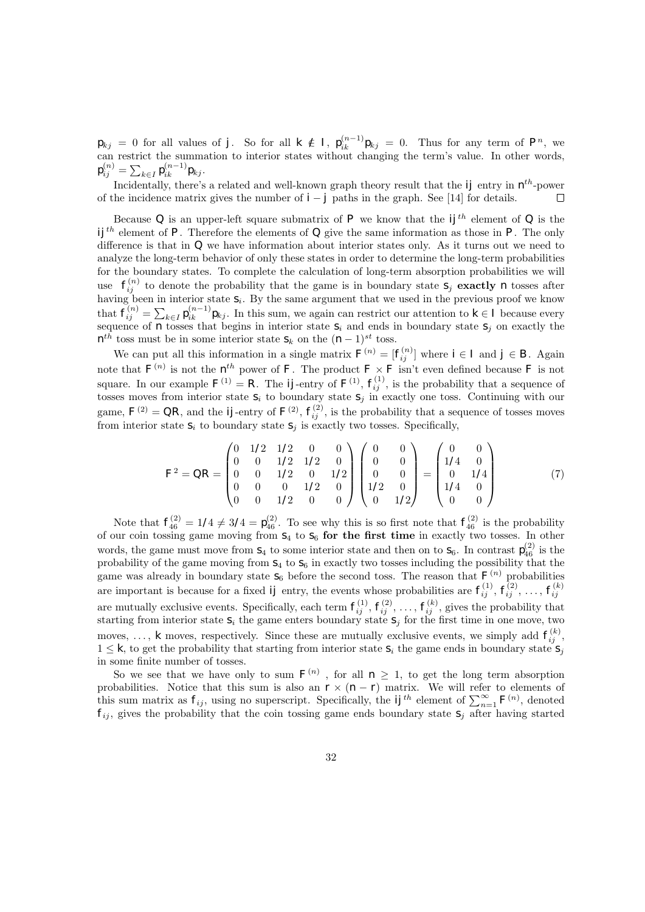$p_{kj} = 0$ for all values of $j$. So for all $k \notin I$, $p_{ik}^{(n-1)} p_{kj} = 0$. Thus for any term of $P^n$, we can restrict the summation to interior states without changing the term's value. In other words, $p_{ij}^{(n)} = \sum_{k \in I} p_{ik}^{(n-1)} p_{kj}$.

Incidentally, there's a related and well-known graph theory result that the $ij$ entry in $n^{th}$-power of the incidence matrix gives the number of $i-j$ paths in the graph. See [14] for details. □

Because $Q$ is an upper-left square submatrix of $P$ we know that the $ij^{th}$ element of $Q$ is the $ij^{th}$ element of $P$. Therefore the elements of $Q$ give the same information as those in $P$. The only difference is that in $Q$ we have information about interior states only. As it turns out we need to analyze the long-term behavior of only these states in order to determine the long-term probabilities for the boundary states. To complete the calculation of long-term absorption probabilities we will use $f_{ij}^{(n)}$ to denote the probability that the game is in boundary state $s_j$ **exactly** $n$ tosses after having been in interior state $s_i$. By the same argument that we used in the previous proof we know that $f_{ij}^{(n)} = \sum_{k \in I} p_{ik}^{(n-1)} p_{kj}$. In this sum, we again can restrict our attention to $k \in I$ because every sequence of $n$ tosses that begins in interior state $s_i$ and ends in boundary state $s_j$ on exactly the $n^{th}$ toss must be in some interior state $s_k$ on the $(n-1)^{st}$ toss.

We can put all this information in a single matrix $F^{(n)} = [f_{ij}^{(n)}]$ where $i \in I$ and $j \in B$. Again note that $F^{(n)}$ is not the $n^{th}$ power of $F$. The product $F \times F$ isn't even defined because $F$ is not square. In our example $F^{(1)} = R$. The $ij$-entry of $F^{(1)}$, $f_{ij}^{(1)}$, is the probability that a sequence of tosses moves from interior state $s_i$ to boundary state $s_j$ in exactly one toss. Continuing with our game, $F^{(2)} = QR$, and the $ij$-entry of $F^{(2)}$, $f_{ij}^{(2)}$, is the probability that a sequence of tosses moves from interior state $s_i$ to boundary state $s_j$ is exactly two tosses. Specifically,

$$F^{2} = QR = \begin{pmatrix} 0 & 1/2 & 1/2 & 0 & 0 \\ 0 & 0 & 1/2 & 1/2 & 0 \\ 0 & 0 & 1/2 & 0 & 1/2 \\ 0 & 0 & 0 & 1/2 & 0 \\ 0 & 0 & 1/2 & 0 & 0 \end{pmatrix} \begin{pmatrix} 0 & 0 \\ 0 & 0 \\ 0 & 0 \\ 1/2 & 0 \\ 0 & 1/2 \end{pmatrix} = \begin{pmatrix} 0 & 0 \\ 1/4 & 0 \\ 0 & 1/4 \\ 1/4 & 0 \\ 0 & 0 \end{pmatrix} \tag{7}$$

Note that $f_{46}^{(2)} = 1/4 \neq 3/4 = p_{46}^{(2)}$. To see why this is so first note that $f_{46}^{(2)}$ is the probability of our coin tossing game moving from $s_4$ to $s_6$ **for the first time** in exactly two tosses. In other words, the game must move from $s_4$ to some interior state and then on to $s_6$. In contrast $p_{46}^{(2)}$ is the probability of the game moving from $s_4$ to $s_6$ in exactly two tosses including the possibility that the game was already in boundary state $s_6$ before the second toss. The reason that $F^{(n)}$ probabilities are important is because for a fixed $ij$ entry, the events whose probabilities are $f_{ij}^{(1)}, f_{ij}^{(2)}, \ldots, f_{ij}^{(k)}$ are mutually exclusive events. Specifically, each term $f_{ij}^{(1)}, f_{ij}^{(2)}, \ldots, f_{ij}^{(k)}$, gives the probability that starting from interior state $s_i$ the game enters boundary state $s_j$ for the first time in one move, two moves, $\ldots$, $k$ moves, respectively. Since these are mutually exclusive events, we simply add $f_{ij}^{(k)}$, $1 \leq k$, to get the probability that starting from interior state $s_i$ the game ends in boundary state $s_j$ in some finite number of tosses.

So we see that we have only to sum $F^{(n)}$, for all $n \geq 1$, to get the long term absorption probabilities. Notice that this sum is also an $r \times (n-r)$ matrix. We will refer to elements of this sum matrix as $f_{ij}$, using no superscript. Specifically, the $ij^{th}$ element of $\sum_{n=1}^{\infty} F^{(n)}$, denoted $f_{ij}$, gives the probability that the coin tossing game ends boundary state $s_j$ after having started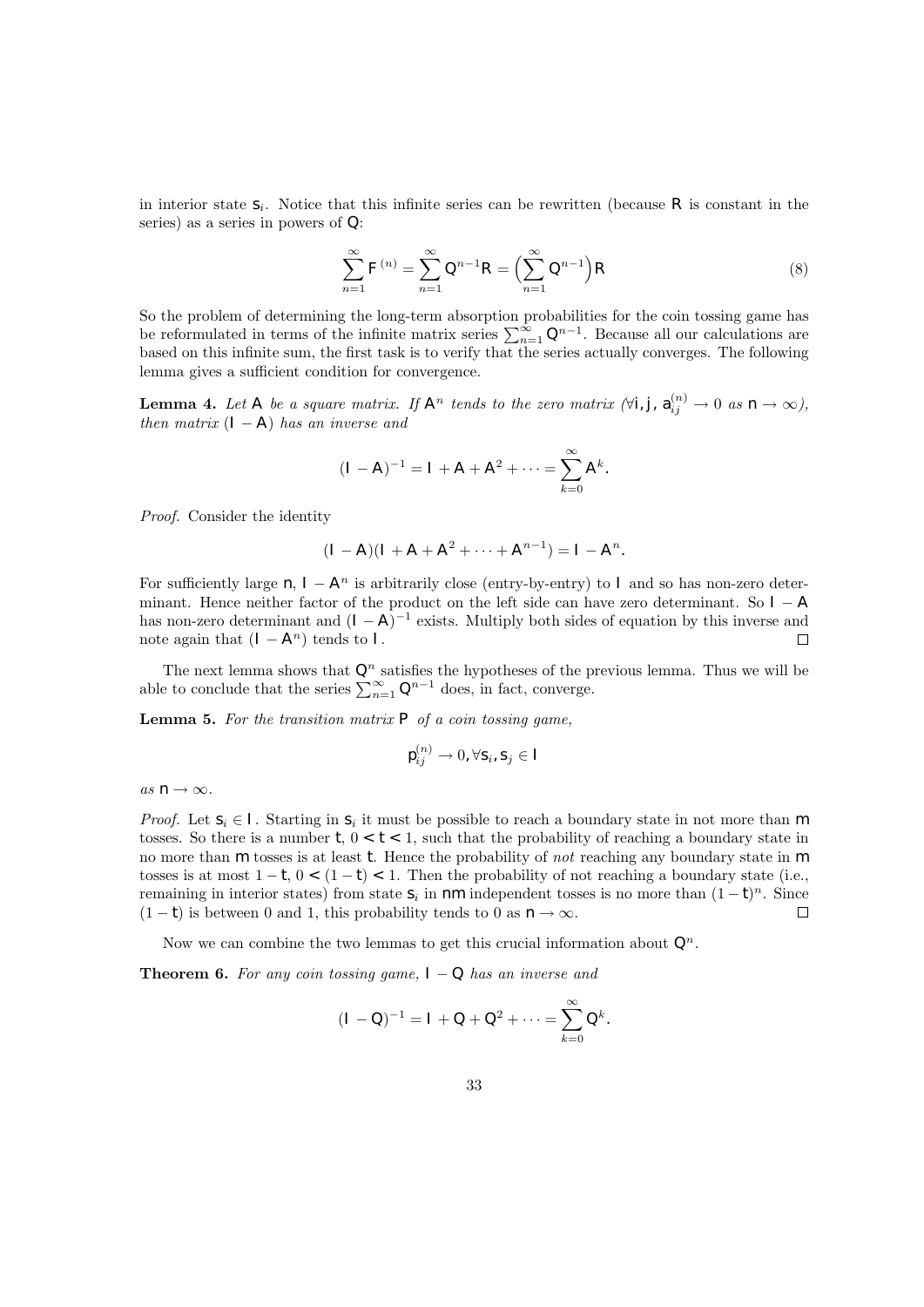in interior state $s_i$. Notice that this infinite series can be rewritten (because $R$ is constant in the series) as a series in powers of $Q$:

$$\sum_{n=1}^{\infty} F^{(n)} = \sum_{n=1}^{\infty} Q^{n-1} R = \Big( \sum_{n=1}^{\infty} Q^{n-1} \Big) R \tag{8}$$

So the problem of determining the long-term absorption probabilities for the coin tossing game has be reformulated in terms of the infinite matrix series $\sum_{n=1}^{\infty} Q^{n-1}$. Because all our calculations are based on this infinite sum, the first task is to verify that the series actually converges. The following lemma gives a sufficient condition for convergence.

**Lemma 4.** *Let $A$ be a square matrix. If $A^n$ tends to the zero matrix ($\forall i, j$, $a_{ij}^{(n)} \to 0$ as $n \to \infty$), then matrix $(I - A)$ has an inverse and*

$$(I - A)^{-1} = I + A + A^2 + \cdots = \sum_{k=0}^{\infty} A^k.$$

*Proof.* Consider the identity

$$(I - A)(I + A + A^2 + \cdots + A^{n-1}) = I - A^n.$$

For sufficiently large $n$, $I - A^n$ is arbitrarily close (entry-by-entry) to $I$ and so has non-zero determinant. Hence neither factor of the product on the left side can have zero determinant. So $I - A$ has non-zero determinant and $(I - A)^{-1}$ exists. Multiply both sides of equation by this inverse and note again that $(I - A^n)$ tends to $I$. $\square$

The next lemma shows that $Q^n$ satisfies the hypotheses of the previous lemma. Thus we will be able to conclude that the series $\sum_{n=1}^{\infty} Q^{n-1}$ does, in fact, converge.

**Lemma 5.** *For the transition matrix $P$ of a coin tossing game,*

$$p_{ij}^{(n)} \to 0, \forall s_i, s_j \in I$$

*as $n \to \infty$.*

*Proof.* Let $s_i \in I$. Starting in $s_i$ it must be possible to reach a boundary state in not more than $m$ tosses. So there is a number $t$, $0 < t < 1$, such that the probability of reaching a boundary state in no more than $m$ tosses is at least $t$. Hence the probability of *not* reaching any boundary state in $m$ tosses is at most $1 - t$, $0 < (1 - t) < 1$. Then the probability of not reaching a boundary state (i.e., remaining in interior states) from state $s_i$ in $nm$ independent tosses is no more than $(1 - t)^n$. Since $(1 - t)$ is between 0 and 1, this probability tends to 0 as $n \to \infty$. $\square$

Now we can combine the two lemmas to get this crucial information about $Q^n$.

**Theorem 6.** *For any coin tossing game, $I - Q$ has an inverse and*

$$(I - Q)^{-1} = I + Q + Q^2 + \cdots = \sum_{k=0}^{\infty} Q^k.$$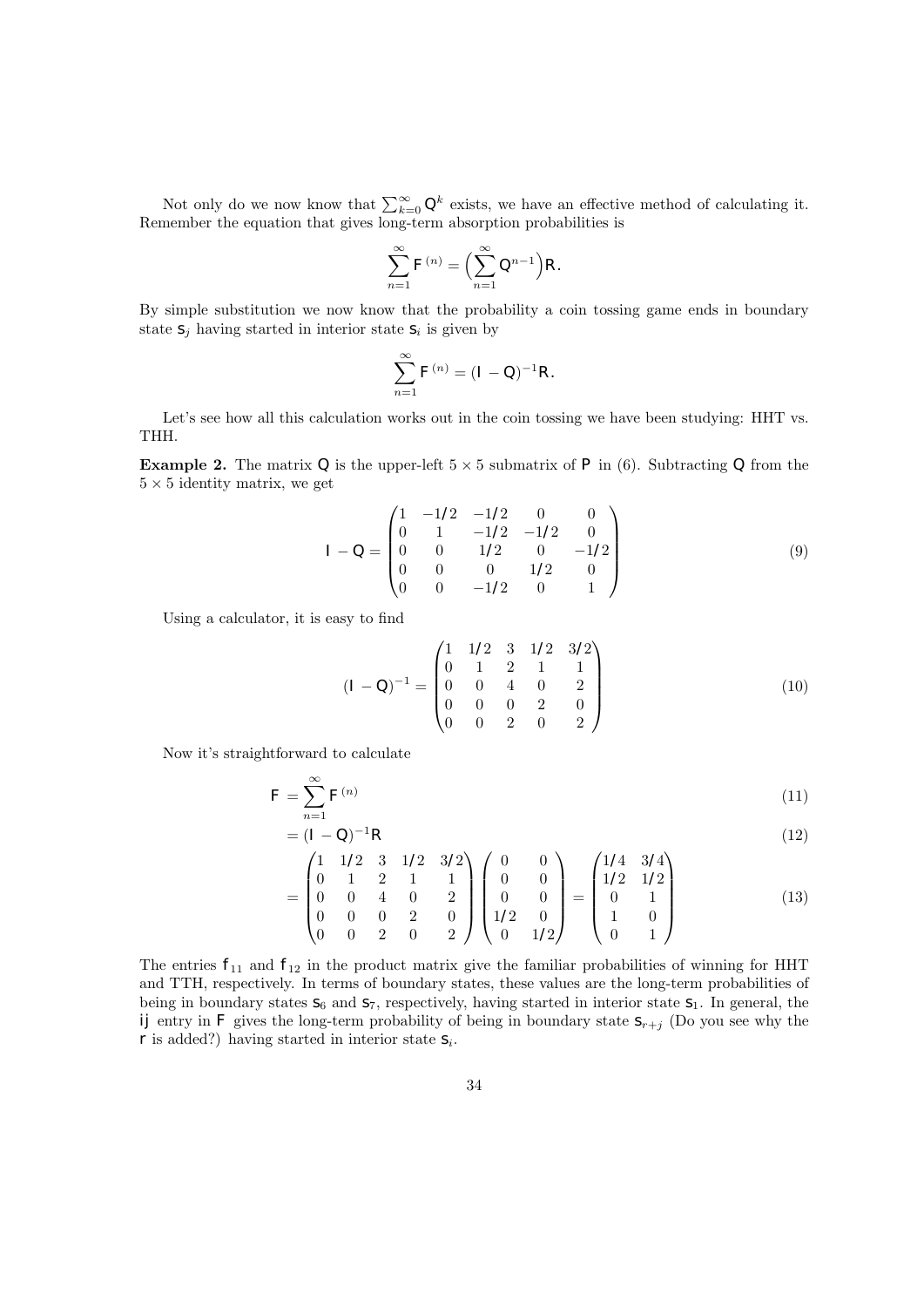Not only do we now know that $\sum_{k=0}^{\infty} \mathsf{Q}^k$ exists, we have an effective method of calculating it. Remember the equation that gives long-term absorption probabilities is

$$\sum_{n=1}^{\infty} \mathsf{F}^{(n)} = \Big(\sum_{n=1}^{\infty} \mathsf{Q}^{n-1}\Big)\mathsf{R}.$$

By simple substitution we now know that the probability a coin tossing game ends in boundary state $\mathsf{s}_j$ having started in interior state $\mathsf{s}_i$ is given by

$$\sum_{n=1}^{\infty} \mathsf{F}^{(n)} = (\mathsf{I} - \mathsf{Q})^{-1}\mathsf{R}.$$

Let's see how all this calculation works out in the coin tossing we have been studying: HHT vs. THH.

**Example 2.** The matrix $\mathsf{Q}$ is the upper-left $5 \times 5$ submatrix of $\mathsf{P}$ in (6). Subtracting $\mathsf{Q}$ from the $5 \times 5$ identity matrix, we get

$$\mathsf{I} - \mathsf{Q} = \begin{pmatrix} 1 & -1/2 & -1/2 & 0 & 0 \\ 0 & 1 & -1/2 & -1/2 & 0 \\ 0 & 0 & 1/2 & 0 & -1/2 \\ 0 & 0 & 0 & 1/2 & 0 \\ 0 & 0 & -1/2 & 0 & 1 \end{pmatrix} \tag{9}$$

Using a calculator, it is easy to find

$$(\mathsf{I} - \mathsf{Q})^{-1} = \begin{pmatrix} 1 & 1/2 & 3 & 1/2 & 3/2 \\ 0 & 1 & 2 & 1 & 1 \\ 0 & 0 & 4 & 0 & 2 \\ 0 & 0 & 0 & 2 & 0 \\ 0 & 0 & 2 & 0 & 2 \end{pmatrix} \tag{10}$$

Now it's straightforward to calculate

$$\mathsf{F} = \sum_{n=1}^{\infty} \mathsf{F}^{(n)} \tag{11}$$

$$= (\mathsf{I} - \mathsf{Q})^{-1}\mathsf{R} \tag{12}$$

$$= \begin{pmatrix} 1 & 1/2 & 3 & 1/2 & 3/2 \\ 0 & 1 & 2 & 1 & 1 \\ 0 & 0 & 4 & 0 & 2 \\ 0 & 0 & 0 & 2 & 0 \\ 0 & 0 & 2 & 0 & 2 \end{pmatrix} \begin{pmatrix} 0 & 0 \\ 0 & 0 \\ 0 & 0 \\ 1/2 & 0 \\ 0 & 1/2 \end{pmatrix} = \begin{pmatrix} 1/4 & 3/4 \\ 1/2 & 1/2 \\ 0 & 1 \\ 1 & 0 \\ 0 & 1 \end{pmatrix} \tag{13}$$

The entries $\mathsf{f}_{11}$ and $\mathsf{f}_{12}$ in the product matrix give the familiar probabilities of winning for HHT and TTH, respectively. In terms of boundary states, these values are the long-term probabilities of being in boundary states $\mathsf{s}_6$ and $\mathsf{s}_7$, respectively, having started in interior state $\mathsf{s}_1$. In general, the $\mathsf{ij}$ entry in $\mathsf{F}$ gives the long-term probability of being in boundary state $\mathsf{s}_{r+j}$ (Do you see why the $\mathsf{r}$ is added?) having started in interior state $\mathsf{s}_i$.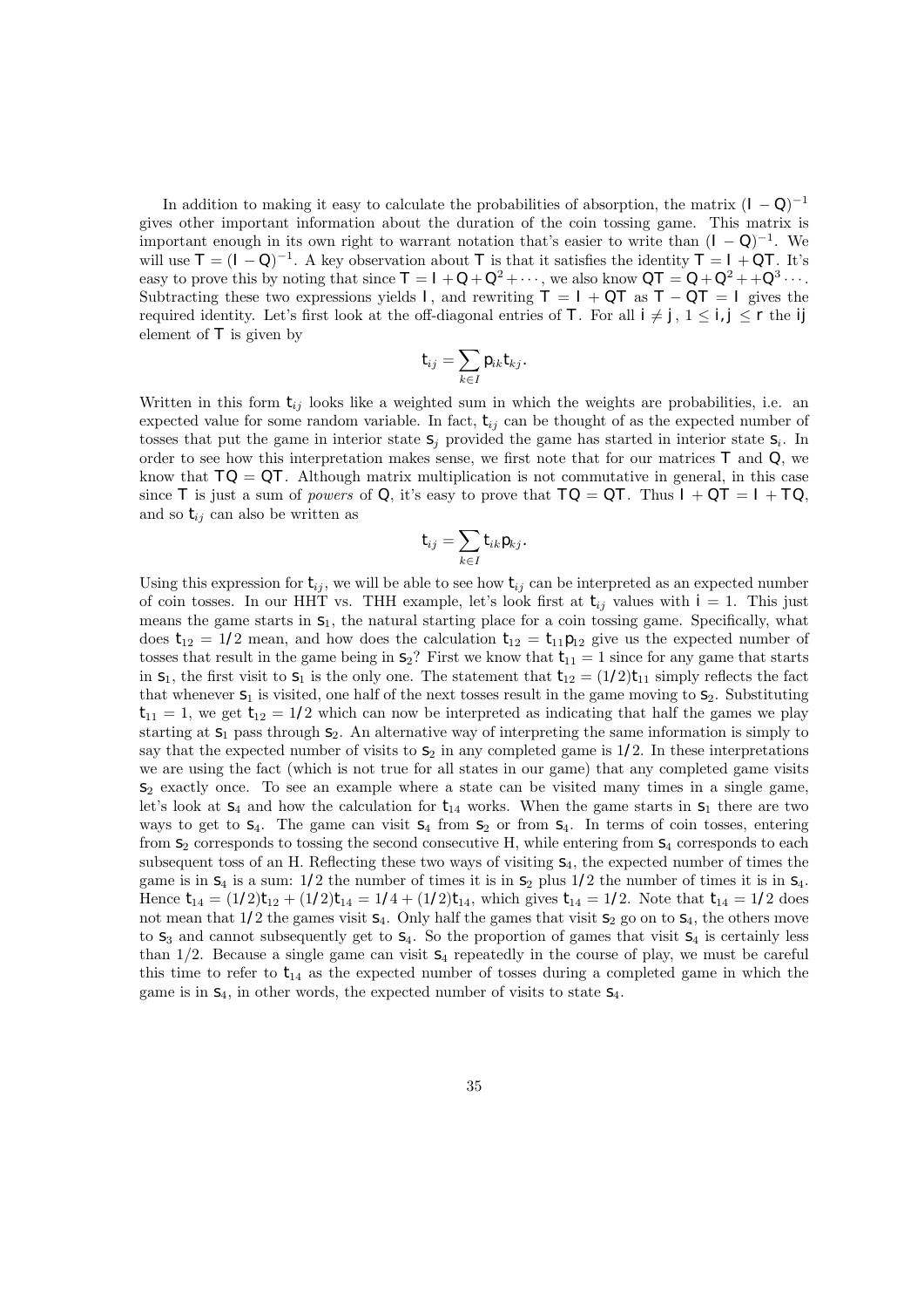In addition to making it easy to calculate the probabilities of absorption, the matrix $(I - Q)^{-1}$ gives other important information about the duration of the coin tossing game. This matrix is important enough in its own right to warrant notation that's easier to write than $(I - Q)^{-1}$. We will use $T = (I - Q)^{-1}$. A key observation about $T$ is that it satisfies the identity $T = I + QT$. It's easy to prove this by noting that since $T = I + Q + Q^2 + \cdots$, we also know $QT = Q + Q^2 + +Q^3 \cdots$. Subtracting these two expressions yields $I$, and rewriting $T = I + QT$ as $T - QT = I$ gives the required identity. Let's first look at the off-diagonal entries of $T$. For all $i \neq j$, $1 \leq i, j \leq r$ the $ij$ element of $T$ is given by

$$t_{ij} = \sum_{k \in I} p_{ik} t_{kj}.$$

Written in this form $t_{ij}$ looks like a weighted sum in which the weights are probabilities, i.e. an expected value for some random variable. In fact, $t_{ij}$ can be thought of as the expected number of tosses that put the game in interior state $s_j$ provided the game has started in interior state $s_i$. In order to see how this interpretation makes sense, we first note that for our matrices $T$ and $Q$, we know that $TQ = QT$. Although matrix multiplication is not commutative in general, in this case since $T$ is just a sum of *powers* of $Q$, it's easy to prove that $TQ = QT$. Thus $I + QT = I + TQ$, and so $t_{ij}$ can also be written as

$$t_{ij} = \sum_{k \in I} t_{ik} p_{kj}.$$

Using this expression for $t_{ij}$, we will be able to see how $t_{ij}$ can be interpreted as an expected number of coin tosses. In our HHT vs. THH example, let's look first at $t_{ij}$ values with $i = 1$. This just means the game starts in $s_1$, the natural starting place for a coin tossing game. Specifically, what does $t_{12} = 1/2$ mean, and how does the calculation $t_{12} = t_{11} p_{12}$ give us the expected number of tosses that result in the game being in $s_2$? First we know that $t_{11} = 1$ since for any game that starts in $s_1$, the first visit to $s_1$ is the only one. The statement that $t_{12} = (1/2)t_{11}$ simply reflects the fact that whenever $s_1$ is visited, one half of the next tosses result in the game moving to $s_2$. Substituting $t_{11} = 1$, we get $t_{12} = 1/2$ which can now be interpreted as indicating that half the games we play starting at $s_1$ pass through $s_2$. An alternative way of interpreting the same information is simply to say that the expected number of visits to $s_2$ in any completed game is $1/2$. In these interpretations we are using the fact (which is not true for all states in our game) that any completed game visits $s_2$ exactly once. To see an example where a state can be visited many times in a single game, let's look at $s_4$ and how the calculation for $t_{14}$ works. When the game starts in $s_1$ there are two ways to get to $s_4$. The game can visit $s_4$ from $s_2$ or from $s_4$. In terms of coin tosses, entering from $s_2$ corresponds to tossing the second consecutive H, while entering from $s_4$ corresponds to each subsequent toss of an H. Reflecting these two ways of visiting $s_4$, the expected number of times the game is in $s_4$ is a sum: $1/2$ the number of times it is in $s_2$ plus $1/2$ the number of times it is in $s_4$. Hence $t_{14} = (1/2)t_{12} + (1/2)t_{14} = 1/4 + (1/2)t_{14}$, which gives $t_{14} = 1/2$. Note that $t_{14} = 1/2$ does not mean that $1/2$ the games visit $s_4$. Only half the games that visit $s_2$ go on to $s_4$, the others move to $s_3$ and cannot subsequently get to $s_4$. So the proportion of games that visit $s_4$ is certainly less than $1/2$. Because a single game can visit $s_4$ repeatedly in the course of play, we must be careful this time to refer to $t_{14}$ as the expected number of tosses during a completed game in which the game is in $s_4$, in other words, the expected number of visits to state $s_4$.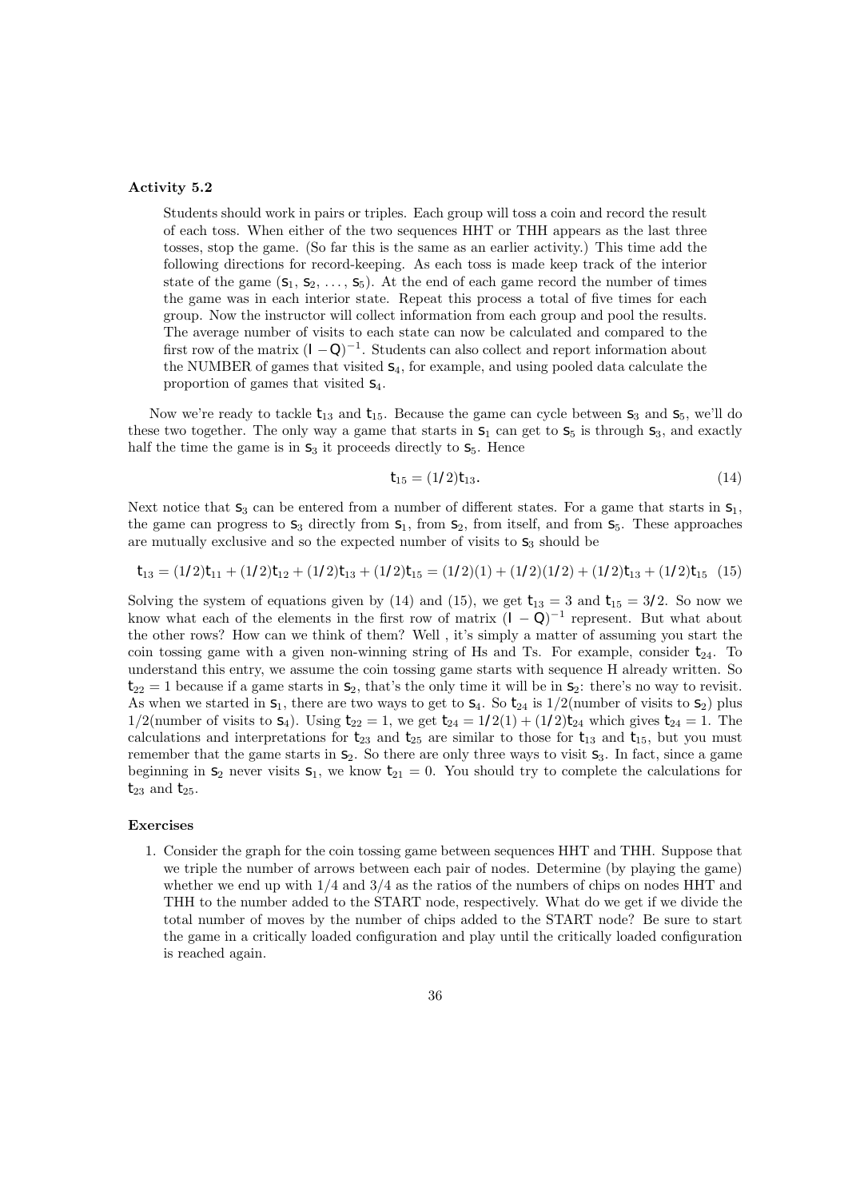**Activity 5.2**

> Students should work in pairs or triples. Each group will toss a coin and record the result of each toss. When either of the two sequences HHT or THH appears as the last three tosses, stop the game. (So far this is the same as an earlier activity.) This time add the following directions for record-keeping. As each toss is made keep track of the interior state of the game ($s_1$, $s_2$, ..., $s_5$). At the end of each game record the number of times the game was in each interior state. Repeat this process a total of five times for each group. Now the instructor will collect information from each group and pool the results. The average number of visits to each state can now be calculated and compared to the first row of the matrix $(I - Q)^{-1}$. Students can also collect and report information about the NUMBER of games that visited $s_4$, for example, and using pooled data calculate the proportion of games that visited $s_4$.

Now we're ready to tackle $t_{13}$ and $t_{15}$. Because the game can cycle between $s_3$ and $s_5$, we'll do these two together. The only way a game that starts in $s_1$ can get to $s_5$ is through $s_3$, and exactly half the time the game is in $s_3$ it proceeds directly to $s_5$. Hence

$$t_{15} = (1/2)t_{13}. \tag{14}$$

Next notice that $s_3$ can be entered from a number of different states. For a game that starts in $s_1$, the game can progress to $s_3$ directly from $s_1$, from $s_2$, from itself, and from $s_5$. These approaches are mutually exclusive and so the expected number of visits to $s_3$ should be

$$t_{13} = (1/2)t_{11} + (1/2)t_{12} + (1/2)t_{13} + (1/2)t_{15} = (1/2)(1) + (1/2)(1/2) + (1/2)t_{13} + (1/2)t_{15} \tag{15}$$

Solving the system of equations given by (14) and (15), we get $t_{13} = 3$ and $t_{15} = 3/2$. So now we know what each of the elements in the first row of matrix $(I - Q)^{-1}$ represent. But what about the other rows? How can we think of them? Well , it's simply a matter of assuming you start the coin tossing game with a given non-winning string of Hs and Ts. For example, consider $t_{24}$. To understand this entry, we assume the coin tossing game starts with sequence H already written. So $t_{22} = 1$ because if a game starts in $s_2$, that's the only time it will be in $s_2$: there's no way to revisit. As when we started in $s_1$, there are two ways to get to $s_4$. So $t_{24}$ is 1/2(number of visits to $s_2$) plus 1/2(number of visits to $s_4$). Using $t_{22} = 1$, we get $t_{24} = 1/2(1) + (1/2)t_{24}$ which gives $t_{24} = 1$. The calculations and interpretations for $t_{23}$ and $t_{25}$ are similar to those for $t_{13}$ and $t_{15}$, but you must remember that the game starts in $s_2$. So there are only three ways to visit $s_3$. In fact, since a game beginning in $s_2$ never visits $s_1$, we know $t_{21} = 0$. You should try to complete the calculations for $t_{23}$ and $t_{25}$.

**Exercises**

1. Consider the graph for the coin tossing game between sequences HHT and THH. Suppose that we triple the number of arrows between each pair of nodes. Determine (by playing the game) whether we end up with 1/4 and 3/4 as the ratios of the numbers of chips on nodes HHT and THH to the number added to the START node, respectively. What do we get if we divide the total number of moves by the number of chips added to the START node? Be sure to start the game in a critically loaded configuration and play until the critically loaded configuration is reached again.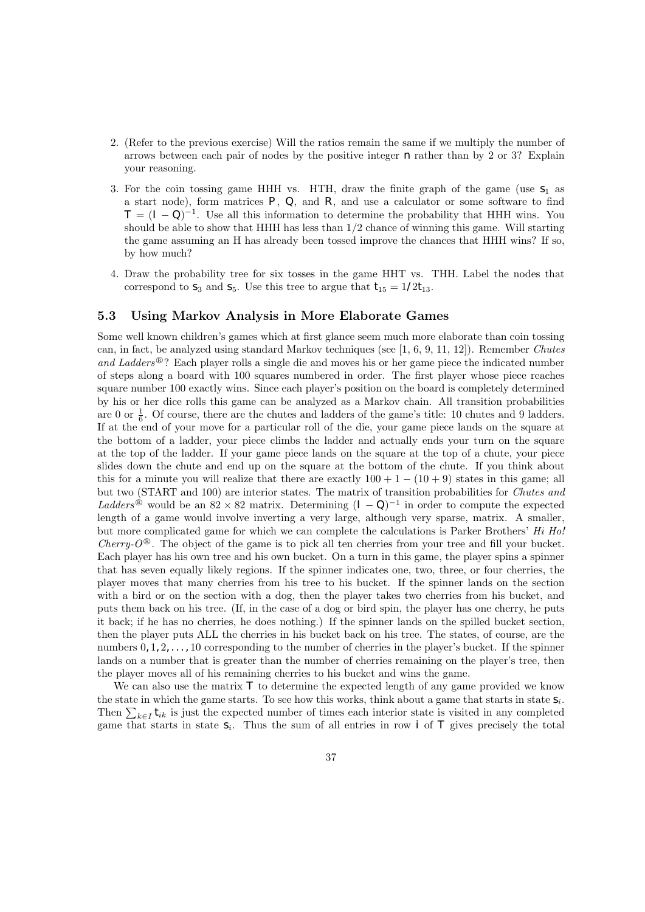2. (Refer to the previous exercise) Will the ratios remain the same if we multiply the number of arrows between each pair of nodes by the positive integer $n$ rather than by 2 or 3? Explain your reasoning.

3. For the coin tossing game HHH vs. HTH, draw the finite graph of the game (use $s_1$ as a start node), form matrices $P$, $Q$, and $R$, and use a calculator or some software to find $T = (I - Q)^{-1}$. Use all this information to determine the probability that HHH wins. You should be able to show that HHH has less than 1/2 chance of winning this game. Will starting the game assuming an H has already been tossed improve the chances that HHH wins? If so, by how much?

4. Draw the probability tree for six tosses in the game HHT vs. THH. Label the nodes that correspond to $s_3$ and $s_5$. Use this tree to argue that $t_{15} = 1/2 t_{13}$.

## 5.3 Using Markov Analysis in More Elaborate Games

Some well known children's games which at first glance seem much more elaborate than coin tossing can, in fact, be analyzed using standard Markov techniques (see [1, 6, 9, 11, 12]). Remember *Chutes and Ladders*®? Each player rolls a single die and moves his or her game piece the indicated number of steps along a board with 100 squares numbered in order. The first player whose piece reaches square number 100 exactly wins. Since each player's position on the board is completely determined by his or her dice rolls this game can be analyzed as a Markov chain. All transition probabilities are 0 or $\frac{1}{6}$. Of course, there are the chutes and ladders of the game's title: 10 chutes and 9 ladders. If at the end of your move for a particular roll of the die, your game piece lands on the square at the bottom of a ladder, your piece climbs the ladder and actually ends your turn on the square at the top of the ladder. If your game piece lands on the square at the top of a chute, your piece slides down the chute and end up on the square at the bottom of the chute. If you think about this for a minute you will realize that there are exactly $100 + 1 - (10 + 9)$ states in this game; all but two (START and 100) are interior states. The matrix of transition probabilities for *Chutes and Ladders*® would be an $82 \times 82$ matrix. Determining $(I - Q)^{-1}$ in order to compute the expected length of a game would involve inverting a very large, although very sparse, matrix. A smaller, but more complicated game for which we can complete the calculations is Parker Brothers' *Hi Ho! Cherry-O*®. The object of the game is to pick all ten cherries from your tree and fill your bucket. Each player has his own tree and his own bucket. On a turn in this game, the player spins a spinner that has seven equally likely regions. If the spinner indicates one, two, three, or four cherries, the player moves that many cherries from his tree to his bucket. If the spinner lands on the section with a bird or on the section with a dog, then the player takes two cherries from his bucket, and puts them back on his tree. (If, in the case of a dog or bird spin, the player has one cherry, he puts it back; if he has no cherries, he does nothing.) If the spinner lands on the spilled bucket section, then the player puts ALL the cherries in his bucket back on his tree. The states, of course, are the numbers $0, 1, 2, \ldots, 10$ corresponding to the number of cherries in the player's bucket. If the spinner lands on a number that is greater than the number of cherries remaining on the player's tree, then the player moves all of his remaining cherries to his bucket and wins the game.

We can also use the matrix $T$ to determine the expected length of any game provided we know the state in which the game starts. To see how this works, think about a game that starts in state $s_i$. Then $\sum_{k \in I} t_{ik}$ is just the expected number of times each interior state is visited in any completed game that starts in state $s_i$. Thus the sum of all entries in row $i$ of $T$ gives precisely the total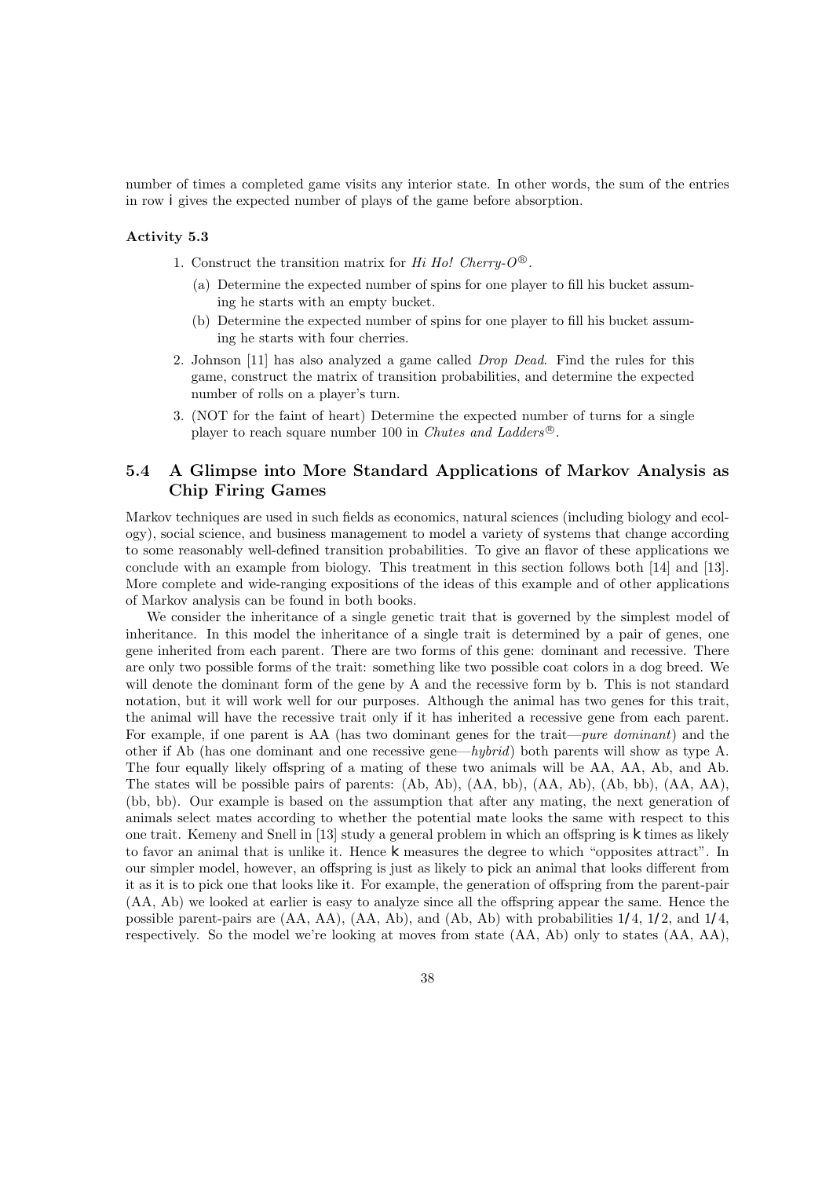number of times a completed game visits any interior state. In other words, the sum of the entries in row $i$ gives the expected number of plays of the game before absorption.

**Activity 5.3**

1. Construct the transition matrix for *Hi Ho! Cherry-O*®.
   (a) Determine the expected number of spins for one player to fill his bucket assuming he starts with an empty bucket.
   (b) Determine the expected number of spins for one player to fill his bucket assuming he starts with four cherries.
2. Johnson [11] has also analyzed a game called *Drop Dead*. Find the rules for this game, construct the matrix of transition probabilities, and determine the expected number of rolls on a player's turn.
3. (NOT for the faint of heart) Determine the expected number of turns for a single player to reach square number 100 in *Chutes and Ladders*®.

## 5.4 A Glimpse into More Standard Applications of Markov Analysis as Chip Firing Games

Markov techniques are used in such fields as economics, natural sciences (including biology and ecology), social science, and business management to model a variety of systems that change according to some reasonably well-defined transition probabilities. To give an flavor of these applications we conclude with an example from biology. This treatment in this section follows both [14] and [13]. More complete and wide-ranging expositions of the ideas of this example and of other applications of Markov analysis can be found in both books.

We consider the inheritance of a single genetic trait that is governed by the simplest model of inheritance. In this model the inheritance of a single trait is determined by a pair of genes, one gene inherited from each parent. There are two forms of this gene: dominant and recessive. There are only two possible forms of the trait: something like two possible coat colors in a dog breed. We will denote the dominant form of the gene by A and the recessive form by b. This is not standard notation, but it will work well for our purposes. Although the animal has two genes for this trait, the animal will have the recessive trait only if it has inherited a recessive gene from each parent. For example, if one parent is AA (has two dominant genes for the trait—*pure dominant*) and the other if Ab (has one dominant and one recessive gene—*hybrid*) both parents will show as type A. The four equally likely offspring of a mating of these two animals will be AA, AA, Ab, and Ab. The states will be possible pairs of parents: (Ab, Ab), (AA, bb), (AA, Ab), (Ab, bb), (AA, AA), (bb, bb). Our example is based on the assumption that after any mating, the next generation of animals select mates according to whether the potential mate looks the same with respect to this one trait. Kemeny and Snell in [13] study a general problem in which an offspring is $k$ times as likely to favor an animal that is unlike it. Hence $k$ measures the degree to which "opposites attract". In our simpler model, however, an offspring is just as likely to pick an animal that looks different from it as it is to pick one that looks like it. For example, the generation of offspring from the parent-pair (AA, Ab) we looked at earlier is easy to analyze since all the offspring appear the same. Hence the possible parent-pairs are (AA, AA), (AA, Ab), and (Ab, Ab) with probabilities $1/4$, $1/2$, and $1/4$, respectively. So the model we're looking at moves from state (AA, Ab) only to states (AA, AA),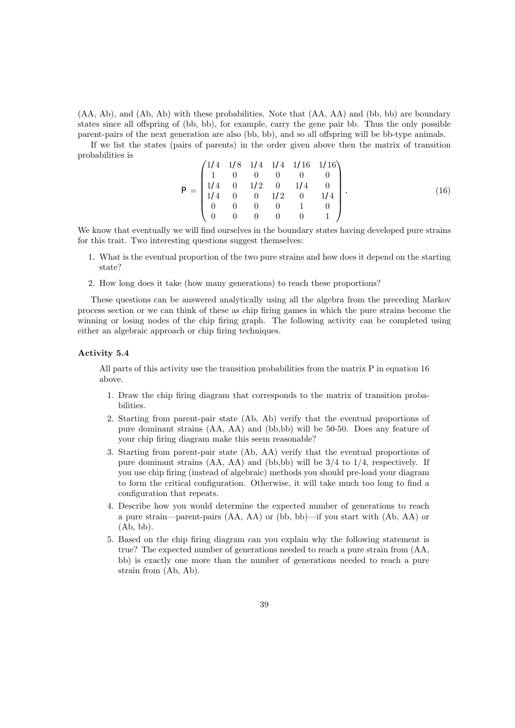(AA, Ab), and (Ab, Ab) with these probabilities. Note that (AA, AA) and (bb, bb) are boundary states since all offspring of (bb, bb), for example, carry the gene pair bb. Thus the only possible parent-pairs of the next generation are also (bb, bb), and so all offspring will be bb-type animals.

If we list the states (pairs of parents) in the order given above then the matrix of transition probabilities is

$$\mathsf{P} = \begin{pmatrix} 1/4 & 1/8 & 1/4 & 1/4 & 1/16 & 1/16 \\ 1 & 0 & 0 & 0 & 0 & 0 \\ 1/4 & 0 & 1/2 & 0 & 1/4 & 0 \\ 1/4 & 0 & 0 & 1/2 & 0 & 1/4 \\ 0 & 0 & 0 & 0 & 1 & 0 \\ 0 & 0 & 0 & 0 & 0 & 1 \end{pmatrix}. \tag{16}$$

We know that eventually we will find ourselves in the boundary states having developed pure strains for this trait. Two interesting questions suggest themselves:

1. What is the eventual proportion of the two pure strains and how does it depend on the starting state?
2. How long does it take (how many generations) to reach these proportions?

These questions can be answered analytically using all the algebra from the preceding Markov process section or we can think of these as chip firing games in which the pure strains become the winning or losing nodes of the chip firing graph. The following activity can be completed using either an algebraic approach or chip firing techniques.

#### Activity 5.4

All parts of this activity use the transition probabilities from the matrix P in equation 16 above.

1. Draw the chip firing diagram that corresponds to the matrix of transition probabilities.
2. Starting from parent-pair state (Ab, Ab) verify that the eventual proportions of pure dominant strains (AA, AA) and (bb,bb) will be 50-50. Does any feature of your chip firing diagram make this seem reasonable?
3. Starting from parent-pair state (Ab, AA) verify that the eventual proportions of pure dominant strains (AA, AA) and (bb,bb) will be 3/4 to 1/4, respectively. If you use chip firing (instead of algebraic) methods you should pre-load your diagram to form the critical configuration. Otherwise, it will take much too long to find a configuration that repeats.
4. Describe how you would determine the expected number of generations to reach a pure strain—parent-pairs (AA, AA) or (bb, bb)—if you start with (Ab, AA) or (Ab, bb).
5. Based on the chip firing diagram can you explain why the following statement is true? The expected number of generations needed to reach a pure strain from (AA, bb) is exactly one more than the number of generations needed to reach a pure strain from (Ab, Ab).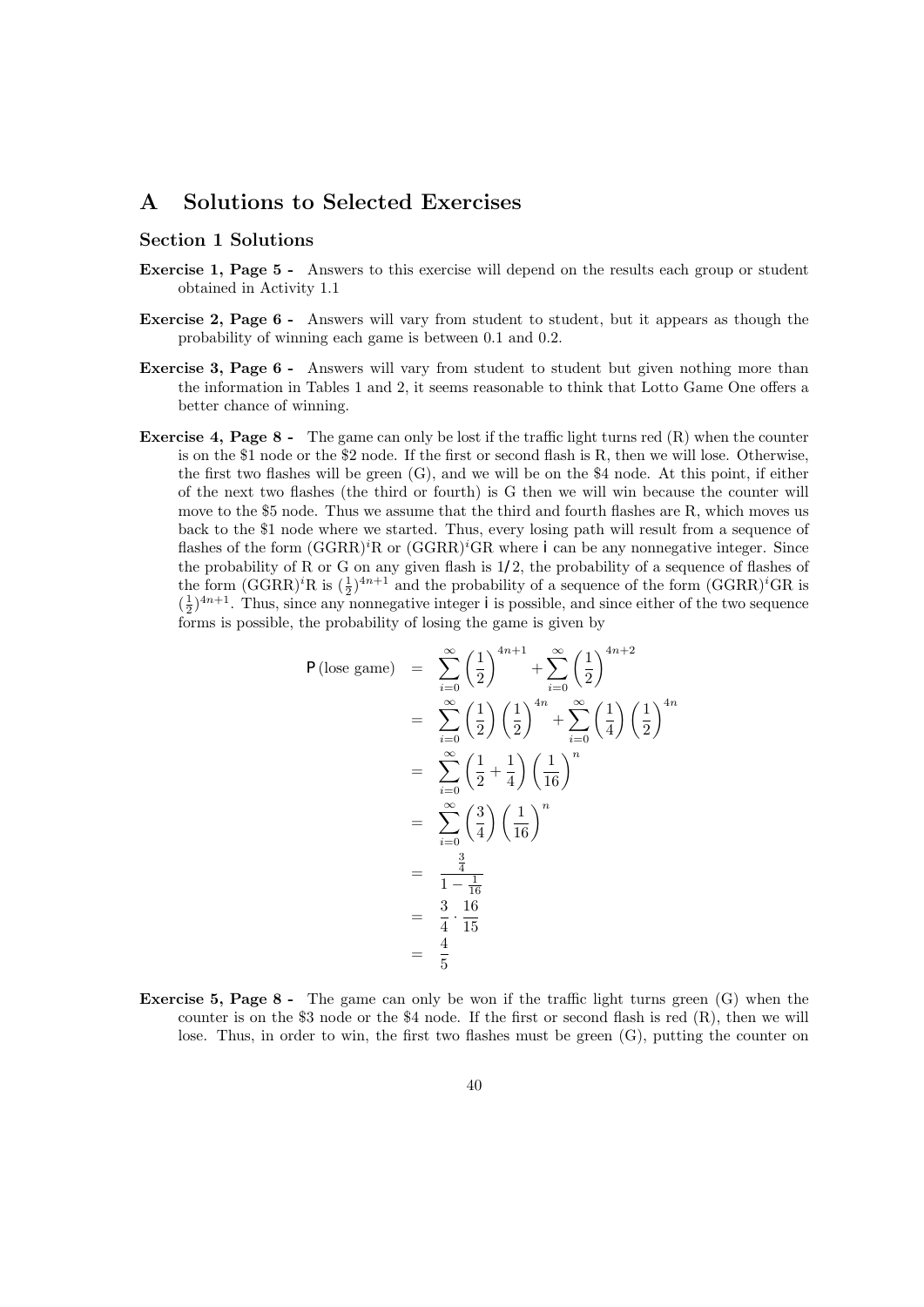# A Solutions to Selected Exercises

## Section 1 Solutions

**Exercise 1, Page 5 -** Answers to this exercise will depend on the results each group or student obtained in Activity 1.1

**Exercise 2, Page 6 -** Answers will vary from student to student, but it appears as though the probability of winning each game is between 0.1 and 0.2.

**Exercise 3, Page 6 -** Answers will vary from student to student but given nothing more than the information in Tables 1 and 2, it seems reasonable to think that Lotto Game One offers a better chance of winning.

**Exercise 4, Page 8 -** The game can only be lost if the traffic light turns red (R) when the counter is on the \$1 node or the \$2 node. If the first or second flash is R, then we will lose. Otherwise, the first two flashes will be green (G), and we will be on the \$4 node. At this point, if either of the next two flashes (the third or fourth) is G then we will win because the counter will move to the \$5 node. Thus we assume that the third and fourth flashes are R, which moves us back to the \$1 node where we started. Thus, every losing path will result from a sequence of flashes of the form $(\text{GGRR})^i\text{R}$ or $(\text{GGRR})^i\text{GR}$ where $\mathsf{i}$ can be any nonnegative integer. Since the probability of R or G on any given flash is $1/2$, the probability of a sequence of flashes of the form $(\text{GGRR})^i\text{R}$ is $(\frac{1}{2})^{4n+1}$ and the probability of a sequence of the form $(\text{GGRR})^i\text{GR}$ is $(\frac{1}{2})^{4n+1}$. Thus, since any nonnegative integer $\mathsf{i}$ is possible, and since either of the two sequence forms is possible, the probability of losing the game is given by

$$
\begin{aligned}
\mathsf{P}\,(\text{lose game}) &= \sum_{i=0}^{\infty}\left(\frac{1}{2}\right)^{4n+1} + \sum_{i=0}^{\infty}\left(\frac{1}{2}\right)^{4n+2} \\
&= \sum_{i=0}^{\infty}\left(\frac{1}{2}\right)\left(\frac{1}{2}\right)^{4n} + \sum_{i=0}^{\infty}\left(\frac{1}{4}\right)\left(\frac{1}{2}\right)^{4n} \\
&= \sum_{i=0}^{\infty}\left(\frac{1}{2}+\frac{1}{4}\right)\left(\frac{1}{16}\right)^{n} \\
&= \sum_{i=0}^{\infty}\left(\frac{3}{4}\right)\left(\frac{1}{16}\right)^{n} \\
&= \frac{\frac{3}{4}}{1-\frac{1}{16}} \\
&= \frac{3}{4}\cdot\frac{16}{15} \\
&= \frac{4}{5}
\end{aligned}
$$

**Exercise 5, Page 8 -** The game can only be won if the traffic light turns green (G) when the counter is on the \$3 node or the \$4 node. If the first or second flash is red (R), then we will lose. Thus, in order to win, the first two flashes must be green (G), putting the counter on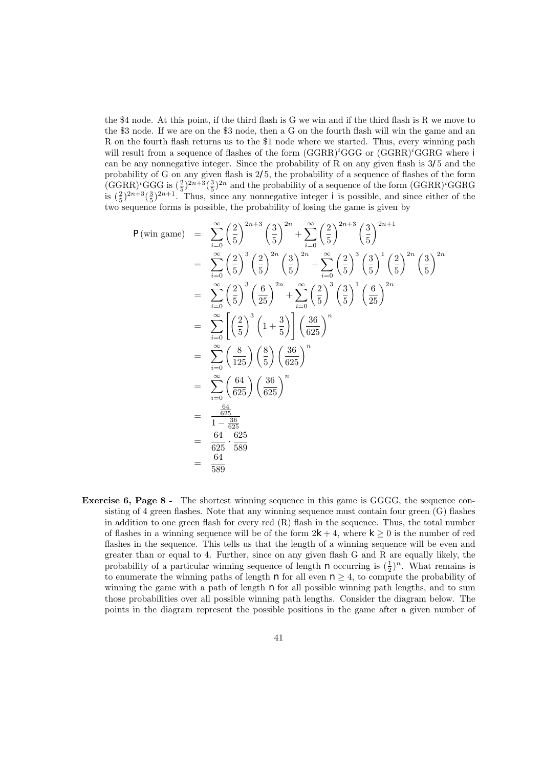the \$4 node. At this point, if the third flash is G we win and if the third flash is R we move to the \$3 node. If we are on the \$3 node, then a G on the fourth flash will win the game and an R on the fourth flash returns us to the \$1 node where we started. Thus, every winning path will result from a sequence of flashes of the form $(\text{GGRR})^i\text{GGG}$ or $(\text{GGRR})^i\text{GGRG}$ where $i$ can be any nonnegative integer. Since the probability of R on any given flash is $3/5$ and the probability of G on any given flash is $2/5$, the probability of a sequence of flashes of the form $(\text{GGRR})^i\text{GGG}$ is $(\frac{2}{5})^{2n+3}(\frac{3}{5})^{2n}$ and the probability of a sequence of the form $(\text{GGRR})^i\text{GGRG}$ is $(\frac{2}{5})^{2n+3}(\frac{3}{5})^{2n+1}$. Thus, since any nonnegative integer $i$ is possible, and since either of the two sequence forms is possible, the probability of losing the game is given by

$$
\begin{aligned}
P(\text{win game}) &= \sum_{i=0}^{\infty}\left(\frac{2}{5}\right)^{2n+3}\left(\frac{3}{5}\right)^{2n} + \sum_{i=0}^{\infty}\left(\frac{2}{5}\right)^{2n+3}\left(\frac{3}{5}\right)^{2n+1} \\
&= \sum_{i=0}^{\infty}\left(\frac{2}{5}\right)^{3}\left(\frac{2}{5}\right)^{2n}\left(\frac{3}{5}\right)^{2n} + \sum_{i=0}^{\infty}\left(\frac{2}{5}\right)^{3}\left(\frac{3}{5}\right)^{1}\left(\frac{2}{5}\right)^{2n}\left(\frac{3}{5}\right)^{2n} \\
&= \sum_{i=0}^{\infty}\left(\frac{2}{5}\right)^{3}\left(\frac{6}{25}\right)^{2n} + \sum_{i=0}^{\infty}\left(\frac{2}{5}\right)^{3}\left(\frac{3}{5}\right)^{1}\left(\frac{6}{25}\right)^{2n} \\
&= \sum_{i=0}^{\infty}\left[\left(\frac{2}{5}\right)^{3}\left(1+\frac{3}{5}\right)\right]\left(\frac{36}{625}\right)^{n} \\
&= \sum_{i=0}^{\infty}\left(\frac{8}{125}\right)\left(\frac{8}{5}\right)\left(\frac{36}{625}\right)^{n} \\
&= \sum_{i=0}^{\infty}\left(\frac{64}{625}\right)\left(\frac{36}{625}\right)^{n} \\
&= \frac{\frac{64}{625}}{1-\frac{36}{625}} \\
&= \frac{64}{625}\cdot\frac{625}{589} \\
&= \frac{64}{589}
\end{aligned}
$$

**Exercise 6, Page 8 -** The shortest winning sequence in this game is GGGG, the sequence consisting of 4 green flashes. Note that any winning sequence must contain four green (G) flashes in addition to one green flash for every red (R) flash in the sequence. Thus, the total number of flashes in a winning sequence will be of the form $2k+4$, where $k \geq 0$ is the number of red flashes in the sequence. This tells us that the length of a winning sequence will be even and greater than or equal to 4. Further, since on any given flash G and R are equally likely, the probability of a particular winning sequence of length $n$ occurring is $(\frac{1}{2})^n$. What remains is to enumerate the winning paths of length $n$ for all even $n \geq 4$, to compute the probability of winning the game with a path of length $n$ for all possible winning path lengths, and to sum those probabilities over all possible winning path lengths. Consider the diagram below. The points in the diagram represent the possible positions in the game after a given number of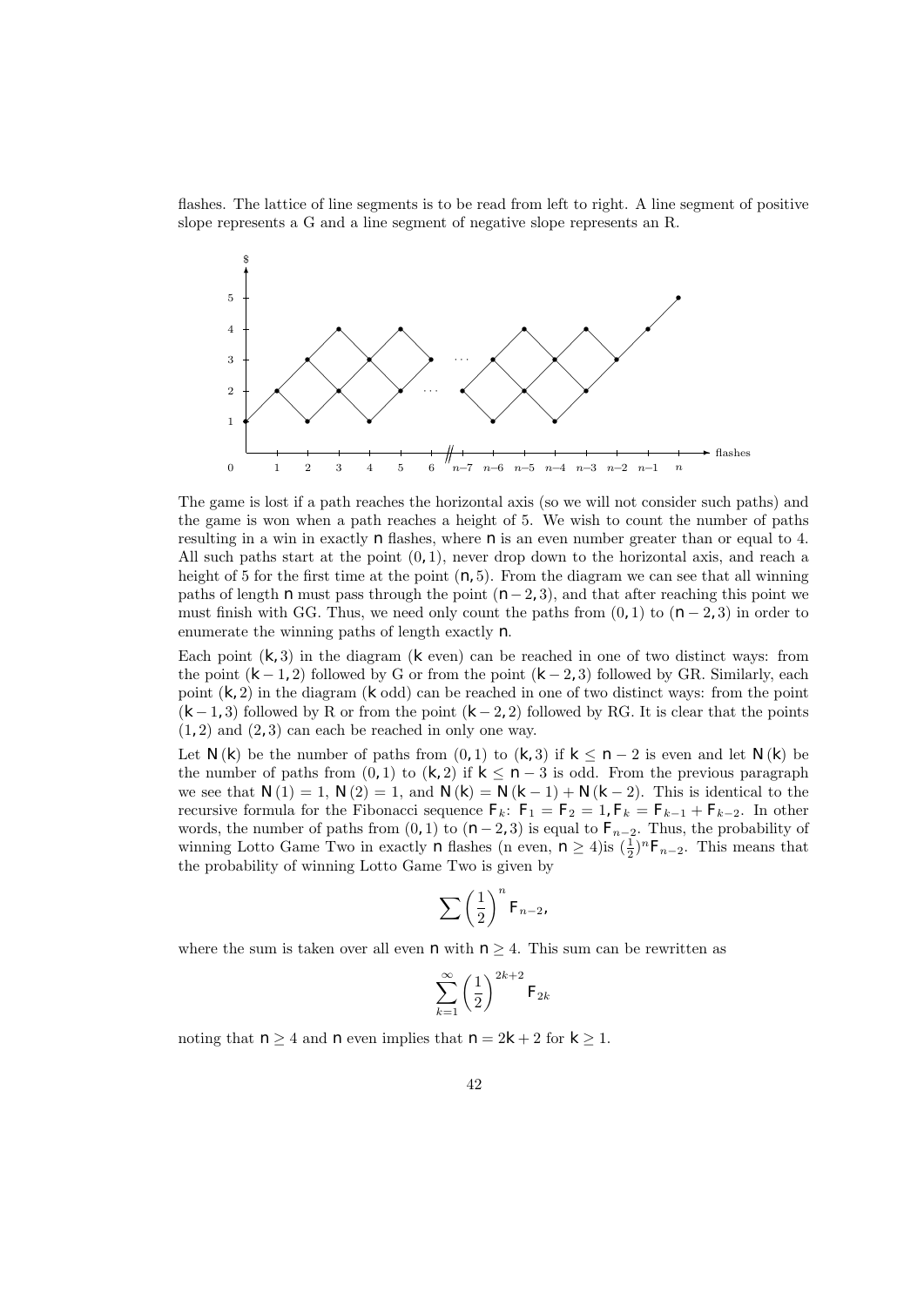flashes. The lattice of line segments is to be read from left to right. A line segment of positive slope represents a G and a line segment of negative slope represents an R.

The game is lost if a path reaches the horizontal axis (so we will not consider such paths) and the game is won when a path reaches a height of 5. We wish to count the number of paths resulting in a win in exactly $n$ flashes, where $n$ is an even number greater than or equal to 4. All such paths start at the point $(0, 1)$, never drop down to the horizontal axis, and reach a height of 5 for the first time at the point $(n, 5)$. From the diagram we can see that all winning paths of length $n$ must pass through the point $(n-2, 3)$, and that after reaching this point we must finish with GG. Thus, we need only count the paths from $(0, 1)$ to $(n-2, 3)$ in order to enumerate the winning paths of length exactly $n$.

Each point $(k, 3)$ in the diagram ($k$ even) can be reached in one of two distinct ways: from the point $(k-1, 2)$ followed by G or from the point $(k-2, 3)$ followed by GR. Similarly, each point $(k, 2)$ in the diagram ($k$ odd) can be reached in one of two distinct ways: from the point $(k-1, 3)$ followed by R or from the point $(k-2, 2)$ followed by RG. It is clear that the points $(1, 2)$ and $(2, 3)$ can each be reached in only one way.

Let $N(k)$ be the number of paths from $(0, 1)$ to $(k, 3)$ if $k \leq n-2$ is even and let $N(k)$ be the number of paths from $(0, 1)$ to $(k, 2)$ if $k \leq n-3$ is odd. From the previous paragraph we see that $N(1) = 1$, $N(2) = 1$, and $N(k) = N(k-1) + N(k-2)$. This is identical to the recursive formula for the Fibonacci sequence $F_k$: $F_1 = F_2 = 1, F_k = F_{k-1} + F_{k-2}$. In other words, the number of paths from $(0, 1)$ to $(n-2, 3)$ is equal to $F_{n-2}$. Thus, the probability of winning Lotto Game Two in exactly $n$ flashes (n even, $n \geq 4$)is $(\frac{1}{2})^n F_{n-2}$. This means that the probability of winning Lotto Game Two is given by

$$\sum \left(\frac{1}{2}\right)^n F_{n-2},$$

where the sum is taken over all even $n$ with $n \geq 4$. This sum can be rewritten as

$$\sum_{k=1}^{\infty} \left(\frac{1}{2}\right)^{2k+2} F_{2k}$$

noting that $n \geq 4$ and $n$ even implies that $n = 2k + 2$ for $k \geq 1$.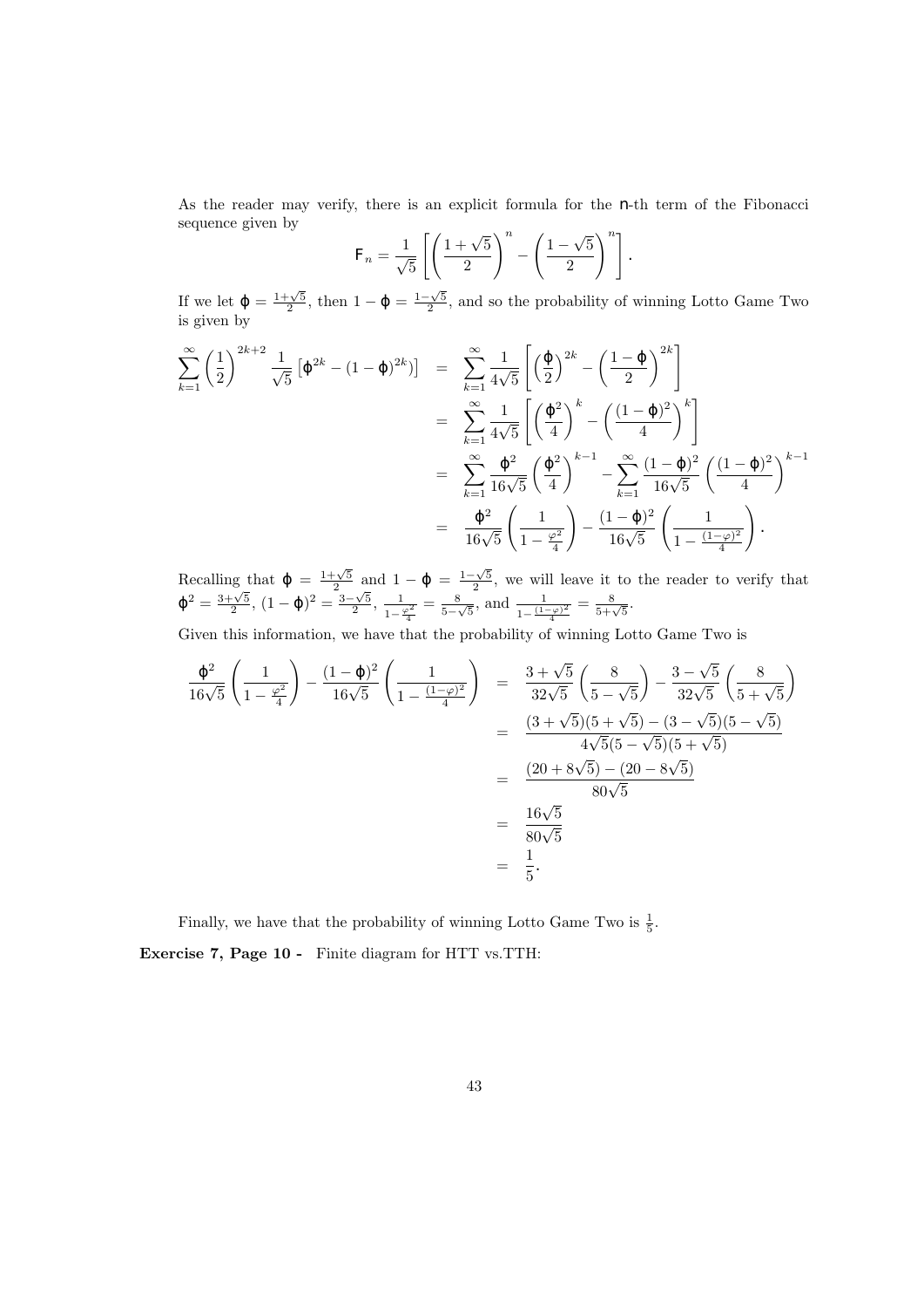As the reader may verify, there is an explicit formula for the $n$-th term of the Fibonacci sequence given by

$$F_n = \frac{1}{\sqrt{5}}\left[\left(\frac{1+\sqrt{5}}{2}\right)^n - \left(\frac{1-\sqrt{5}}{2}\right)^n\right].$$

If we let $\phi = \frac{1+\sqrt{5}}{2}$, then $1-\phi = \frac{1-\sqrt{5}}{2}$, and so the probability of winning Lotto Game Two is given by

$$\begin{aligned}
\sum_{k=1}^{\infty}\left(\frac{1}{2}\right)^{2k+2}\frac{1}{\sqrt{5}}\left[\phi^{2k}-(1-\phi)^{2k}\right] &= \sum_{k=1}^{\infty}\frac{1}{4\sqrt{5}}\left[\left(\frac{\phi}{2}\right)^{2k}-\left(\frac{1-\phi}{2}\right)^{2k}\right] \\
&= \sum_{k=1}^{\infty}\frac{1}{4\sqrt{5}}\left[\left(\frac{\phi^2}{4}\right)^{k}-\left(\frac{(1-\phi)^2}{4}\right)^{k}\right] \\
&= \sum_{k=1}^{\infty}\frac{\phi^2}{16\sqrt{5}}\left(\frac{\phi^2}{4}\right)^{k-1}-\sum_{k=1}^{\infty}\frac{(1-\phi)^2}{16\sqrt{5}}\left(\frac{(1-\phi)^2}{4}\right)^{k-1} \\
&= \frac{\phi^2}{16\sqrt{5}}\left(\frac{1}{1-\frac{\varphi^2}{4}}\right)-\frac{(1-\phi)^2}{16\sqrt{5}}\left(\frac{1}{1-\frac{(1-\varphi)^2}{4}}\right).
\end{aligned}$$

Recalling that $\phi = \frac{1+\sqrt{5}}{2}$ and $1-\phi = \frac{1-\sqrt{5}}{2}$, we will leave it to the reader to verify that $\phi^2 = \frac{3+\sqrt{5}}{2}$, $(1-\phi)^2 = \frac{3-\sqrt{5}}{2}$, $\frac{1}{1-\frac{\varphi^2}{4}} = \frac{8}{5-\sqrt{5}}$, and $\frac{1}{1-\frac{(1-\varphi)^2}{4}} = \frac{8}{5+\sqrt{5}}$.

Given this information, we have that the probability of winning Lotto Game Two is

$$\begin{aligned}
\frac{\phi^2}{16\sqrt{5}}\left(\frac{1}{1-\frac{\varphi^2}{4}}\right)-\frac{(1-\phi)^2}{16\sqrt{5}}\left(\frac{1}{1-\frac{(1-\varphi)^2}{4}}\right) &= \frac{3+\sqrt{5}}{32\sqrt{5}}\left(\frac{8}{5-\sqrt{5}}\right)-\frac{3-\sqrt{5}}{32\sqrt{5}}\left(\frac{8}{5+\sqrt{5}}\right) \\
&= \frac{(3+\sqrt{5})(5+\sqrt{5})-(3-\sqrt{5})(5-\sqrt{5})}{4\sqrt{5}(5-\sqrt{5})(5+\sqrt{5})} \\
&= \frac{(20+8\sqrt{5})-(20-8\sqrt{5})}{80\sqrt{5}} \\
&= \frac{16\sqrt{5}}{80\sqrt{5}} \\
&= \frac{1}{5}.
\end{aligned}$$

Finally, we have that the probability of winning Lotto Game Two is $\frac{1}{5}$.

**Exercise 7, Page 10 -** Finite diagram for HTT vs.TTH: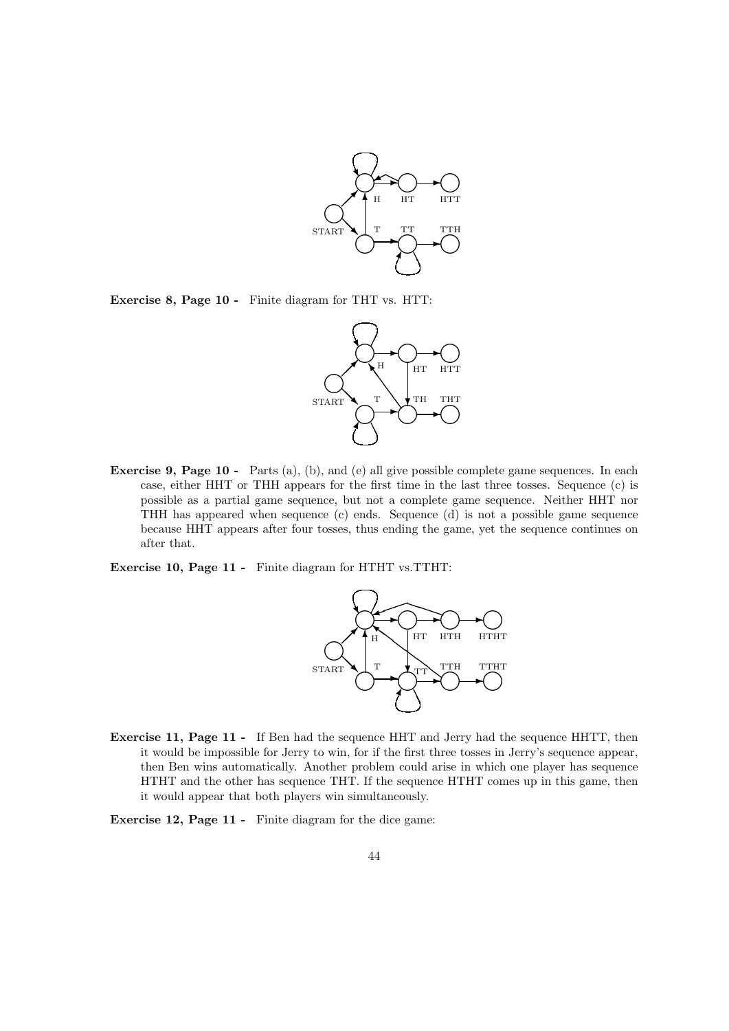**Exercise 8, Page 10 -** Finite diagram for THT vs. HTT:

**Exercise 9, Page 10 -** Parts (a), (b), and (e) all give possible complete game sequences. In each case, either HHT or THH appears for the first time in the last three tosses. Sequence (c) is possible as a partial game sequence, but not a complete game sequence. Neither HHT nor THH has appeared when sequence (c) ends. Sequence (d) is not a possible game sequence because HHT appears after four tosses, thus ending the game, yet the sequence continues on after that.

**Exercise 10, Page 11 -** Finite diagram for HTHT vs.TTHT:

**Exercise 11, Page 11 -** If Ben had the sequence HHT and Jerry had the sequence HHTT, then it would be impossible for Jerry to win, for if the first three tosses in Jerry's sequence appear, then Ben wins automatically. Another problem could arise in which one player has sequence HTHT and the other has sequence THT. If the sequence HTHT comes up in this game, then it would appear that both players win simultaneously.

**Exercise 12, Page 11 -** Finite diagram for the dice game: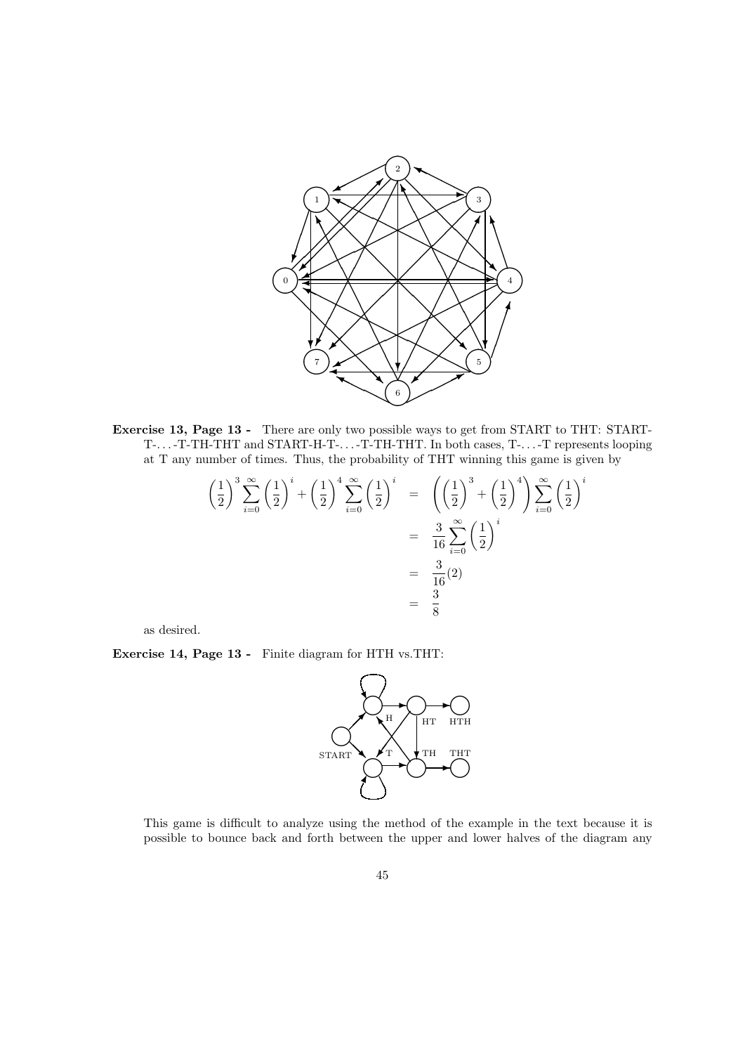**Exercise 13, Page 13 -** There are only two possible ways to get from START to THT: START-T-...-T-TH-THT and START-H-T-...-T-TH-THT. In both cases, T-...-T represents looping at T any number of times. Thus, the probability of THT winning this game is given by

$$\begin{aligned}
\left(\frac{1}{2}\right)^3 \sum_{i=0}^{\infty} \left(\frac{1}{2}\right)^i + \left(\frac{1}{2}\right)^4 \sum_{i=0}^{\infty} \left(\frac{1}{2}\right)^i &= \left(\left(\frac{1}{2}\right)^3 + \left(\frac{1}{2}\right)^4\right) \sum_{i=0}^{\infty} \left(\frac{1}{2}\right)^i \\
&= \frac{3}{16} \sum_{i=0}^{\infty} \left(\frac{1}{2}\right)^i \\
&= \frac{3}{16}(2) \\
&= \frac{3}{8}
\end{aligned}$$

as desired.

**Exercise 14, Page 13 -** Finite diagram for HTH vs.THT:

This game is difficult to analyze using the method of the example in the text because it is possible to bounce back and forth between the upper and lower halves of the diagram any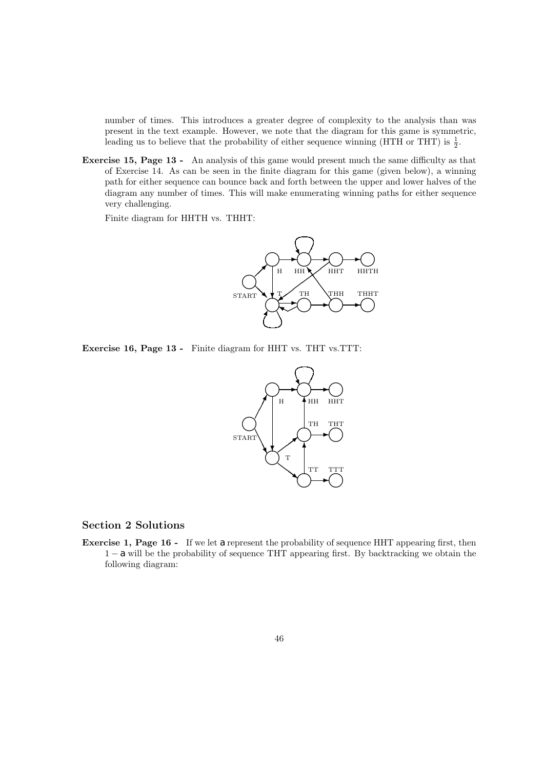number of times. This introduces a greater degree of complexity to the analysis than was present in the text example. However, we note that the diagram for this game is symmetric, leading us to believe that the probability of either sequence winning (HTH or THT) is $\frac{1}{2}$.

**Exercise 15, Page 13 -** An analysis of this game would present much the same difficulty as that of Exercise 14. As can be seen in the finite diagram for this game (given below), a winning path for either sequence can bounce back and forth between the upper and lower halves of the diagram any number of times. This will make enumerating winning paths for either sequence very challenging.

Finite diagram for HHTH vs. THHT:

**Exercise 16, Page 13 -** Finite diagram for HHT vs. THT vs.TTT:

## Section 2 Solutions

**Exercise 1, Page 16 -** If we let $a$ represent the probability of sequence HHT appearing first, then $1 - a$ will be the probability of sequence THT appearing first. By backtracking we obtain the following diagram: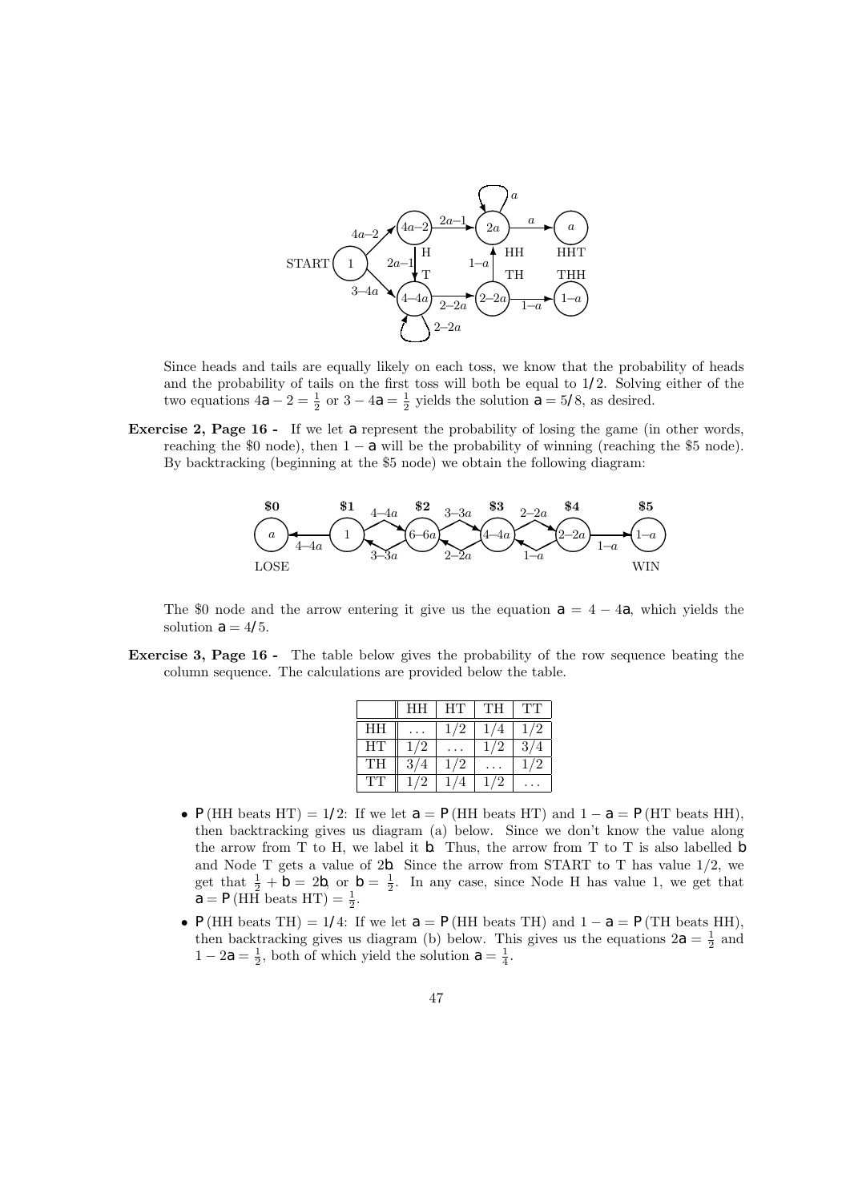Since heads and tails are equally likely on each toss, we know that the probability of heads and the probability of tails on the first toss will both be equal to 1/2. Solving either of the two equations $4a - 2 = \frac{1}{2}$ or $3 - 4a = \frac{1}{2}$ yields the solution $a = 5/8$, as desired.

**Exercise 2, Page 16 -** If we let $a$ represent the probability of losing the game (in other words, reaching the \$0 node), then $1 - a$ will be the probability of winning (reaching the \$5 node). By backtracking (beginning at the \$5 node) we obtain the following diagram:

The \$0 node and the arrow entering it give us the equation $a = 4 - 4a$, which yields the solution $a = 4/5$.

**Exercise 3, Page 16 -** The table below gives the probability of the row sequence beating the column sequence. The calculations are provided below the table.

| | HH | HT | TH | TT |
|---|---|---|---|---|
| HH | ... | 1/2 | 1/4 | 1/2 |
| HT | 1/2 | ... | 1/2 | 3/4 |
| TH | 3/4 | 1/2 | ... | 1/2 |
| TT | 1/2 | 1/4 | 1/2 | ... |

- $P$ (HH beats HT) $= 1/2$: If we let $a = P$ (HH beats HT) and $1 - a = P$ (HT beats HH), then backtracking gives us diagram (a) below. Since we don't know the value along the arrow from T to H, we label it $b$. Thus, the arrow from T to T is also labelled $b$ and Node T gets a value of $2b$. Since the arrow from START to T has value 1/2, we get that $\frac{1}{2} + b = 2b$, or $b = \frac{1}{2}$. In any case, since Node H has value 1, we get that $a = P$ (HH beats HT) $= \frac{1}{2}$.
- $P$ (HH beats TH) $= 1/4$: If we let $a = P$ (HH beats TH) and $1 - a = P$ (TH beats HH), then backtracking gives us diagram (b) below. This gives us the equations $2a = \frac{1}{2}$ and $1 - 2a = \frac{1}{2}$, both of which yield the solution $a = \frac{1}{4}$.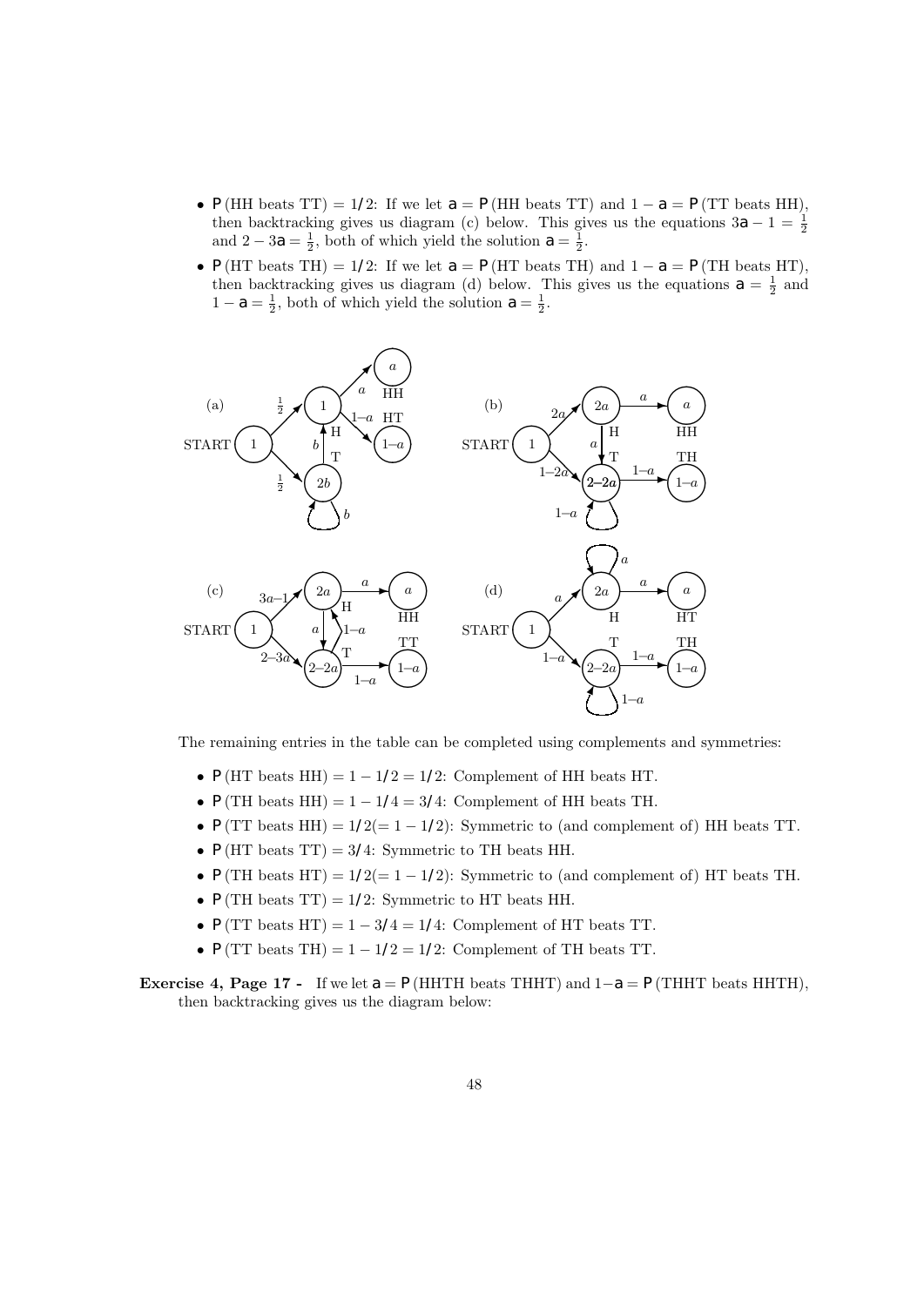- $\mathsf{P}$ (HH beats TT) $= 1/2$: If we let $\mathsf{a} = \mathsf{P}$ (HH beats TT) and $1 - \mathsf{a} = \mathsf{P}$ (TT beats HH), then backtracking gives us diagram (c) below. This gives us the equations $3\mathsf{a} - 1 = \frac{1}{2}$ and $2 - 3\mathsf{a} = \frac{1}{2}$, both of which yield the solution $\mathsf{a} = \frac{1}{2}$.
- $\mathsf{P}$ (HT beats TH) $= 1/2$: If we let $\mathsf{a} = \mathsf{P}$ (HT beats TH) and $1 - \mathsf{a} = \mathsf{P}$ (TH beats HT), then backtracking gives us diagram (d) below. This gives us the equations $\mathsf{a} = \frac{1}{2}$ and $1 - \mathsf{a} = \frac{1}{2}$, both of which yield the solution $\mathsf{a} = \frac{1}{2}$.

The remaining entries in the table can be completed using complements and symmetries:

- $\mathsf{P}$ (HT beats HH) $= 1 - 1/2 = 1/2$: Complement of HH beats HT.
- $\mathsf{P}$ (TH beats HH) $= 1 - 1/4 = 3/4$: Complement of HH beats TH.
- $\mathsf{P}$ (TT beats HH) $= 1/2 (= 1 - 1/2)$: Symmetric to (and complement of) HH beats TT.
- $\mathsf{P}$ (HT beats TT) $= 3/4$: Symmetric to TH beats HH.
- $\mathsf{P}$ (TH beats HT) $= 1/2 (= 1 - 1/2)$: Symmetric to (and complement of) HT beats TH.
- $\mathsf{P}$ (TH beats TT) $= 1/2$: Symmetric to HT beats HH.
- $\mathsf{P}$ (TT beats HT) $= 1 - 3/4 = 1/4$: Complement of HT beats TT.
- $\mathsf{P}$ (TT beats TH) $= 1 - 1/2 = 1/2$: Complement of TH beats TT.

**Exercise 4, Page 17 -** If we let $\mathsf{a} = \mathsf{P}$ (HHTH beats THHT) and $1 - \mathsf{a} = \mathsf{P}$ (THHT beats HHTH), then backtracking gives us the diagram below: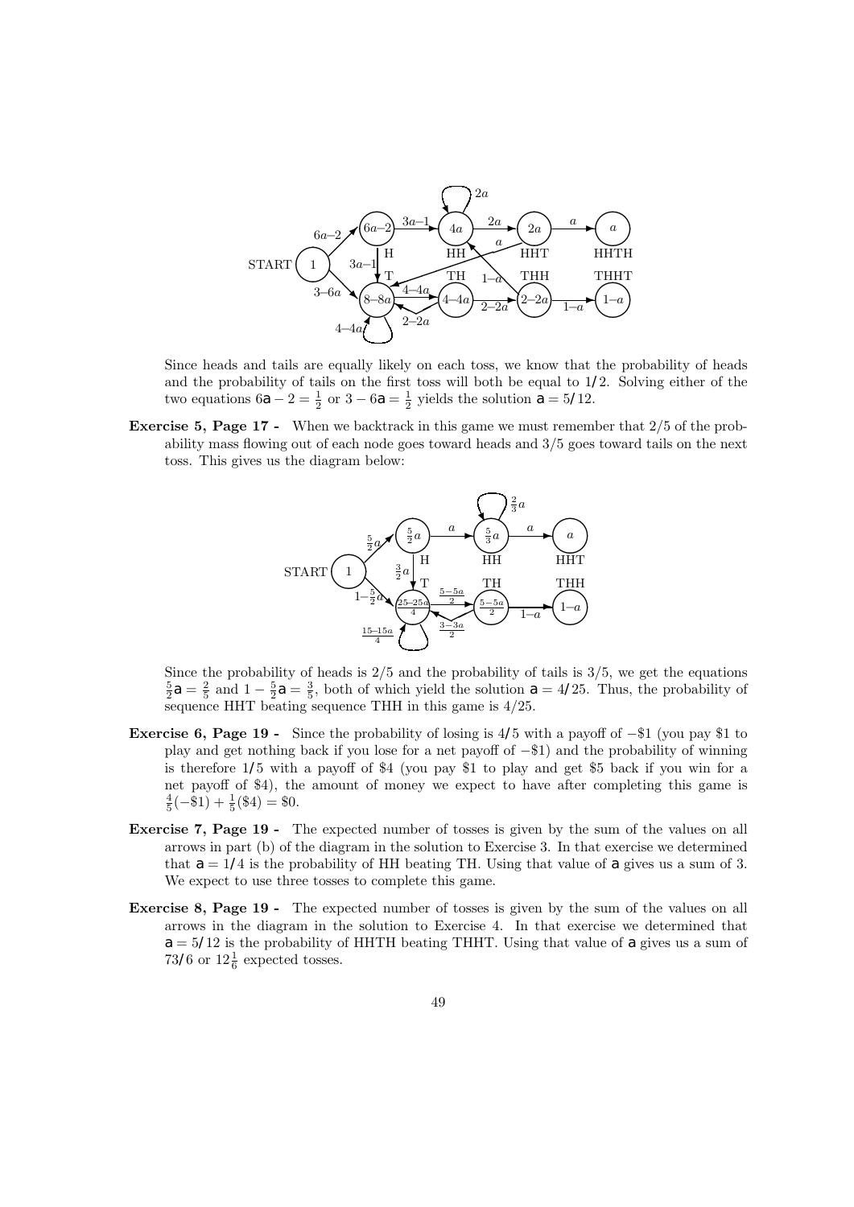Since heads and tails are equally likely on each toss, we know that the probability of heads and the probability of tails on the first toss will both be equal to 1/2. Solving either of the two equations $6a - 2 = \frac{1}{2}$ or $3 - 6a = \frac{1}{2}$ yields the solution $a = 5/12$.

**Exercise 5, Page 17 -** When we backtrack in this game we must remember that 2/5 of the probability mass flowing out of each node goes toward heads and 3/5 goes toward tails on the next toss. This gives us the diagram below:

Since the probability of heads is 2/5 and the probability of tails is 3/5, we get the equations $\frac{5}{2}a = \frac{2}{5}$ and $1 - \frac{5}{2}a = \frac{3}{5}$, both of which yield the solution $a = 4/25$. Thus, the probability of sequence HHT beating sequence THH in this game is 4/25.

**Exercise 6, Page 19 -** Since the probability of losing is 4/5 with a payoff of $-\$1$ (you pay \$1 to play and get nothing back if you lose for a net payoff of $-\$1$) and the probability of winning is therefore 1/5 with a payoff of \$4 (you pay \$1 to play and get \$5 back if you win for a net payoff of \$4), the amount of money we expect to have after completing this game is $\frac{4}{5}(-\$1) + \frac{1}{5}(\$4) = \$0$.

**Exercise 7, Page 19 -** The expected number of tosses is given by the sum of the values on all arrows in part (b) of the diagram in the solution to Exercise 3. In that exercise we determined that $a = 1/4$ is the probability of HH beating TH. Using that value of $a$ gives us a sum of 3. We expect to use three tosses to complete this game.

**Exercise 8, Page 19 -** The expected number of tosses is given by the sum of the values on all arrows in the diagram in the solution to Exercise 4. In that exercise we determined that $a = 5/12$ is the probability of HHTH beating THHT. Using that value of $a$ gives us a sum of 73/6 or $12\frac{1}{6}$ expected tosses.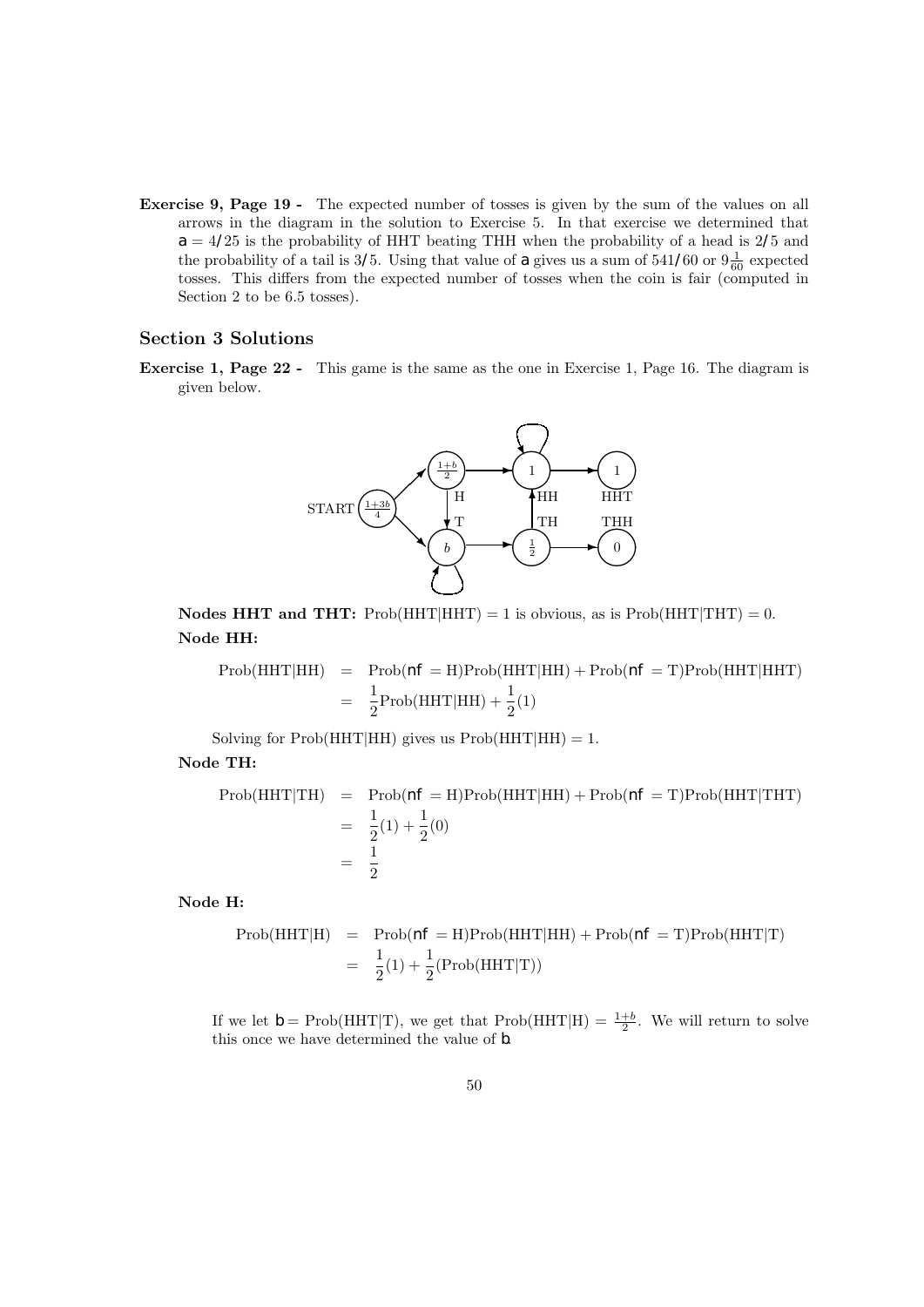**Exercise 9, Page 19 -** The expected number of tosses is given by the sum of the values on all arrows in the diagram in the solution to Exercise 5. In that exercise we determined that $a = 4/25$ is the probability of HHT beating THH when the probability of a head is $2/5$ and the probability of a tail is $3/5$. Using that value of $a$ gives us a sum of $541/60$ or $9\frac{1}{60}$ expected tosses. This differs from the expected number of tosses when the coin is fair (computed in Section 2 to be 6.5 tosses).

## Section 3 Solutions

**Exercise 1, Page 22 -** This game is the same as the one in Exercise 1, Page 16. The diagram is given below.

**Nodes HHT and THT:** Prob(HHT|HHT) = 1 is obvious, as is Prob(HHT|THT) = 0.

**Node HH:**

$$
\begin{aligned}
\text{Prob(HHT|HH)} &= \text{Prob}(nf = \text{H})\text{Prob(HHT|HH)} + \text{Prob}(nf = \text{T})\text{Prob(HHT|HHT)} \\
&= \frac{1}{2}\text{Prob(HHT|HH)} + \frac{1}{2}(1)
\end{aligned}
$$

Solving for Prob(HHT|HH) gives us Prob(HHT|HH) = 1.

**Node TH:**

$$
\begin{aligned}
\text{Prob(HHT|TH)} &= \text{Prob}(nf = \text{H})\text{Prob(HHT|HH)} + \text{Prob}(nf = \text{T})\text{Prob(HHT|THT)} \\
&= \frac{1}{2}(1) + \frac{1}{2}(0) \\
&= \frac{1}{2}
\end{aligned}
$$

**Node H:**

$$
\begin{aligned}
\text{Prob(HHT|H)} &= \text{Prob}(nf = \text{H})\text{Prob(HHT|HH)} + \text{Prob}(nf = \text{T})\text{Prob(HHT|T)} \\
&= \frac{1}{2}(1) + \frac{1}{2}(\text{Prob(HHT|T)})
\end{aligned}
$$

If we let $b$ = Prob(HHT|T), we get that Prob(HHT|H) = $\frac{1+b}{2}$. We will return to solve this once we have determined the value of $b$.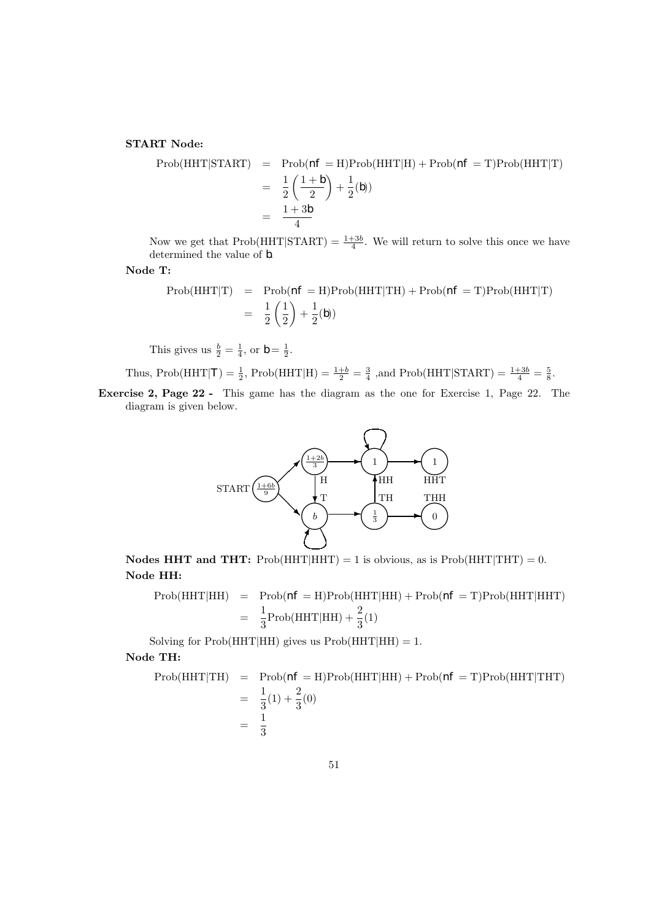**START Node:**

$$
\begin{aligned}
\text{Prob(HHT|START)} &= \text{Prob}(nf = \text{H})\text{Prob(HHT|H)} + \text{Prob}(nf = \text{T})\text{Prob(HHT|T)} \\
&= \frac{1}{2}\left(\frac{1+b}{2}\right) + \frac{1}{2}(b)) \\
&= \frac{1+3b}{4}
\end{aligned}
$$

Now we get that Prob(HHT|START) $= \frac{1+3b}{4}$. We will return to solve this once we have determined the value of $b$.

**Node T:**

$$
\begin{aligned}
\text{Prob(HHT|T)} &= \text{Prob}(nf = \text{H})\text{Prob(HHT|TH)} + \text{Prob}(nf = \text{T})\text{Prob(HHT|T)} \\
&= \frac{1}{2}\left(\frac{1}{2}\right) + \frac{1}{2}(b))
\end{aligned}
$$

This gives us $\frac{b}{2} = \frac{1}{4}$, or $b = \frac{1}{2}$.

Thus, Prob(HHT|T) $= \frac{1}{2}$, Prob(HHT|H) $= \frac{1+b}{2} = \frac{3}{4}$ ,and Prob(HHT|START) $= \frac{1+3b}{4} = \frac{5}{8}$.

**Exercise 2, Page 22 -** This game has the diagram as the one for Exercise 1, Page 22. The diagram is given below.

START $\frac{1+6b}{9}$; H: $\frac{1+2b}{3}$; T: $b$; HH: 1; TH: $\frac{1}{3}$; HHT: 1; THH: 0

**Nodes HHT and THT:** Prob(HHT|HHT) = 1 is obvious, as is Prob(HHT|THT) = 0.

**Node HH:**

$$
\begin{aligned}
\text{Prob(HHT|HH)} &= \text{Prob}(nf = \text{H})\text{Prob(HHT|HH)} + \text{Prob}(nf = \text{T})\text{Prob(HHT|HHT)} \\
&= \frac{1}{3}\text{Prob(HHT|HH)} + \frac{2}{3}(1)
\end{aligned}
$$

Solving for Prob(HHT|HH) gives us Prob(HHT|HH) = 1.

**Node TH:**

$$
\begin{aligned}
\text{Prob(HHT|TH)} &= \text{Prob}(nf = \text{H})\text{Prob(HHT|HH)} + \text{Prob}(nf = \text{T})\text{Prob(HHT|THT)} \\
&= \frac{1}{3}(1) + \frac{2}{3}(0) \\
&= \frac{1}{3}
\end{aligned}
$$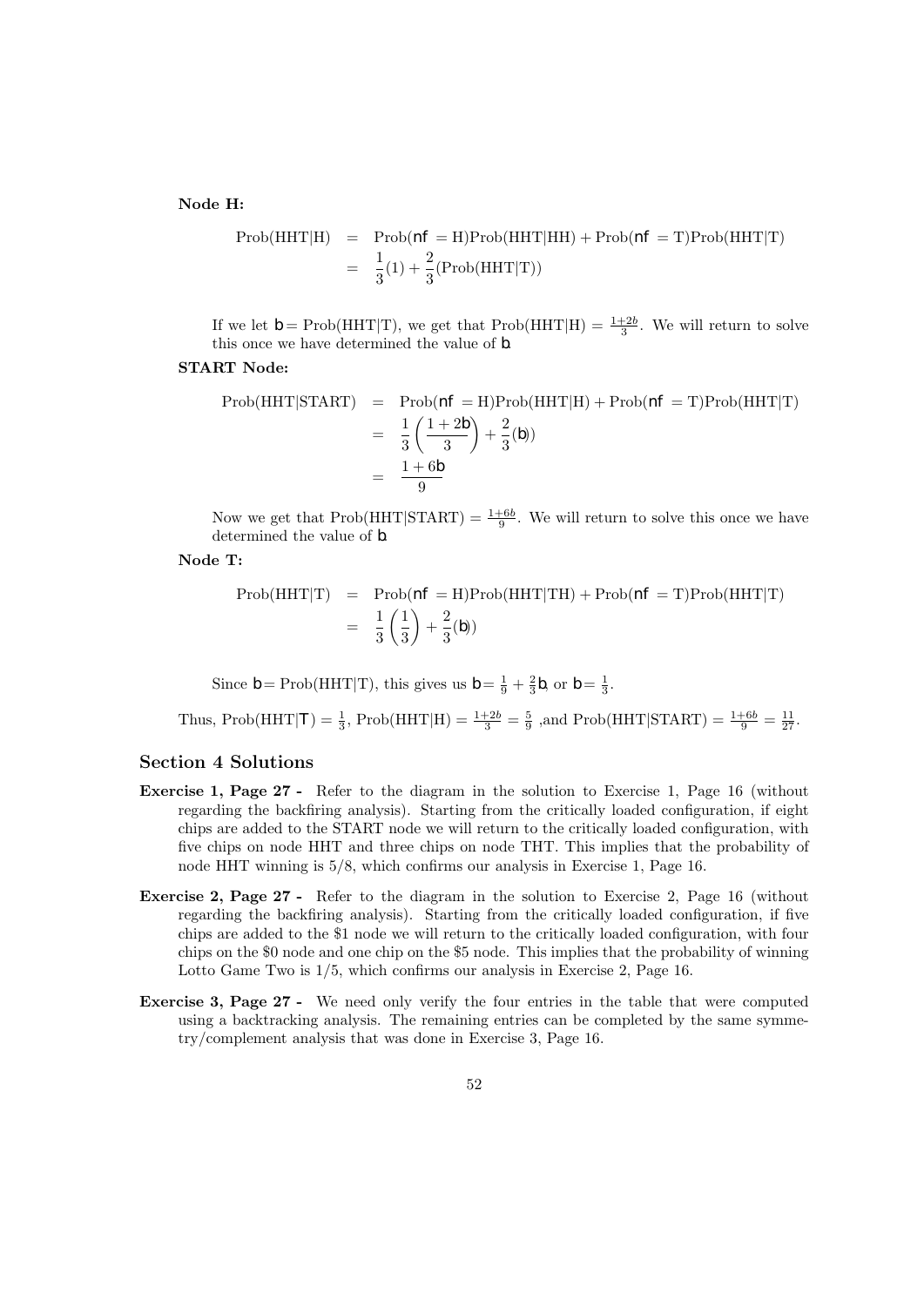**Node H:**

$$\begin{aligned}
\text{Prob(HHT|H)} &= \text{Prob}(nf = \text{H})\text{Prob(HHT|HH)} + \text{Prob}(nf = \text{T})\text{Prob(HHT|T)} \\
&= \frac{1}{3}(1) + \frac{2}{3}(\text{Prob(HHT|T)})
\end{aligned}$$

If we let $b = \text{Prob(HHT|T)}$, we get that $\text{Prob(HHT|H)} = \frac{1+2b}{3}$. We will return to solve this once we have determined the value of $b$.

**START Node:**

$$\begin{aligned}
\text{Prob(HHT|START)} &= \text{Prob}(nf = \text{H})\text{Prob(HHT|H)} + \text{Prob}(nf = \text{T})\text{Prob(HHT|T)} \\
&= \frac{1}{3}\left(\frac{1+2b}{3}\right) + \frac{2}{3}(b)) \\
&= \frac{1+6b}{9}
\end{aligned}$$

Now we get that $\text{Prob(HHT|START)} = \frac{1+6b}{9}$. We will return to solve this once we have determined the value of $b$.

**Node T:**

$$\begin{aligned}
\text{Prob(HHT|T)} &= \text{Prob}(nf = \text{H})\text{Prob(HHT|TH)} + \text{Prob}(nf = \text{T})\text{Prob(HHT|T)} \\
&= \frac{1}{3}\left(\frac{1}{3}\right) + \frac{2}{3}(b))
\end{aligned}$$

Since $b = \text{Prob(HHT|T)}$, this gives us $b = \frac{1}{9} + \frac{2}{3}b$, or $b = \frac{1}{3}$.

Thus, $\text{Prob(HHT|}T) = \frac{1}{3}$, $\text{Prob(HHT|H)} = \frac{1+2b}{3} = \frac{5}{9}$ ,and $\text{Prob(HHT|START)} = \frac{1+6b}{9} = \frac{11}{27}$.

## Section 4 Solutions

**Exercise 1, Page 27 -** Refer to the diagram in the solution to Exercise 1, Page 16 (without regarding the backfiring analysis). Starting from the critically loaded configuration, if eight chips are added to the START node we will return to the critically loaded configuration, with five chips on node HHT and three chips on node THT. This implies that the probability of node HHT winning is 5/8, which confirms our analysis in Exercise 1, Page 16.

**Exercise 2, Page 27 -** Refer to the diagram in the solution to Exercise 2, Page 16 (without regarding the backfiring analysis). Starting from the critically loaded configuration, if five chips are added to the $1 node we will return to the critically loaded configuration, with four chips on the $0 node and one chip on the $5 node. This implies that the probability of winning Lotto Game Two is 1/5, which confirms our analysis in Exercise 2, Page 16.

**Exercise 3, Page 27 -** We need only verify the four entries in the table that were computed using a backtracking analysis. The remaining entries can be completed by the same symmetry/complement analysis that was done in Exercise 3, Page 16.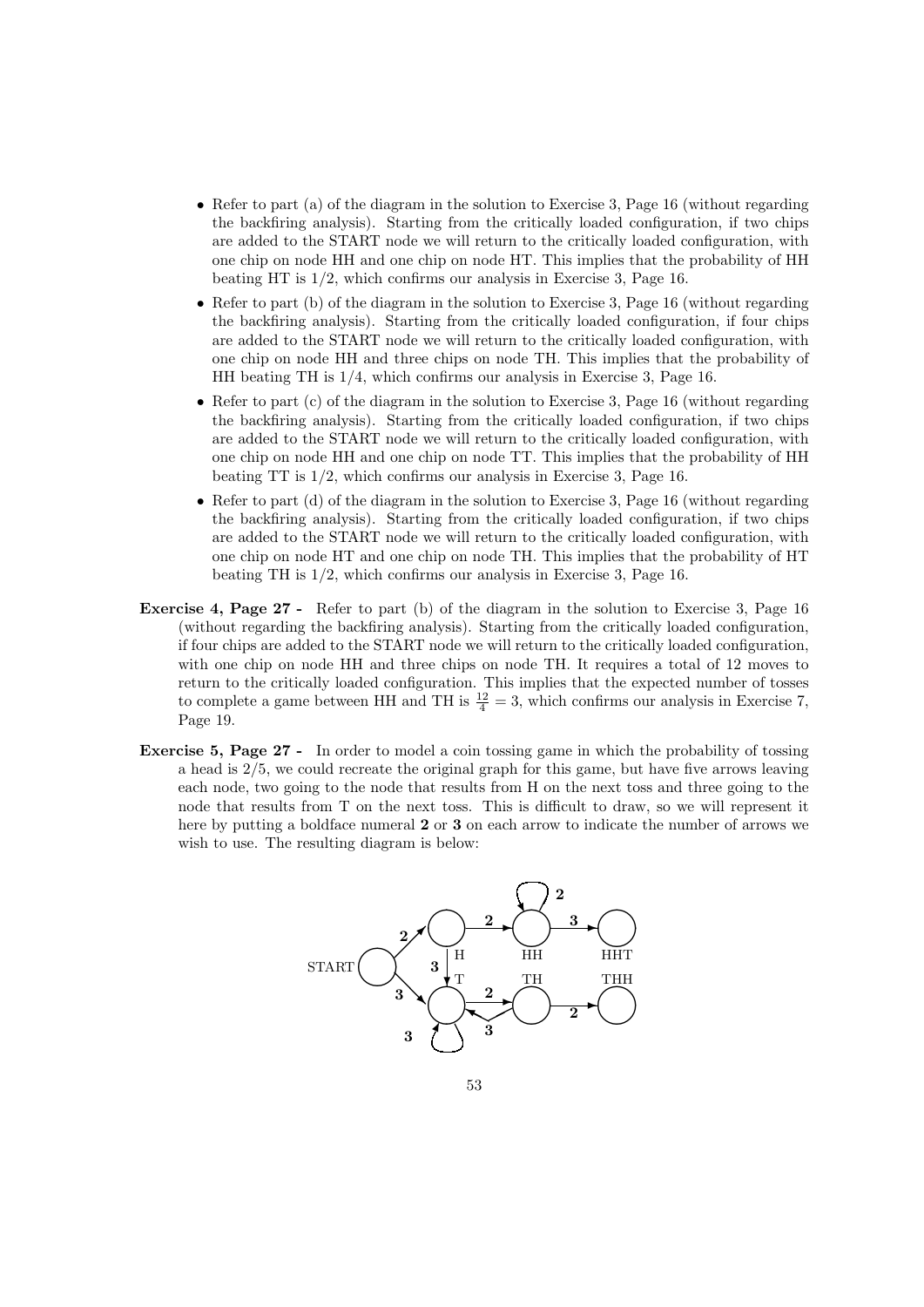- Refer to part (a) of the diagram in the solution to Exercise 3, Page 16 (without regarding the backfiring analysis). Starting from the critically loaded configuration, if two chips are added to the START node we will return to the critically loaded configuration, with one chip on node HH and one chip on node HT. This implies that the probability of HH beating HT is 1/2, which confirms our analysis in Exercise 3, Page 16.

- Refer to part (b) of the diagram in the solution to Exercise 3, Page 16 (without regarding the backfiring analysis). Starting from the critically loaded configuration, if four chips are added to the START node we will return to the critically loaded configuration, with one chip on node HH and three chips on node TH. This implies that the probability of HH beating TH is 1/4, which confirms our analysis in Exercise 3, Page 16.

- Refer to part (c) of the diagram in the solution to Exercise 3, Page 16 (without regarding the backfiring analysis). Starting from the critically loaded configuration, if two chips are added to the START node we will return to the critically loaded configuration, with one chip on node HH and one chip on node TT. This implies that the probability of HH beating TT is 1/2, which confirms our analysis in Exercise 3, Page 16.

- Refer to part (d) of the diagram in the solution to Exercise 3, Page 16 (without regarding the backfiring analysis). Starting from the critically loaded configuration, if two chips are added to the START node we will return to the critically loaded configuration, with one chip on node HT and one chip on node TH. This implies that the probability of HT beating TH is 1/2, which confirms our analysis in Exercise 3, Page 16.

**Exercise 4, Page 27 -** Refer to part (b) of the diagram in the solution to Exercise 3, Page 16 (without regarding the backfiring analysis). Starting from the critically loaded configuration, if four chips are added to the START node we will return to the critically loaded configuration, with one chip on node HH and three chips on node TH. It requires a total of 12 moves to return to the critically loaded configuration. This implies that the expected number of tosses to complete a game between HH and TH is $\frac{12}{4} = 3$, which confirms our analysis in Exercise 7, Page 19.

**Exercise 5, Page 27 -** In order to model a coin tossing game in which the probability of tossing a head is 2/5, we could recreate the original graph for this game, but have five arrows leaving each node, two going to the node that results from H on the next toss and three going to the node that results from T on the next toss. This is difficult to draw, so we will represent it here by putting a boldface numeral **2** or **3** on each arrow to indicate the number of arrows we wish to use. The resulting diagram is below: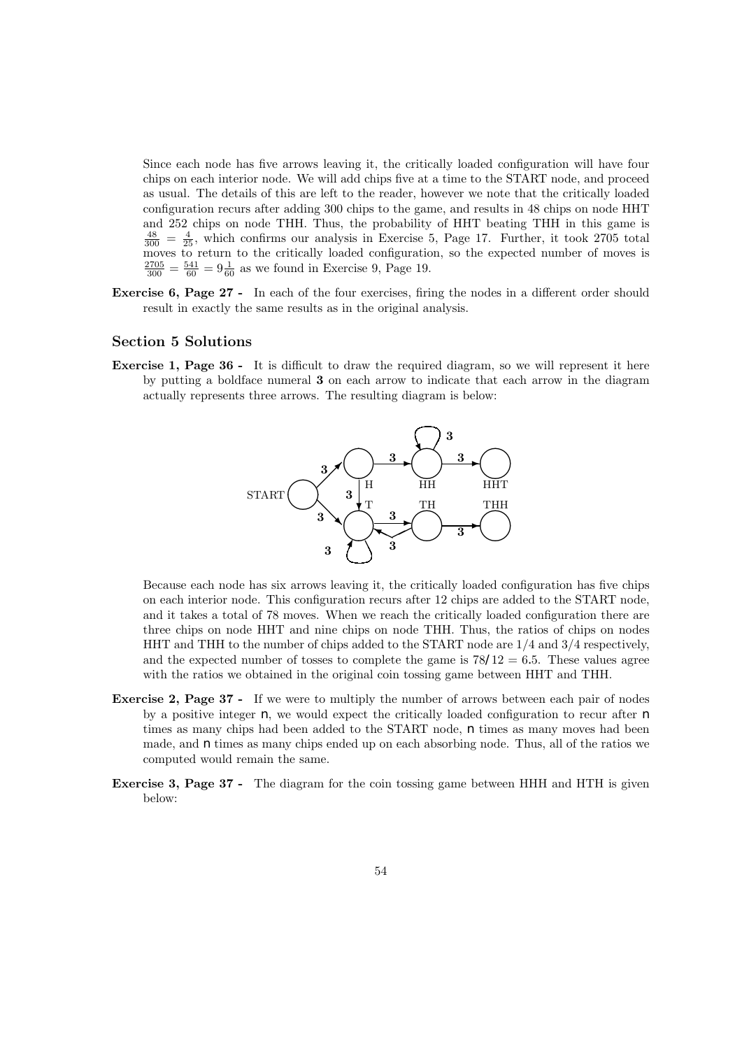Since each node has five arrows leaving it, the critically loaded configuration will have four chips on each interior node. We will add chips five at a time to the START node, and proceed as usual. The details of this are left to the reader, however we note that the critically loaded configuration recurs after adding 300 chips to the game, and results in 48 chips on node HHT and 252 chips on node THH. Thus, the probability of HHT beating THH in this game is $\frac{48}{300} = \frac{4}{25}$, which confirms our analysis in Exercise 5, Page 17. Further, it took 2705 total moves to return to the critically loaded configuration, so the expected number of moves is $\frac{2705}{300} = \frac{541}{60} = 9\frac{1}{60}$ as we found in Exercise 9, Page 19.

**Exercise 6, Page 27 -** In each of the four exercises, firing the nodes in a different order should result in exactly the same results as in the original analysis.

## Section 5 Solutions

**Exercise 1, Page 36 -** It is difficult to draw the required diagram, so we will represent it here by putting a boldface numeral **3** on each arrow to indicate that each arrow in the diagram actually represents three arrows. The resulting diagram is below:

Because each node has six arrows leaving it, the critically loaded configuration has five chips on each interior node. This configuration recurs after 12 chips are added to the START node, and it takes a total of 78 moves. When we reach the critically loaded configuration there are three chips on node HHT and nine chips on node THH. Thus, the ratios of chips on nodes HHT and THH to the number of chips added to the START node are 1/4 and 3/4 respectively, and the expected number of tosses to complete the game is $78/12 = 6.5$. These values agree with the ratios we obtained in the original coin tossing game between HHT and THH.

**Exercise 2, Page 37 -** If we were to multiply the number of arrows between each pair of nodes by a positive integer $n$, we would expect the critically loaded configuration to recur after $n$ times as many chips had been added to the START node, $n$ times as many moves had been made, and $n$ times as many chips ended up on each absorbing node. Thus, all of the ratios we computed would remain the same.

**Exercise 3, Page 37 -** The diagram for the coin tossing game between HHH and HTH is given below: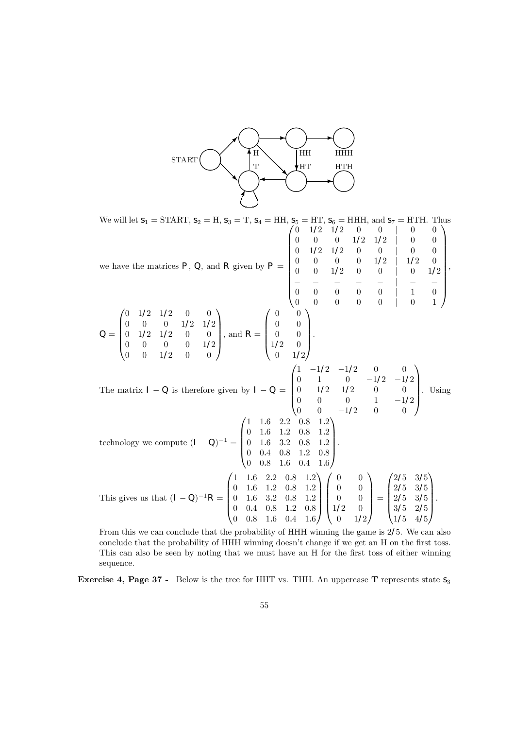We will let $s_1$ = START, $s_2$ = H, $s_3$ = T, $s_4$ = HH, $s_5$ = HT, $s_6$ = HHH, and $s_7$ = HTH. Thus we have the matrices $P$, $Q$, and $R$ given by

$$P = \begin{pmatrix} 0 & 1/2 & 1/2 & 0 & 0 & | & 0 & 0 \\ 0 & 0 & 0 & 1/2 & 1/2 & | & 0 & 0 \\ 0 & 1/2 & 1/2 & 0 & 0 & | & 0 & 0 \\ 0 & 0 & 0 & 0 & 1/2 & | & 1/2 & 0 \\ 0 & 0 & 1/2 & 0 & 0 & | & 0 & 1/2 \\ - & - & - & - & - & | & - & - \\ 0 & 0 & 0 & 0 & 0 & | & 1 & 0 \\ 0 & 0 & 0 & 0 & 0 & | & 0 & 1 \end{pmatrix},$$

$$Q = \begin{pmatrix} 0 & 1/2 & 1/2 & 0 & 0 \\ 0 & 0 & 0 & 1/2 & 1/2 \\ 0 & 1/2 & 1/2 & 0 & 0 \\ 0 & 0 & 0 & 0 & 1/2 \\ 0 & 0 & 1/2 & 0 & 0 \end{pmatrix}, \text{ and } R = \begin{pmatrix} 0 & 0 \\ 0 & 0 \\ 0 & 0 \\ 1/2 & 0 \\ 0 & 1/2 \end{pmatrix}.$$

The matrix $I - Q$ is therefore given by

$$I - Q = \begin{pmatrix} 1 & -1/2 & -1/2 & 0 & 0 \\ 0 & 1 & 0 & -1/2 & -1/2 \\ 0 & -1/2 & 1/2 & 0 & 0 \\ 0 & 0 & 0 & 1 & -1/2 \\ 0 & 0 & -1/2 & 0 & 0 \end{pmatrix}.$$

Using technology we compute

$$(I - Q)^{-1} = \begin{pmatrix} 1 & 1.6 & 2.2 & 0.8 & 1.2 \\ 0 & 1.6 & 1.2 & 0.8 & 1.2 \\ 0 & 1.6 & 3.2 & 0.8 & 1.2 \\ 0 & 0.4 & 0.8 & 1.2 & 0.8 \\ 0 & 0.8 & 1.6 & 0.4 & 1.6 \end{pmatrix}.$$

This gives us that

$$(I - Q)^{-1}R = \begin{pmatrix} 1 & 1.6 & 2.2 & 0.8 & 1.2 \\ 0 & 1.6 & 1.2 & 0.8 & 1.2 \\ 0 & 1.6 & 3.2 & 0.8 & 1.2 \\ 0 & 0.4 & 0.8 & 1.2 & 0.8 \\ 0 & 0.8 & 1.6 & 0.4 & 1.6 \end{pmatrix} \begin{pmatrix} 0 & 0 \\ 0 & 0 \\ 0 & 0 \\ 1/2 & 0 \\ 0 & 1/2 \end{pmatrix} = \begin{pmatrix} 2/5 & 3/5 \\ 2/5 & 3/5 \\ 2/5 & 3/5 \\ 3/5 & 2/5 \\ 1/5 & 4/5 \end{pmatrix}.$$

From this we can conclude that the probability of HHH winning the game is 2/5. We can also conclude that the probability of HHH winning doesn't change if we get an H on the first toss. This can also be seen by noting that we must have an H for the first toss of either winning sequence.

**Exercise 4, Page 37 -** Below is the tree for HHT vs. THH. An uppercase **T** represents state $s_3$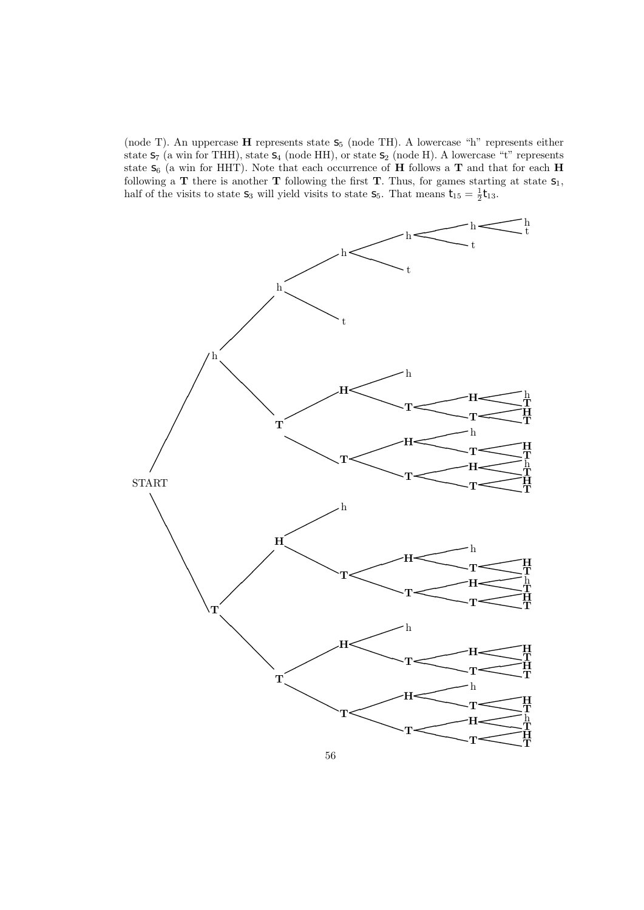(node T). An uppercase **H** represents state $s_5$ (node TH). A lowercase "h" represents either state $s_7$ (a win for THH), state $s_4$ (node HH), or state $s_2$ (node H). A lowercase "t" represents state $s_6$ (a win for HHT). Note that each occurrence of **H** follows a **T** and that for each **H** following a **T** there is another **T** following the first **T**. Thus, for games starting at state $s_1$, half of the visits to state $s_3$ will yield visits to state $s_5$. That means $t_{15} = \frac{1}{2}t_{13}$.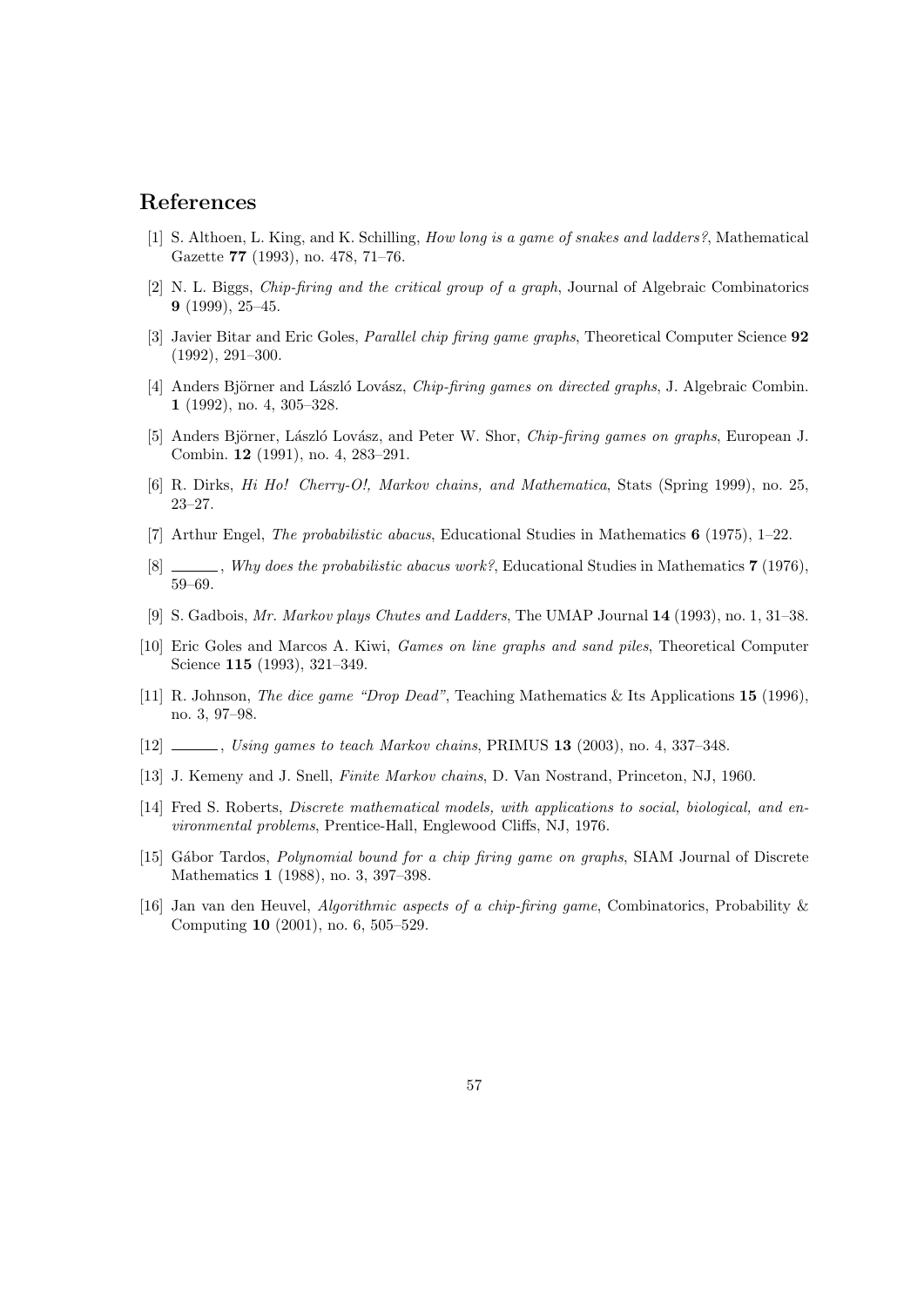## References

[1] S. Althoen, L. King, and K. Schilling, *How long is a game of snakes and ladders?*, Mathematical Gazette **77** (1993), no. 478, 71–76.

[2] N. L. Biggs, *Chip-firing and the critical group of a graph*, Journal of Algebraic Combinatorics **9** (1999), 25–45.

[3] Javier Bitar and Eric Goles, *Parallel chip firing game graphs*, Theoretical Computer Science **92** (1992), 291–300.

[4] Anders Björner and László Lovász, *Chip-firing games on directed graphs*, J. Algebraic Combin. **1** (1992), no. 4, 305–328.

[5] Anders Björner, László Lovász, and Peter W. Shor, *Chip-firing games on graphs*, European J. Combin. **12** (1991), no. 4, 283–291.

[6] R. Dirks, *Hi Ho! Cherry-O!, Markov chains, and Mathematica*, Stats (Spring 1999), no. 25, 23–27.

[7] Arthur Engel, *The probabilistic abacus*, Educational Studies in Mathematics **6** (1975), 1–22.

[8] ______, *Why does the probabilistic abacus work?*, Educational Studies in Mathematics **7** (1976), 59–69.

[9] S. Gadbois, *Mr. Markov plays Chutes and Ladders*, The UMAP Journal **14** (1993), no. 1, 31–38.

[10] Eric Goles and Marcos A. Kiwi, *Games on line graphs and sand piles*, Theoretical Computer Science **115** (1993), 321–349.

[11] R. Johnson, *The dice game "Drop Dead"*, Teaching Mathematics & Its Applications **15** (1996), no. 3, 97–98.

[12] ______, *Using games to teach Markov chains*, PRIMUS **13** (2003), no. 4, 337–348.

[13] J. Kemeny and J. Snell, *Finite Markov chains*, D. Van Nostrand, Princeton, NJ, 1960.

[14] Fred S. Roberts, *Discrete mathematical models, with applications to social, biological, and environmental problems*, Prentice-Hall, Englewood Cliffs, NJ, 1976.

[15] Gábor Tardos, *Polynomial bound for a chip firing game on graphs*, SIAM Journal of Discrete Mathematics **1** (1988), no. 3, 397–398.

[16] Jan van den Heuvel, *Algorithmic aspects of a chip-firing game*, Combinatorics, Probability & Computing **10** (2001), no. 6, 505–529.